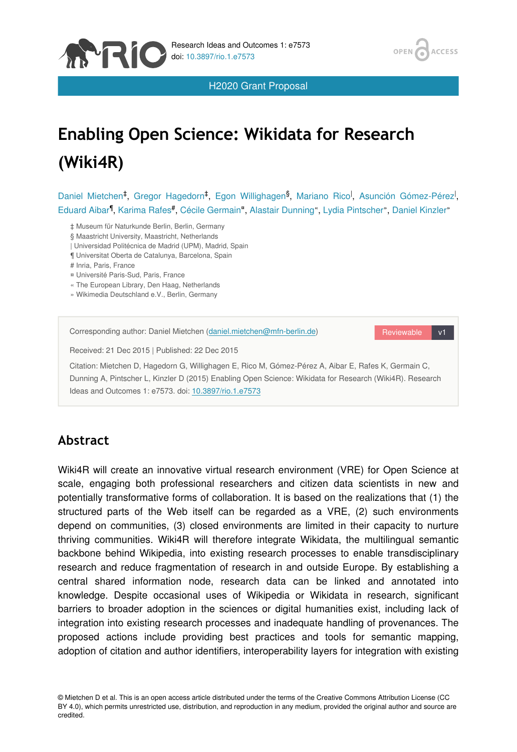H2020 Grant Proposal

# Enabling Open Science: Wikidata for Research (Wiki4R)

Daniel Mietchen[‡], Gregor Hagedorn[‡], Egon Willighagen[§], Mariano Rico[|], Asunción Gómez-Pérez[|], Eduard Aibar[¶], Karima Rafes[#], Cécile Germain[¤], Alastair Dunning[«], Lydia Pintscher[»], Daniel Kinzler[»]

‡ Museum für Naturkunde Berlin, Berlin, Germany
§ Maastricht University, Maastricht, Netherlands
| Universidad Politécnica de Madrid (UPM), Madrid, Spain
¶ Universitat Oberta de Catalunya, Barcelona, Spain
# Inria, Paris, France
¤ Université Paris-Sud, Paris, France
« The European Library, Den Haag, Netherlands
» Wikimedia Deutschland e.V., Berlin, Germany

Corresponding author: Daniel Mietchen (daniel.mietchen@mfn-berlin.de)

Reviewable v1

Received: 21 Dec 2015 | Published: 22 Dec 2015

Citation: Mietchen D, Hagedorn G, Willighagen E, Rico M, Gómez-Pérez A, Aibar E, Rafes K, Germain C, Dunning A, Pintscher L, Kinzler D (2015) Enabling Open Science: Wikidata for Research (Wiki4R). Research Ideas and Outcomes 1: e7573. doi: 10.3897/rio.1.e7573

## Abstract

Wiki4R will create an innovative virtual research environment (VRE) for Open Science at scale, engaging both professional researchers and citizen data scientists in new and potentially transformative forms of collaboration. It is based on the realizations that (1) the structured parts of the Web itself can be regarded as a VRE, (2) such environments depend on communities, (3) closed environments are limited in their capacity to nurture thriving communities. Wiki4R will therefore integrate Wikidata, the multilingual semantic backbone behind Wikipedia, into existing research processes to enable transdisciplinary research and reduce fragmentation of research in and outside Europe. By establishing a central shared information node, research data can be linked and annotated into knowledge. Despite occasional uses of Wikipedia or Wikidata in research, significant barriers to broader adoption in the sciences or digital humanities exist, including lack of integration into existing research processes and inadequate handling of provenances. The proposed actions include providing best practices and tools for semantic mapping, adoption of citation and author identifiers, interoperability layers for integration with existing

© Mietchen D et al. This is an open access article distributed under the terms of the Creative Commons Attribution License (CC BY 4.0), which permits unrestricted use, distribution, and reproduction in any medium, provided the original author and source are credited.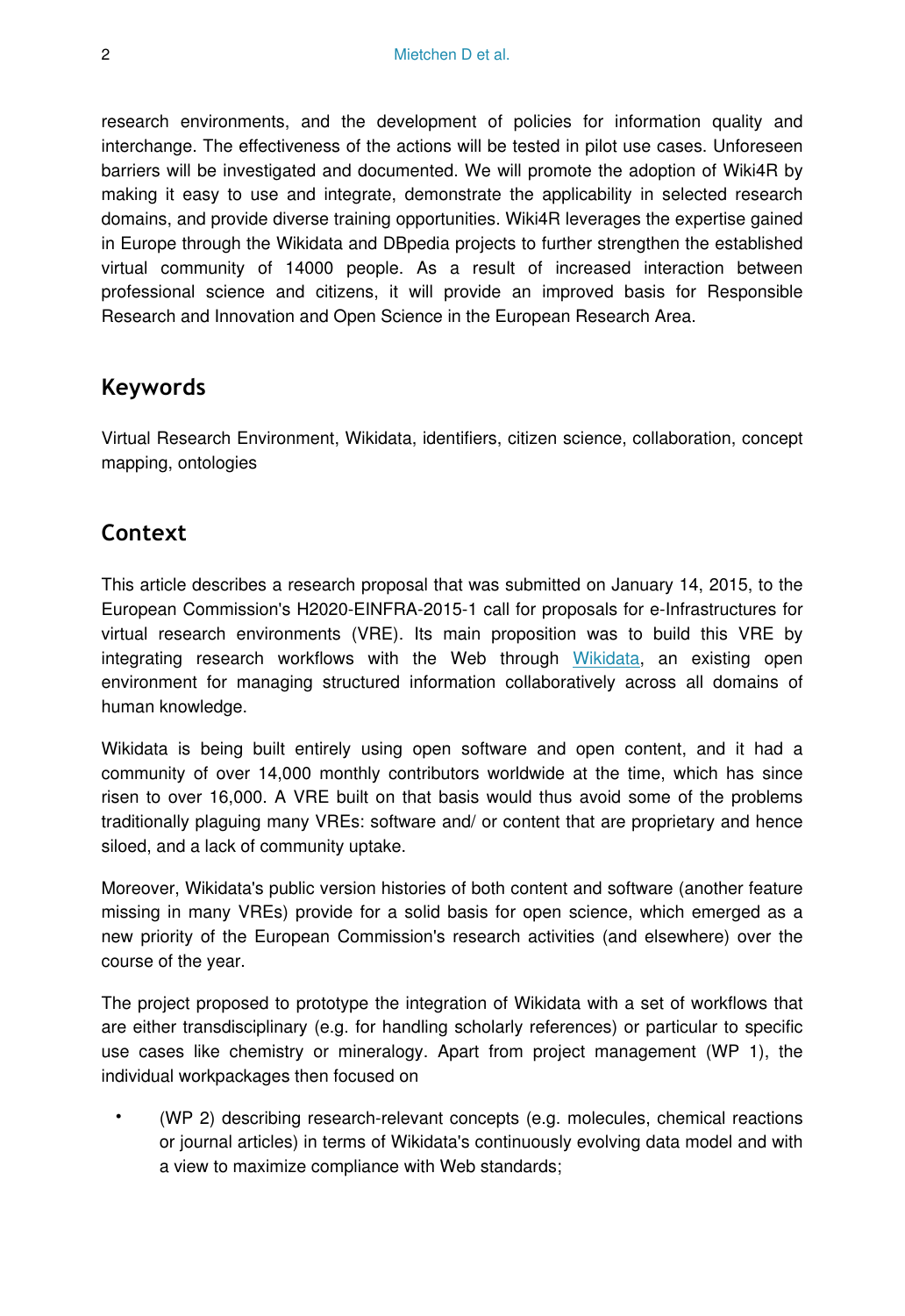research environments, and the development of policies for information quality and interchange. The effectiveness of the actions will be tested in pilot use cases. Unforeseen barriers will be investigated and documented. We will promote the adoption of Wiki4R by making it easy to use and integrate, demonstrate the applicability in selected research domains, and provide diverse training opportunities. Wiki4R leverages the expertise gained in Europe through the Wikidata and DBpedia projects to further strengthen the established virtual community of 14000 people. As a result of increased interaction between professional science and citizens, it will provide an improved basis for Responsible Research and Innovation and Open Science in the European Research Area.

## Keywords

Virtual Research Environment, Wikidata, identifiers, citizen science, collaboration, concept mapping, ontologies

## Context

This article describes a research proposal that was submitted on January 14, 2015, to the European Commission's H2020-EINFRA-2015-1 call for proposals for e-Infrastructures for virtual research environments (VRE). Its main proposition was to build this VRE by integrating research workflows with the Web through [Wikidata](), an existing open environment for managing structured information collaboratively across all domains of human knowledge.

Wikidata is being built entirely using open software and open content, and it had a community of over 14,000 monthly contributors worldwide at the time, which has since risen to over 16,000. A VRE built on that basis would thus avoid some of the problems traditionally plaguing many VREs: software and/ or content that are proprietary and hence siloed, and a lack of community uptake.

Moreover, Wikidata's public version histories of both content and software (another feature missing in many VREs) provide for a solid basis for open science, which emerged as a new priority of the European Commission's research activities (and elsewhere) over the course of the year.

The project proposed to prototype the integration of Wikidata with a set of workflows that are either transdisciplinary (e.g. for handling scholarly references) or particular to specific use cases like chemistry or mineralogy. Apart from project management (WP 1), the individual workpackages then focused on

- (WP 2) describing research-relevant concepts (e.g. molecules, chemical reactions or journal articles) in terms of Wikidata's continuously evolving data model and with a view to maximize compliance with Web standards;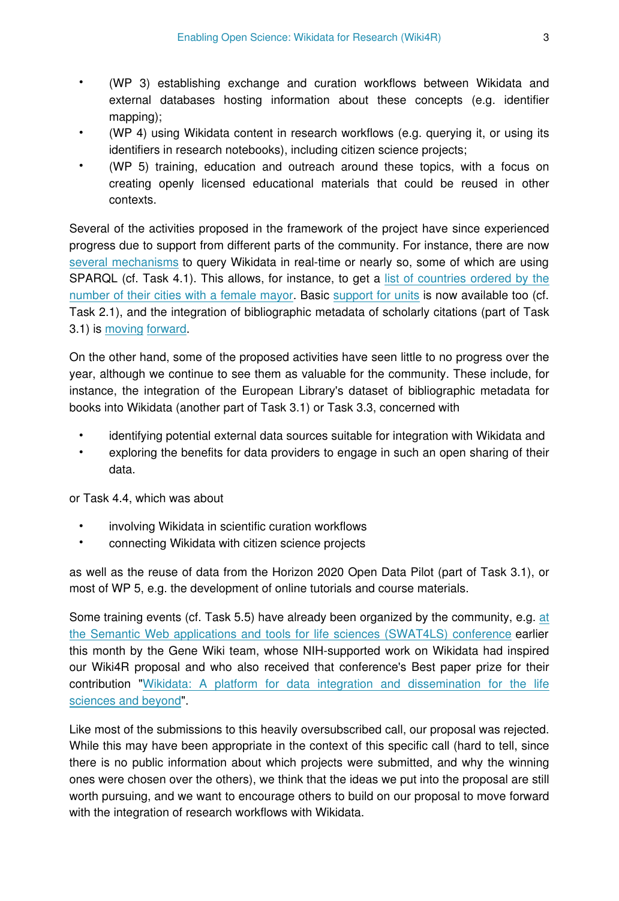- (WP 3) establishing exchange and curation workflows between Wikidata and external databases hosting information about these concepts (e.g. identifier mapping);
- (WP 4) using Wikidata content in research workflows (e.g. querying it, or using its identifiers in research notebooks), including citizen science projects;
- (WP 5) training, education and outreach around these topics, with a focus on creating openly licensed educational materials that could be reused in other contexts.

Several of the activities proposed in the framework of the project have since experienced progress due to support from different parts of the community. For instance, there are now several mechanisms to query Wikidata in real-time or nearly so, some of which are using SPARQL (cf. Task 4.1). This allows, for instance, to get a list of countries ordered by the number of their cities with a female mayor. Basic support for units is now available too (cf. Task 2.1), and the integration of bibliographic metadata of scholarly citations (part of Task 3.1) is moving forward.

On the other hand, some of the proposed activities have seen little to no progress over the year, although we continue to see them as valuable for the community. These include, for instance, the integration of the European Library's dataset of bibliographic metadata for books into Wikidata (another part of Task 3.1) or Task 3.3, concerned with

- identifying potential external data sources suitable for integration with Wikidata and
- exploring the benefits for data providers to engage in such an open sharing of their data.

or Task 4.4, which was about

- involving Wikidata in scientific curation workflows
- connecting Wikidata with citizen science projects

as well as the reuse of data from the Horizon 2020 Open Data Pilot (part of Task 3.1), or most of WP 5, e.g. the development of online tutorials and course materials.

Some training events (cf. Task 5.5) have already been organized by the community, e.g. at the Semantic Web applications and tools for life sciences (SWAT4LS) conference earlier this month by the Gene Wiki team, whose NIH-supported work on Wikidata had inspired our Wiki4R proposal and who also received that conference's Best paper prize for their contribution "Wikidata: A platform for data integration and dissemination for the life sciences and beyond".

Like most of the submissions to this heavily oversubscribed call, our proposal was rejected. While this may have been appropriate in the context of this specific call (hard to tell, since there is no public information about which projects were submitted, and why the winning ones were chosen over the others), we think that the ideas we put into the proposal are still worth pursuing, and we want to encourage others to build on our proposal to move forward with the integration of research workflows with Wikidata.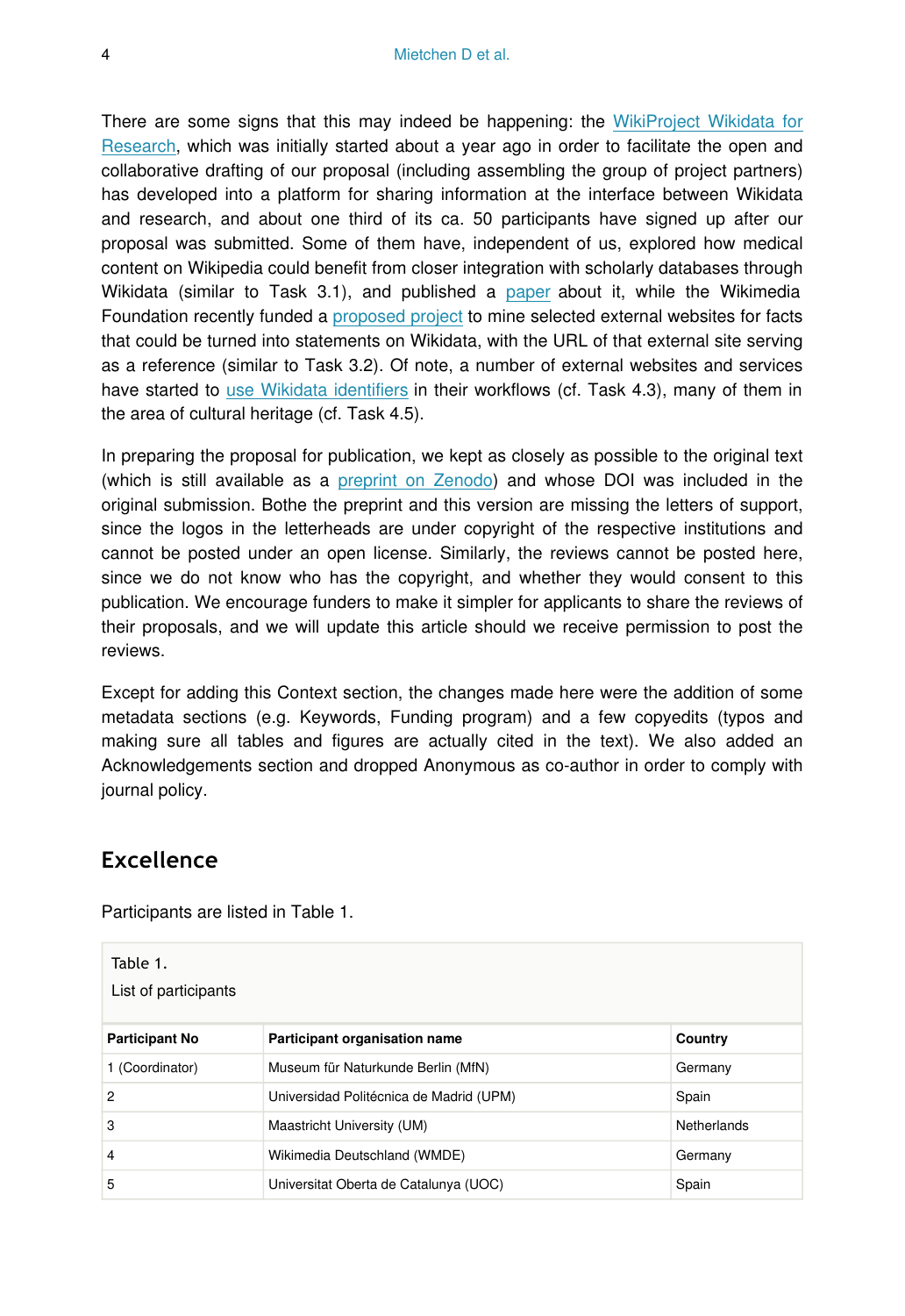There are some signs that this may indeed be happening: the WikiProject Wikidata for Research, which was initially started about a year ago in order to facilitate the open and collaborative drafting of our proposal (including assembling the group of project partners) has developed into a platform for sharing information at the interface between Wikidata and research, and about one third of its ca. 50 participants have signed up after our proposal was submitted. Some of them have, independent of us, explored how medical content on Wikipedia could benefit from closer integration with scholarly databases through Wikidata (similar to Task 3.1), and published a paper about it, while the Wikimedia Foundation recently funded a proposed project to mine selected external websites for facts that could be turned into statements on Wikidata, with the URL of that external site serving as a reference (similar to Task 3.2). Of note, a number of external websites and services have started to use Wikidata identifiers in their workflows (cf. Task 4.3), many of them in the area of cultural heritage (cf. Task 4.5).

In preparing the proposal for publication, we kept as closely as possible to the original text (which is still available as a preprint on Zenodo) and whose DOI was included in the original submission. Bothe the preprint and this version are missing the letters of support, since the logos in the letterheads are under copyright of the respective institutions and cannot be posted under an open license. Similarly, the reviews cannot be posted here, since we do not know who has the copyright, and whether they would consent to this publication. We encourage funders to make it simpler for applicants to share the reviews of their proposals, and we will update this article should we receive permission to post the reviews.

Except for adding this Context section, the changes made here were the addition of some metadata sections (e.g. Keywords, Funding program) and a few copyedits (typos and making sure all tables and figures are actually cited in the text). We also added an Acknowledgements section and dropped Anonymous as co-author in order to comply with journal policy.

## Excellence

Participants are listed in Table 1.

Table 1.
List of participants

| Participant No | Participant organisation name | Country |
|---|---|---|
| 1 (Coordinator) | Museum für Naturkunde Berlin (MfN) | Germany |
| 2 | Universidad Politécnica de Madrid (UPM) | Spain |
| 3 | Maastricht University (UM) | Netherlands |
| 4 | Wikimedia Deutschland (WMDE) | Germany |
| 5 | Universitat Oberta de Catalunya (UOC) | Spain |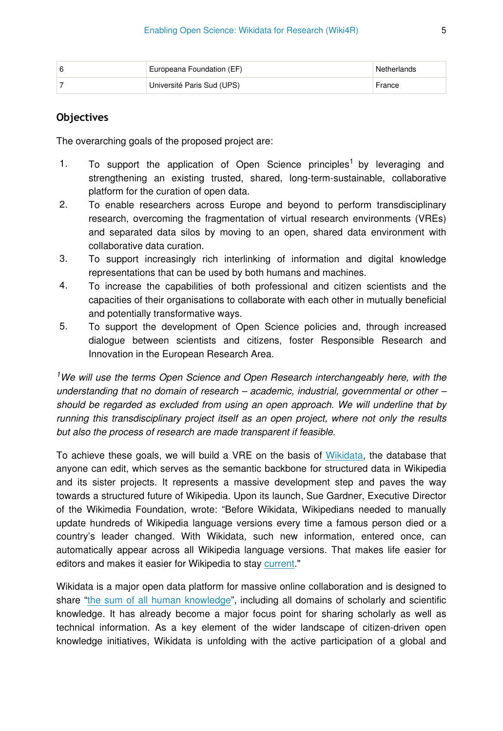| 6 | Europeana Foundation (EF) | Netherlands |
|---|---|---|
| 7 | Université Paris Sud (UPS) | France |

## Objectives

The overarching goals of the proposed project are:

1. To support the application of Open Science principles[1] by leveraging and strengthening an existing trusted, shared, long-term-sustainable, collaborative platform for the curation of open data.
2. To enable researchers across Europe and beyond to perform transdisciplinary research, overcoming the fragmentation of virtual research environments (VREs) and separated data silos by moving to an open, shared data environment with collaborative data curation.
3. To support increasingly rich interlinking of information and digital knowledge representations that can be used by both humans and machines.
4. To increase the capabilities of both professional and citizen scientists and the capacities of their organisations to collaborate with each other in mutually beneficial and potentially transformative ways.
5. To support the development of Open Science policies and, through increased dialogue between scientists and citizens, foster Responsible Research and Innovation in the European Research Area.

*[1]We will use the terms Open Science and Open Research interchangeably here, with the understanding that no domain of research – academic, industrial, governmental or other – should be regarded as excluded from using an open approach. We will underline that by running this transdisciplinary project itself as an open project, where not only the results but also the process of research are made transparent if feasible.*

To achieve these goals, we will build a VRE on the basis of [Wikidata](), the database that anyone can edit, which serves as the semantic backbone for structured data in Wikipedia and its sister projects. It represents a massive development step and paves the way towards a structured future of Wikipedia. Upon its launch, Sue Gardner, Executive Director of the Wikimedia Foundation, wrote: “Before Wikidata, Wikipedians needed to manually update hundreds of Wikipedia language versions every time a famous person died or a country’s leader changed. With Wikidata, such new information, entered once, can automatically appear across all Wikipedia language versions. That makes life easier for editors and makes it easier for Wikipedia to stay [current]()."

Wikidata is a major open data platform for massive online collaboration and is designed to share “[the sum of all human knowledge]()”, including all domains of scholarly and scientific knowledge. It has already become a major focus point for sharing scholarly as well as technical information. As a key element of the wider landscape of citizen-driven open knowledge initiatives, Wikidata is unfolding with the active participation of a global and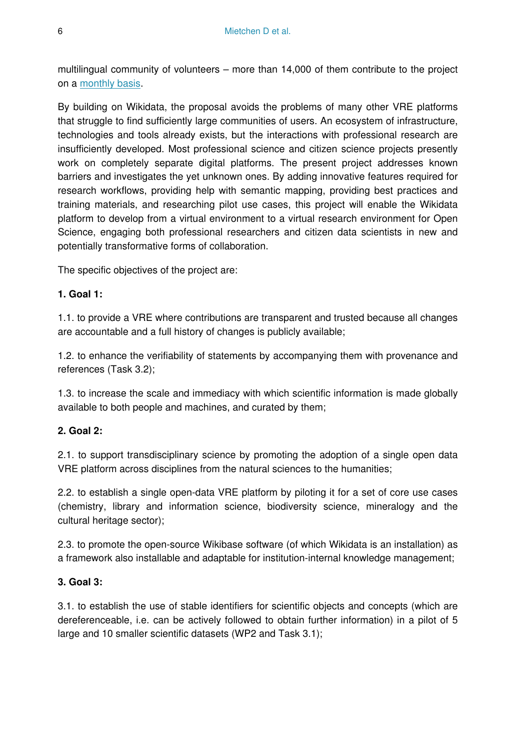multilingual community of volunteers – more than 14,000 of them contribute to the project on a monthly basis.

By building on Wikidata, the proposal avoids the problems of many other VRE platforms that struggle to find sufficiently large communities of users. An ecosystem of infrastructure, technologies and tools already exists, but the interactions with professional research are insufficiently developed. Most professional science and citizen science projects presently work on completely separate digital platforms. The present project addresses known barriers and investigates the yet unknown ones. By adding innovative features required for research workflows, providing help with semantic mapping, providing best practices and training materials, and researching pilot use cases, this project will enable the Wikidata platform to develop from a virtual environment to a virtual research environment for Open Science, engaging both professional researchers and citizen data scientists in new and potentially transformative forms of collaboration.

The specific objectives of the project are:

**1. Goal 1:**

1.1. to provide a VRE where contributions are transparent and trusted because all changes are accountable and a full history of changes is publicly available;

1.2. to enhance the verifiability of statements by accompanying them with provenance and references (Task 3.2);

1.3. to increase the scale and immediacy with which scientific information is made globally available to both people and machines, and curated by them;

**2. Goal 2:**

2.1. to support transdisciplinary science by promoting the adoption of a single open data VRE platform across disciplines from the natural sciences to the humanities;

2.2. to establish a single open-data VRE platform by piloting it for a set of core use cases (chemistry, library and information science, biodiversity science, mineralogy and the cultural heritage sector);

2.3. to promote the open-source Wikibase software (of which Wikidata is an installation) as a framework also installable and adaptable for institution-internal knowledge management;

**3. Goal 3:**

3.1. to establish the use of stable identifiers for scientific objects and concepts (which are dereferenceable, i.e. can be actively followed to obtain further information) in a pilot of 5 large and 10 smaller scientific datasets (WP2 and Task 3.1);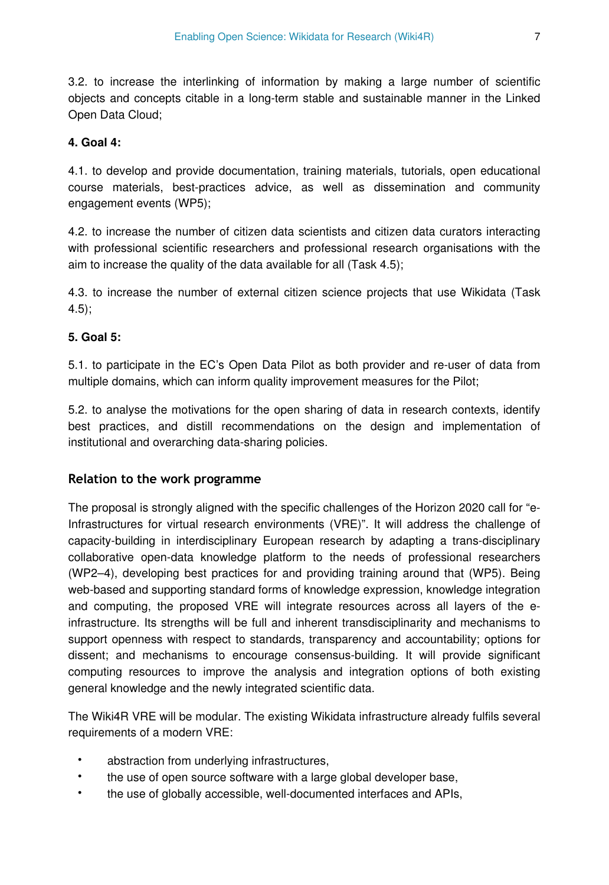3.2. to increase the interlinking of information by making a large number of scientific objects and concepts citable in a long-term stable and sustainable manner in the Linked Open Data Cloud;

**4. Goal 4:**

4.1. to develop and provide documentation, training materials, tutorials, open educational course materials, best-practices advice, as well as dissemination and community engagement events (WP5);

4.2. to increase the number of citizen data scientists and citizen data curators interacting with professional scientific researchers and professional research organisations with the aim to increase the quality of the data available for all (Task 4.5);

4.3. to increase the number of external citizen science projects that use Wikidata (Task 4.5);

**5. Goal 5:**

5.1. to participate in the EC's Open Data Pilot as both provider and re-user of data from multiple domains, which can inform quality improvement measures for the Pilot;

5.2. to analyse the motivations for the open sharing of data in research contexts, identify best practices, and distill recommendations on the design and implementation of institutional and overarching data-sharing policies.

### Relation to the work programme

The proposal is strongly aligned with the specific challenges of the Horizon 2020 call for "e-Infrastructures for virtual research environments (VRE)". It will address the challenge of capacity-building in interdisciplinary European research by adapting a trans-disciplinary collaborative open-data knowledge platform to the needs of professional researchers (WP2–4), developing best practices for and providing training around that (WP5). Being web-based and supporting standard forms of knowledge expression, knowledge integration and computing, the proposed VRE will integrate resources across all layers of the e-infrastructure. Its strengths will be full and inherent transdisciplinarity and mechanisms to support openness with respect to standards, transparency and accountability; options for dissent; and mechanisms to encourage consensus-building. It will provide significant computing resources to improve the analysis and integration options of both existing general knowledge and the newly integrated scientific data.

The Wiki4R VRE will be modular. The existing Wikidata infrastructure already fulfils several requirements of a modern VRE:

- abstraction from underlying infrastructures,
- the use of open source software with a large global developer base,
- the use of globally accessible, well-documented interfaces and APIs,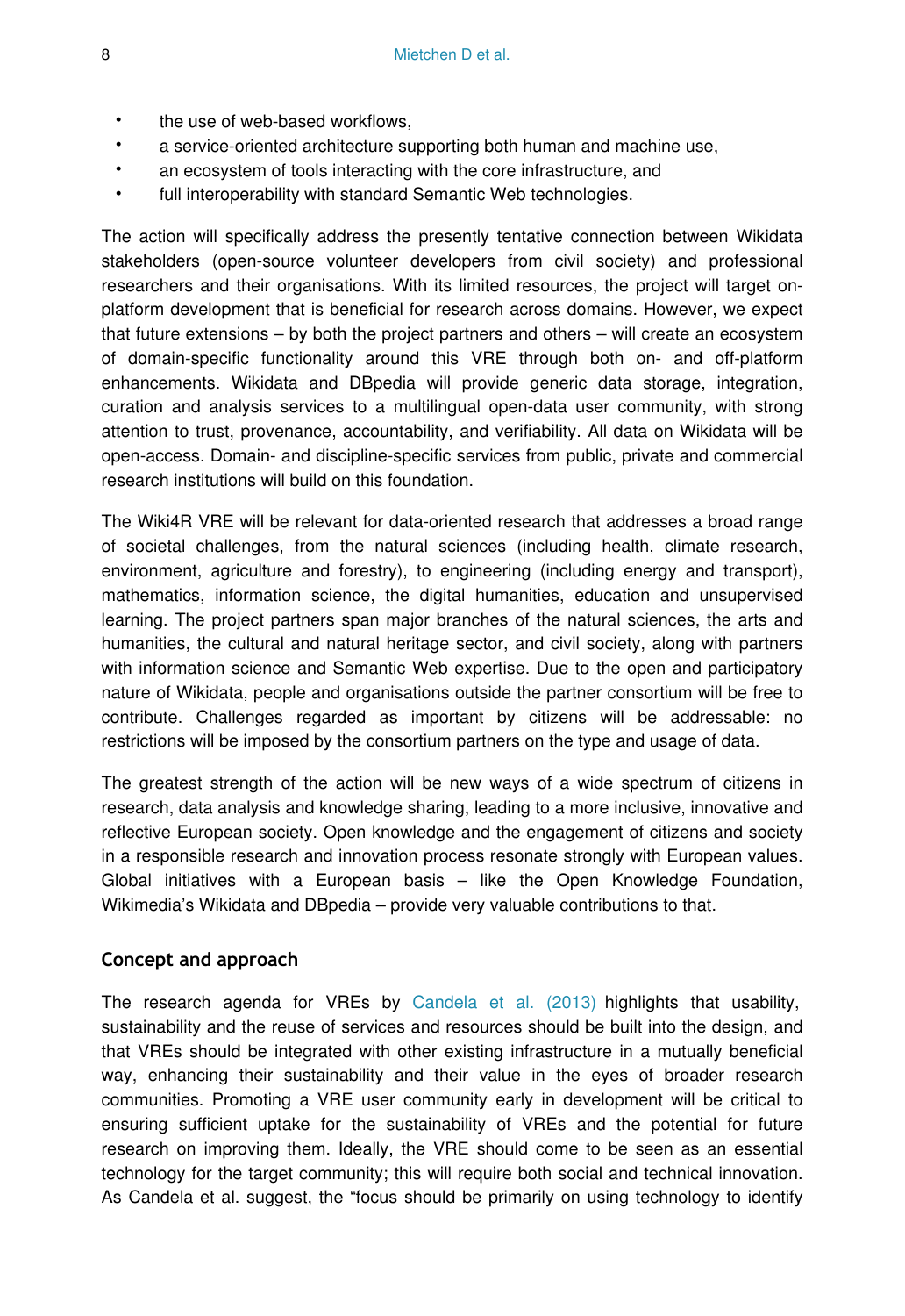- the use of web-based workflows,
- a service-oriented architecture supporting both human and machine use,
- an ecosystem of tools interacting with the core infrastructure, and
- full interoperability with standard Semantic Web technologies.

The action will specifically address the presently tentative connection between Wikidata stakeholders (open-source volunteer developers from civil society) and professional researchers and their organisations. With its limited resources, the project will target on-platform development that is beneficial for research across domains. However, we expect that future extensions – by both the project partners and others – will create an ecosystem of domain-specific functionality around this VRE through both on- and off-platform enhancements. Wikidata and DBpedia will provide generic data storage, integration, curation and analysis services to a multilingual open-data user community, with strong attention to trust, provenance, accountability, and verifiability. All data on Wikidata will be open-access. Domain- and discipline-specific services from public, private and commercial research institutions will build on this foundation.

The Wiki4R VRE will be relevant for data-oriented research that addresses a broad range of societal challenges, from the natural sciences (including health, climate research, environment, agriculture and forestry), to engineering (including energy and transport), mathematics, information science, the digital humanities, education and unsupervised learning. The project partners span major branches of the natural sciences, the arts and humanities, the cultural and natural heritage sector, and civil society, along with partners with information science and Semantic Web expertise. Due to the open and participatory nature of Wikidata, people and organisations outside the partner consortium will be free to contribute. Challenges regarded as important by citizens will be addressable: no restrictions will be imposed by the consortium partners on the type and usage of data.

The greatest strength of the action will be new ways of a wide spectrum of citizens in research, data analysis and knowledge sharing, leading to a more inclusive, innovative and reflective European society. Open knowledge and the engagement of citizens and society in a responsible research and innovation process resonate strongly with European values. Global initiatives with a European basis – like the Open Knowledge Foundation, Wikimedia's Wikidata and DBpedia – provide very valuable contributions to that.

## Concept and approach

The research agenda for VREs by Candela et al. (2013) highlights that usability, sustainability and the reuse of services and resources should be built into the design, and that VREs should be integrated with other existing infrastructure in a mutually beneficial way, enhancing their sustainability and their value in the eyes of broader research communities. Promoting a VRE user community early in development will be critical to ensuring sufficient uptake for the sustainability of VREs and the potential for future research on improving them. Ideally, the VRE should come to be seen as an essential technology for the target community; this will require both social and technical innovation. As Candela et al. suggest, the "focus should be primarily on using technology to identify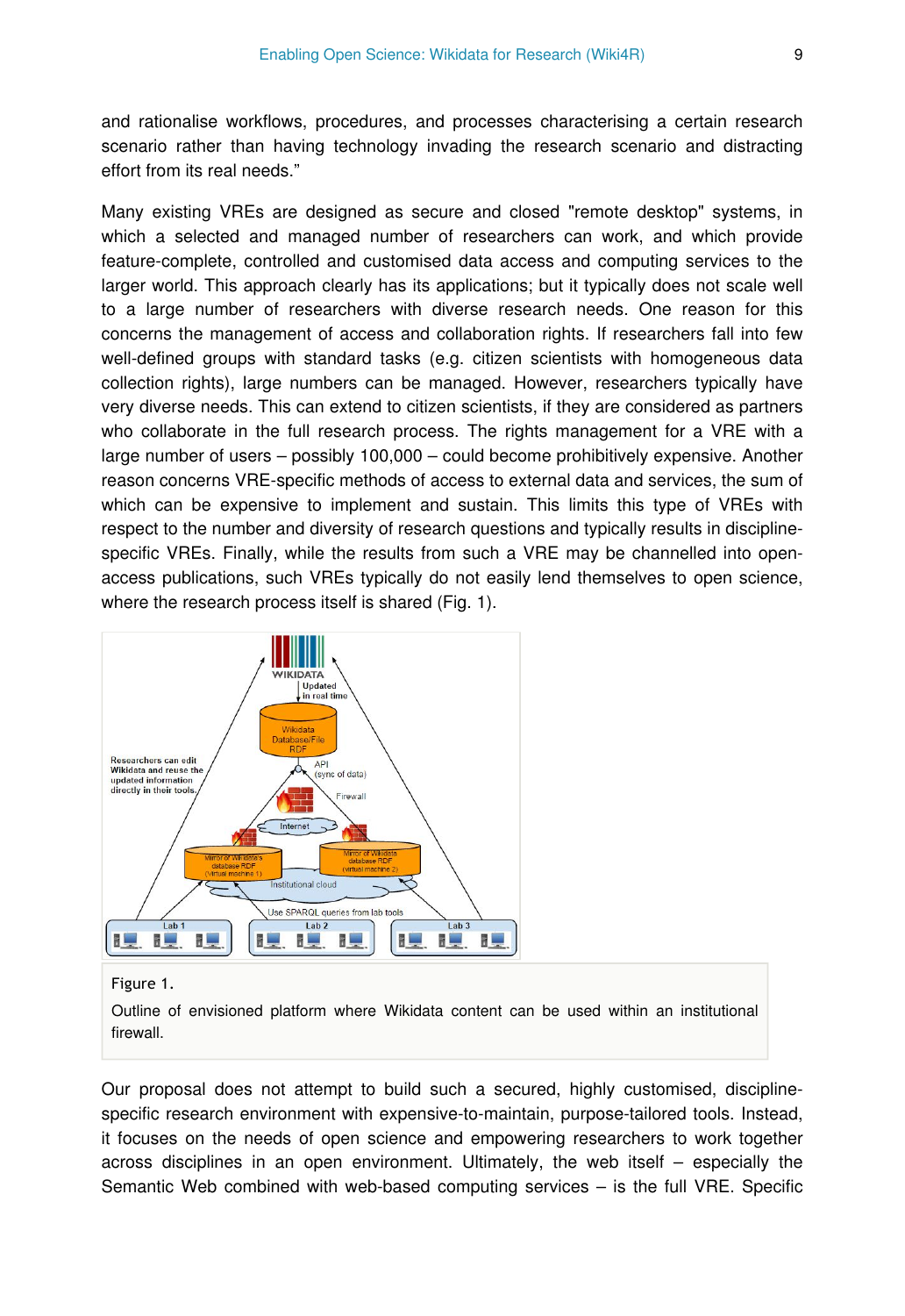and rationalise workflows, procedures, and processes characterising a certain research scenario rather than having technology invading the research scenario and distracting effort from its real needs."

Many existing VREs are designed as secure and closed "remote desktop" systems, in which a selected and managed number of researchers can work, and which provide feature-complete, controlled and customised data access and computing services to the larger world. This approach clearly has its applications; but it typically does not scale well to a large number of researchers with diverse research needs. One reason for this concerns the management of access and collaboration rights. If researchers fall into few well-defined groups with standard tasks (e.g. citizen scientists with homogeneous data collection rights), large numbers can be managed. However, researchers typically have very diverse needs. This can extend to citizen scientists, if they are considered as partners who collaborate in the full research process. The rights management for a VRE with a large number of users – possibly 100,000 – could become prohibitively expensive. Another reason concerns VRE-specific methods of access to external data and services, the sum of which can be expensive to implement and sustain. This limits this type of VREs with respect to the number and diversity of research questions and typically results in discipline-specific VREs. Finally, while the results from such a VRE may be channelled into open-access publications, such VREs typically do not easily lend themselves to open science, where the research process itself is shared (Fig. 1).

Figure 1.

Outline of envisioned platform where Wikidata content can be used within an institutional firewall.

Our proposal does not attempt to build such a secured, highly customised, discipline-specific research environment with expensive-to-maintain, purpose-tailored tools. Instead, it focuses on the needs of open science and empowering researchers to work together across disciplines in an open environment. Ultimately, the web itself – especially the Semantic Web combined with web-based computing services – is the full VRE. Specific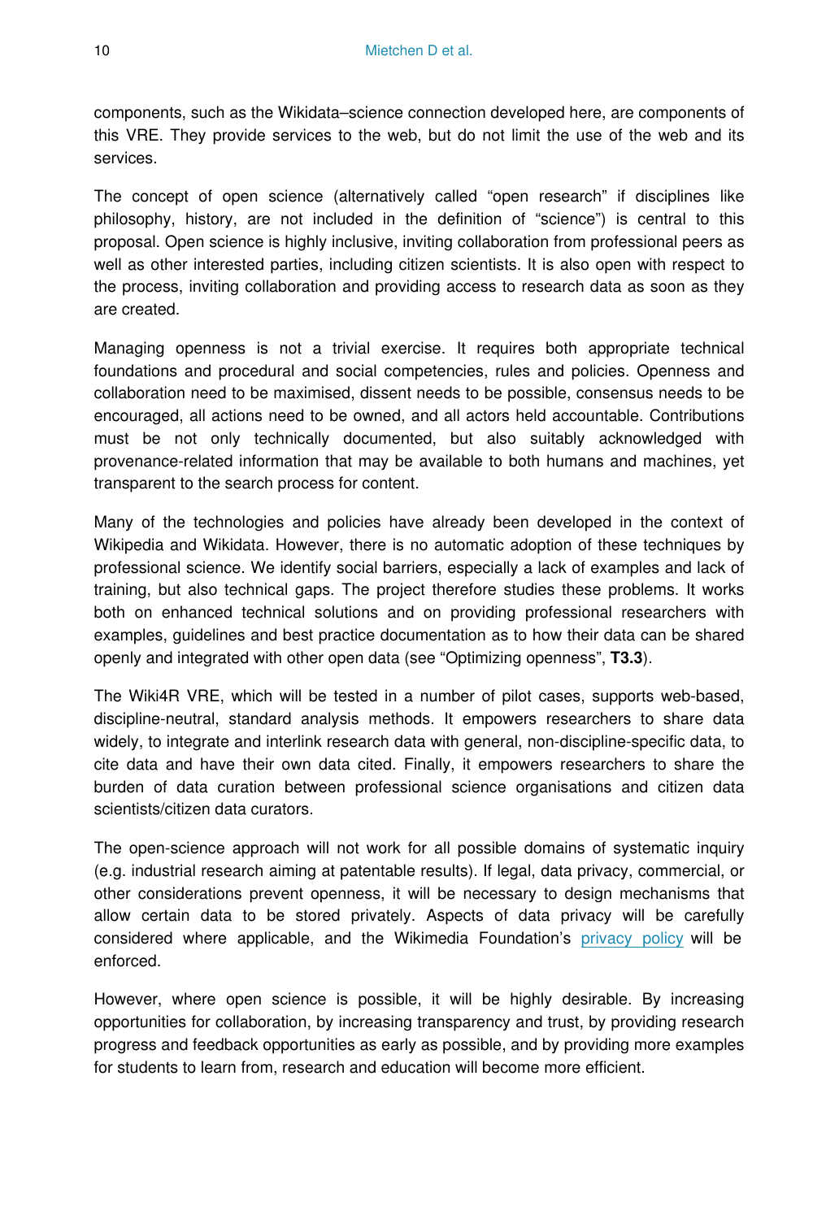components, such as the Wikidata–science connection developed here, are components of this VRE. They provide services to the web, but do not limit the use of the web and its services.

The concept of open science (alternatively called “open research” if disciplines like philosophy, history, are not included in the definition of “science”) is central to this proposal. Open science is highly inclusive, inviting collaboration from professional peers as well as other interested parties, including citizen scientists. It is also open with respect to the process, inviting collaboration and providing access to research data as soon as they are created.

Managing openness is not a trivial exercise. It requires both appropriate technical foundations and procedural and social competencies, rules and policies. Openness and collaboration need to be maximised, dissent needs to be possible, consensus needs to be encouraged, all actions need to be owned, and all actors held accountable. Contributions must be not only technically documented, but also suitably acknowledged with provenance-related information that may be available to both humans and machines, yet transparent to the search process for content.

Many of the technologies and policies have already been developed in the context of Wikipedia and Wikidata. However, there is no automatic adoption of these techniques by professional science. We identify social barriers, especially a lack of examples and lack of training, but also technical gaps. The project therefore studies these problems. It works both on enhanced technical solutions and on providing professional researchers with examples, guidelines and best practice documentation as to how their data can be shared openly and integrated with other open data (see “Optimizing openness”, **T3.3**).

The Wiki4R VRE, which will be tested in a number of pilot cases, supports web-based, discipline-neutral, standard analysis methods. It empowers researchers to share data widely, to integrate and interlink research data with general, non-discipline-specific data, to cite data and have their own data cited. Finally, it empowers researchers to share the burden of data curation between professional science organisations and citizen data scientists/citizen data curators.

The open-science approach will not work for all possible domains of systematic inquiry (e.g. industrial research aiming at patentable results). If legal, data privacy, commercial, or other considerations prevent openness, it will be necessary to design mechanisms that allow certain data to be stored privately. Aspects of data privacy will be carefully considered where applicable, and the Wikimedia Foundation’s privacy policy will be enforced.

However, where open science is possible, it will be highly desirable. By increasing opportunities for collaboration, by increasing transparency and trust, by providing research progress and feedback opportunities as early as possible, and by providing more examples for students to learn from, research and education will become more efficient.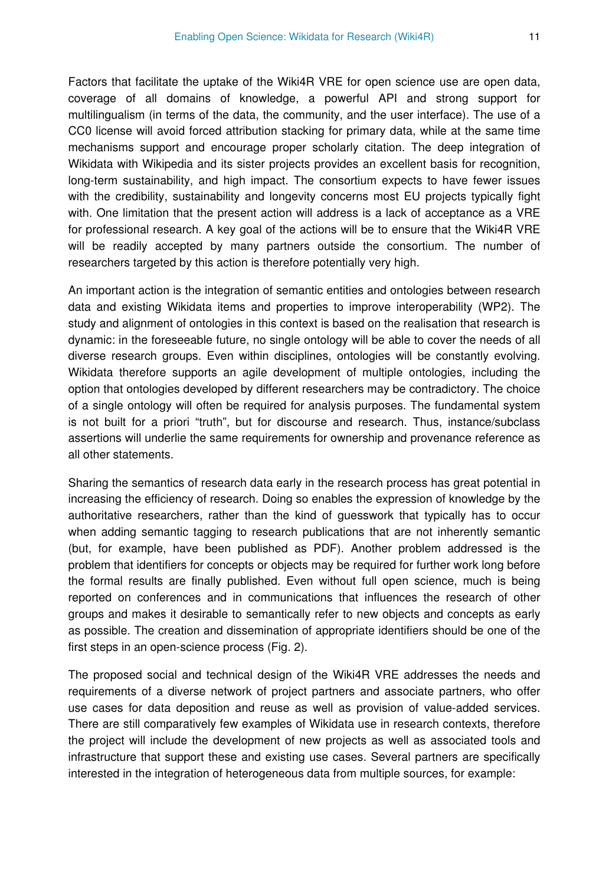Factors that facilitate the uptake of the Wiki4R VRE for open science use are open data, coverage of all domains of knowledge, a powerful API and strong support for multilingualism (in terms of the data, the community, and the user interface). The use of a CC0 license will avoid forced attribution stacking for primary data, while at the same time mechanisms support and encourage proper scholarly citation. The deep integration of Wikidata with Wikipedia and its sister projects provides an excellent basis for recognition, long-term sustainability, and high impact. The consortium expects to have fewer issues with the credibility, sustainability and longevity concerns most EU projects typically fight with. One limitation that the present action will address is a lack of acceptance as a VRE for professional research. A key goal of the actions will be to ensure that the Wiki4R VRE will be readily accepted by many partners outside the consortium. The number of researchers targeted by this action is therefore potentially very high.

An important action is the integration of semantic entities and ontologies between research data and existing Wikidata items and properties to improve interoperability (WP2). The study and alignment of ontologies in this context is based on the realisation that research is dynamic: in the foreseeable future, no single ontology will be able to cover the needs of all diverse research groups. Even within disciplines, ontologies will be constantly evolving. Wikidata therefore supports an agile development of multiple ontologies, including the option that ontologies developed by different researchers may be contradictory. The choice of a single ontology will often be required for analysis purposes. The fundamental system is not built for a priori "truth", but for discourse and research. Thus, instance/subclass assertions will underlie the same requirements for ownership and provenance reference as all other statements.

Sharing the semantics of research data early in the research process has great potential in increasing the efficiency of research. Doing so enables the expression of knowledge by the authoritative researchers, rather than the kind of guesswork that typically has to occur when adding semantic tagging to research publications that are not inherently semantic (but, for example, have been published as PDF). Another problem addressed is the problem that identifiers for concepts or objects may be required for further work long before the formal results are finally published. Even without full open science, much is being reported on conferences and in communications that influences the research of other groups and makes it desirable to semantically refer to new objects and concepts as early as possible. The creation and dissemination of appropriate identifiers should be one of the first steps in an open-science process (Fig. 2).

The proposed social and technical design of the Wiki4R VRE addresses the needs and requirements of a diverse network of project partners and associate partners, who offer use cases for data deposition and reuse as well as provision of value-added services. There are still comparatively few examples of Wikidata use in research contexts, therefore the project will include the development of new projects as well as associated tools and infrastructure that support these and existing use cases. Several partners are specifically interested in the integration of heterogeneous data from multiple sources, for example: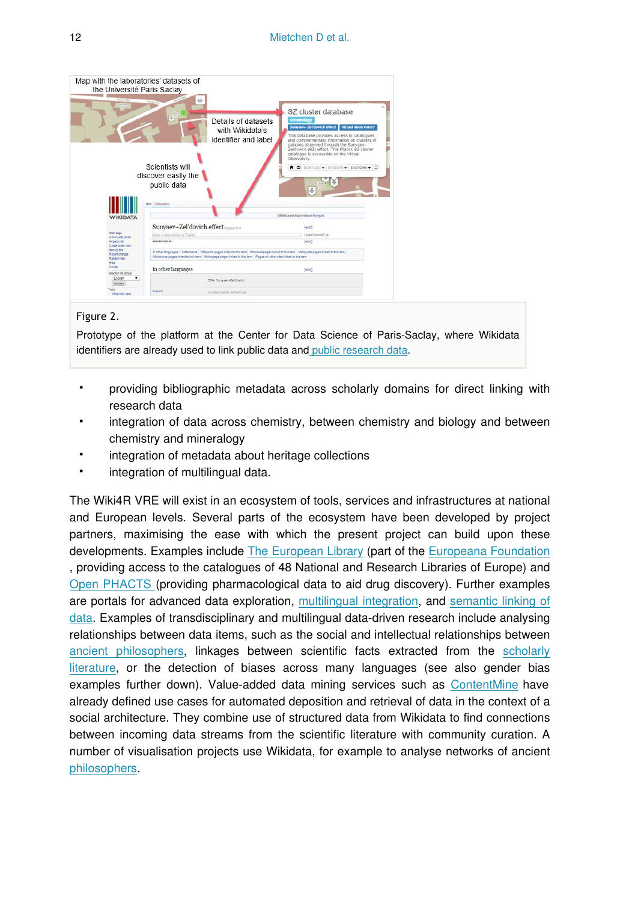Figure 2.

Prototype of the platform at the Center for Data Science of Paris-Saclay, where Wikidata identifiers are already used to link public data and public research data.

- providing bibliographic metadata across scholarly domains for direct linking with research data
- integration of data across chemistry, between chemistry and biology and between chemistry and mineralogy
- integration of metadata about heritage collections
- integration of multilingual data.

The Wiki4R VRE will exist in an ecosystem of tools, services and infrastructures at national and European levels. Several parts of the ecosystem have been developed by project partners, maximising the ease with which the present project can build upon these developments. Examples include The European Library (part of the Europeana Foundation , providing access to the catalogues of 48 National and Research Libraries of Europe) and Open PHACTS (providing pharmacological data to aid drug discovery). Further examples are portals for advanced data exploration, multilingual integration, and semantic linking of data. Examples of transdisciplinary and multilingual data-driven research include analysing relationships between data items, such as the social and intellectual relationships between ancient philosophers, linkages between scientific facts extracted from the scholarly literature, or the detection of biases across many languages (see also gender bias examples further down). Value-added data mining services such as ContentMine have already defined use cases for automated deposition and retrieval of data in the context of a social architecture. They combine use of structured data from Wikidata to find connections between incoming data streams from the scientific literature with community curation. A number of visualisation projects use Wikidata, for example to analyse networks of ancient philosophers.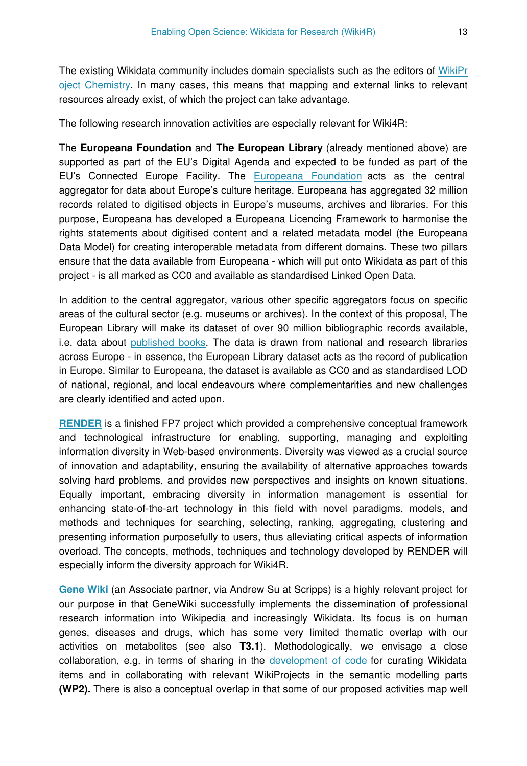The existing Wikidata community includes domain specialists such as the editors of WikiProject Chemistry. In many cases, this means that mapping and external links to relevant resources already exist, of which the project can take advantage.

The following research innovation activities are especially relevant for Wiki4R:

The **Europeana Foundation** and **The European Library** (already mentioned above) are supported as part of the EU's Digital Agenda and expected to be funded as part of the EU's Connected Europe Facility. The Europeana Foundation acts as the central aggregator for data about Europe's culture heritage. Europeana has aggregated 32 million records related to digitised objects in Europe's museums, archives and libraries. For this purpose, Europeana has developed a Europeana Licencing Framework to harmonise the rights statements about digitised content and a related metadata model (the Europeana Data Model) for creating interoperable metadata from different domains. These two pillars ensure that the data available from Europeana - which will put onto Wikidata as part of this project - is all marked as CC0 and available as standardised Linked Open Data.

In addition to the central aggregator, various other specific aggregators focus on specific areas of the cultural sector (e.g. museums or archives). In the context of this proposal, The European Library will make its dataset of over 90 million bibliographic records available, i.e. data about published books. The data is drawn from national and research libraries across Europe - in essence, the European Library dataset acts as the record of publication in Europe. Similar to Europeana, the dataset is available as CC0 and as standardised LOD of national, regional, and local endeavours where complementarities and new challenges are clearly identified and acted upon.

**RENDER** is a finished FP7 project which provided a comprehensive conceptual framework and technological infrastructure for enabling, supporting, managing and exploiting information diversity in Web-based environments. Diversity was viewed as a crucial source of innovation and adaptability, ensuring the availability of alternative approaches towards solving hard problems, and provides new perspectives and insights on known situations. Equally important, embracing diversity in information management is essential for enhancing state-of-the-art technology in this field with novel paradigms, models, and methods and techniques for searching, selecting, ranking, aggregating, clustering and presenting information purposefully to users, thus alleviating critical aspects of information overload. The concepts, methods, techniques and technology developed by RENDER will especially inform the diversity approach for Wiki4R.

**Gene Wiki** (an Associate partner, via Andrew Su at Scripps) is a highly relevant project for our purpose in that GeneWiki successfully implements the dissemination of professional research information into Wikipedia and increasingly Wikidata. Its focus is on human genes, diseases and drugs, which has some very limited thematic overlap with our activities on metabolites (see also **T3.1**). Methodologically, we envisage a close collaboration, e.g. in terms of sharing in the development of code for curating Wikidata items and in collaborating with relevant WikiProjects in the semantic modelling parts **(WP2).** There is also a conceptual overlap in that some of our proposed activities map well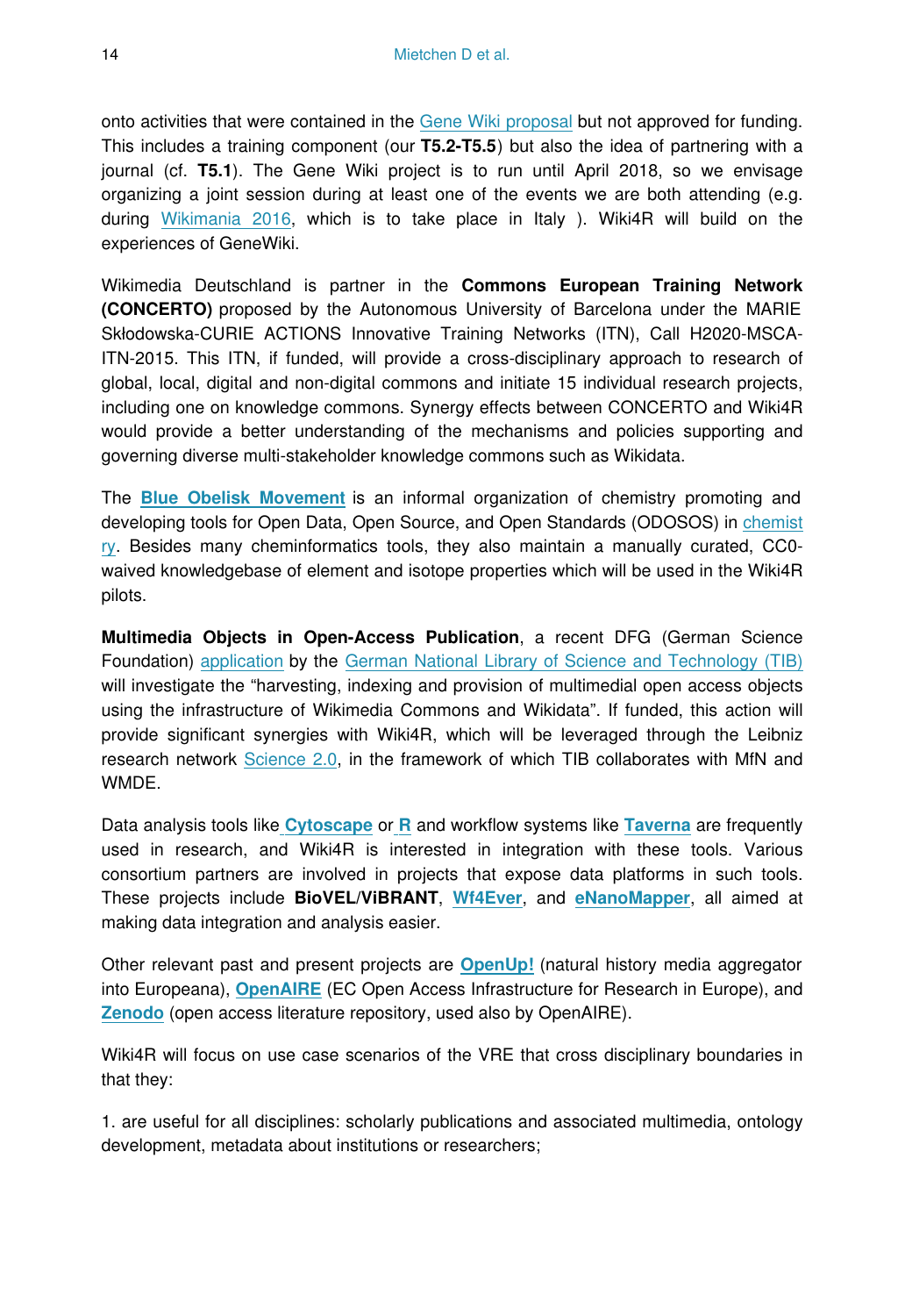onto activities that were contained in the Gene Wiki proposal but not approved for funding. This includes a training component (our **T5.2-T5.5**) but also the idea of partnering with a journal (cf. **T5.1**). The Gene Wiki project is to run until April 2018, so we envisage organizing a joint session during at least one of the events we are both attending (e.g. during Wikimania 2016, which is to take place in Italy ). Wiki4R will build on the experiences of GeneWiki.

Wikimedia Deutschland is partner in the **Commons European Training Network (CONCERTO)** proposed by the Autonomous University of Barcelona under the MARIE Skłodowska-CURIE ACTIONS Innovative Training Networks (ITN), Call H2020-MSCA-ITN-2015. This ITN, if funded, will provide a cross-disciplinary approach to research of global, local, digital and non-digital commons and initiate 15 individual research projects, including one on knowledge commons. Synergy effects between CONCERTO and Wiki4R would provide a better understanding of the mechanisms and policies supporting and governing diverse multi-stakeholder knowledge commons such as Wikidata.

The **Blue Obelisk Movement** is an informal organization of chemistry promoting and developing tools for Open Data, Open Source, and Open Standards (ODOSOS) in chemistry. Besides many cheminformatics tools, they also maintain a manually curated, CC0-waived knowledgebase of element and isotope properties which will be used in the Wiki4R pilots.

**Multimedia Objects in Open-Access Publication**, a recent DFG (German Science Foundation) application by the German National Library of Science and Technology (TIB) will investigate the "harvesting, indexing and provision of multimedial open access objects using the infrastructure of Wikimedia Commons and Wikidata". If funded, this action will provide significant synergies with Wiki4R, which will be leveraged through the Leibniz research network Science 2.0, in the framework of which TIB collaborates with MfN and WMDE.

Data analysis tools like **Cytoscape** or **R** and workflow systems like **Taverna** are frequently used in research, and Wiki4R is interested in integration with these tools. Various consortium partners are involved in projects that expose data platforms in such tools. These projects include **BioVEL/ViBRANT**, **Wf4Ever**, and **eNanoMapper**, all aimed at making data integration and analysis easier.

Other relevant past and present projects are **OpenUp!** (natural history media aggregator into Europeana), **OpenAIRE** (EC Open Access Infrastructure for Research in Europe), and **Zenodo** (open access literature repository, used also by OpenAIRE).

Wiki4R will focus on use case scenarios of the VRE that cross disciplinary boundaries in that they:

1. are useful for all disciplines: scholarly publications and associated multimedia, ontology development, metadata about institutions or researchers;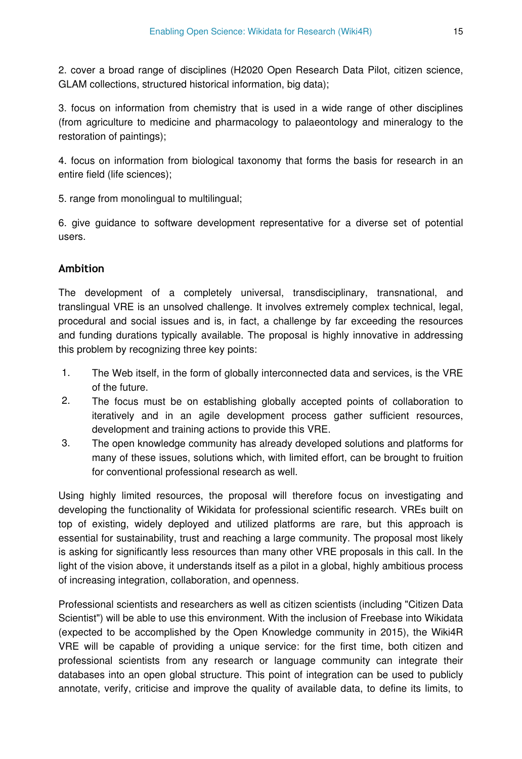2. cover a broad range of disciplines (H2020 Open Research Data Pilot, citizen science, GLAM collections, structured historical information, big data);

3. focus on information from chemistry that is used in a wide range of other disciplines (from agriculture to medicine and pharmacology to palaeontology and mineralogy to the restoration of paintings);

4. focus on information from biological taxonomy that forms the basis for research in an entire field (life sciences);

5. range from monolingual to multilingual;

6. give guidance to software development representative for a diverse set of potential users.

### Ambition

The development of a completely universal, transdisciplinary, transnational, and translingual VRE is an unsolved challenge. It involves extremely complex technical, legal, procedural and social issues and is, in fact, a challenge by far exceeding the resources and funding durations typically available. The proposal is highly innovative in addressing this problem by recognizing three key points:

1. The Web itself, in the form of globally interconnected data and services, is the VRE of the future.
2. The focus must be on establishing globally accepted points of collaboration to iteratively and in an agile development process gather sufficient resources, development and training actions to provide this VRE.
3. The open knowledge community has already developed solutions and platforms for many of these issues, solutions which, with limited effort, can be brought to fruition for conventional professional research as well.

Using highly limited resources, the proposal will therefore focus on investigating and developing the functionality of Wikidata for professional scientific research. VREs built on top of existing, widely deployed and utilized platforms are rare, but this approach is essential for sustainability, trust and reaching a large community. The proposal most likely is asking for significantly less resources than many other VRE proposals in this call. In the light of the vision above, it understands itself as a pilot in a global, highly ambitious process of increasing integration, collaboration, and openness.

Professional scientists and researchers as well as citizen scientists (including "Citizen Data Scientist") will be able to use this environment. With the inclusion of Freebase into Wikidata (expected to be accomplished by the Open Knowledge community in 2015), the Wiki4R VRE will be capable of providing a unique service: for the first time, both citizen and professional scientists from any research or language community can integrate their databases into an open global structure. This point of integration can be used to publicly annotate, verify, criticise and improve the quality of available data, to define its limits, to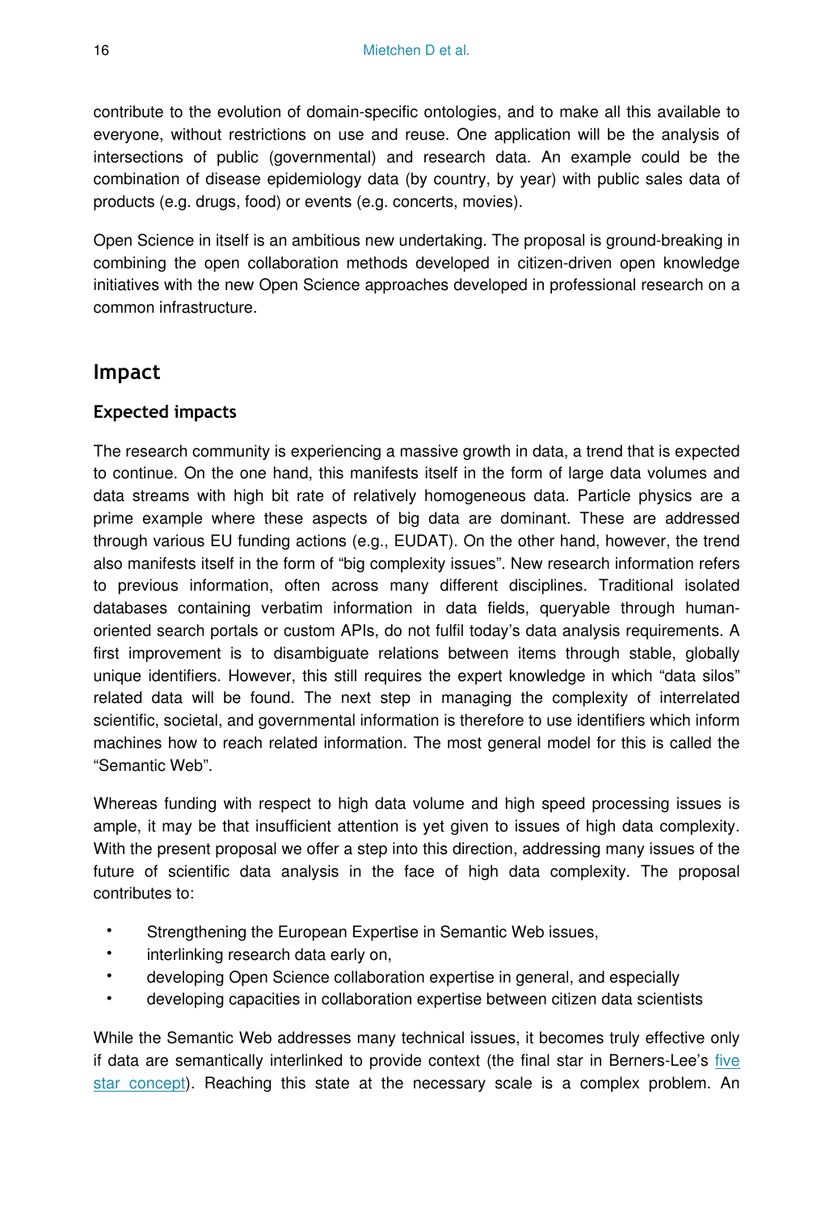contribute to the evolution of domain-specific ontologies, and to make all this available to everyone, without restrictions on use and reuse. One application will be the analysis of intersections of public (governmental) and research data. An example could be the combination of disease epidemiology data (by country, by year) with public sales data of products (e.g. drugs, food) or events (e.g. concerts, movies).

Open Science in itself is an ambitious new undertaking. The proposal is ground-breaking in combining the open collaboration methods developed in citizen-driven open knowledge initiatives with the new Open Science approaches developed in professional research on a common infrastructure.

## Impact

### Expected impacts

The research community is experiencing a massive growth in data, a trend that is expected to continue. On the one hand, this manifests itself in the form of large data volumes and data streams with high bit rate of relatively homogeneous data. Particle physics are a prime example where these aspects of big data are dominant. These are addressed through various EU funding actions (e.g., EUDAT). On the other hand, however, the trend also manifests itself in the form of "big complexity issues". New research information refers to previous information, often across many different disciplines. Traditional isolated databases containing verbatim information in data fields, queryable through human-oriented search portals or custom APIs, do not fulfil today's data analysis requirements. A first improvement is to disambiguate relations between items through stable, globally unique identifiers. However, this still requires the expert knowledge in which "data silos" related data will be found. The next step in managing the complexity of interrelated scientific, societal, and governmental information is therefore to use identifiers which inform machines how to reach related information. The most general model for this is called the "Semantic Web".

Whereas funding with respect to high data volume and high speed processing issues is ample, it may be that insufficient attention is yet given to issues of high data complexity. With the present proposal we offer a step into this direction, addressing many issues of the future of scientific data analysis in the face of high data complexity. The proposal contributes to:

- Strengthening the European Expertise in Semantic Web issues,
- interlinking research data early on,
- developing Open Science collaboration expertise in general, and especially
- developing capacities in collaboration expertise between citizen data scientists

While the Semantic Web addresses many technical issues, it becomes truly effective only if data are semantically interlinked to provide context (the final star in Berners-Lee's five star concept). Reaching this state at the necessary scale is a complex problem. An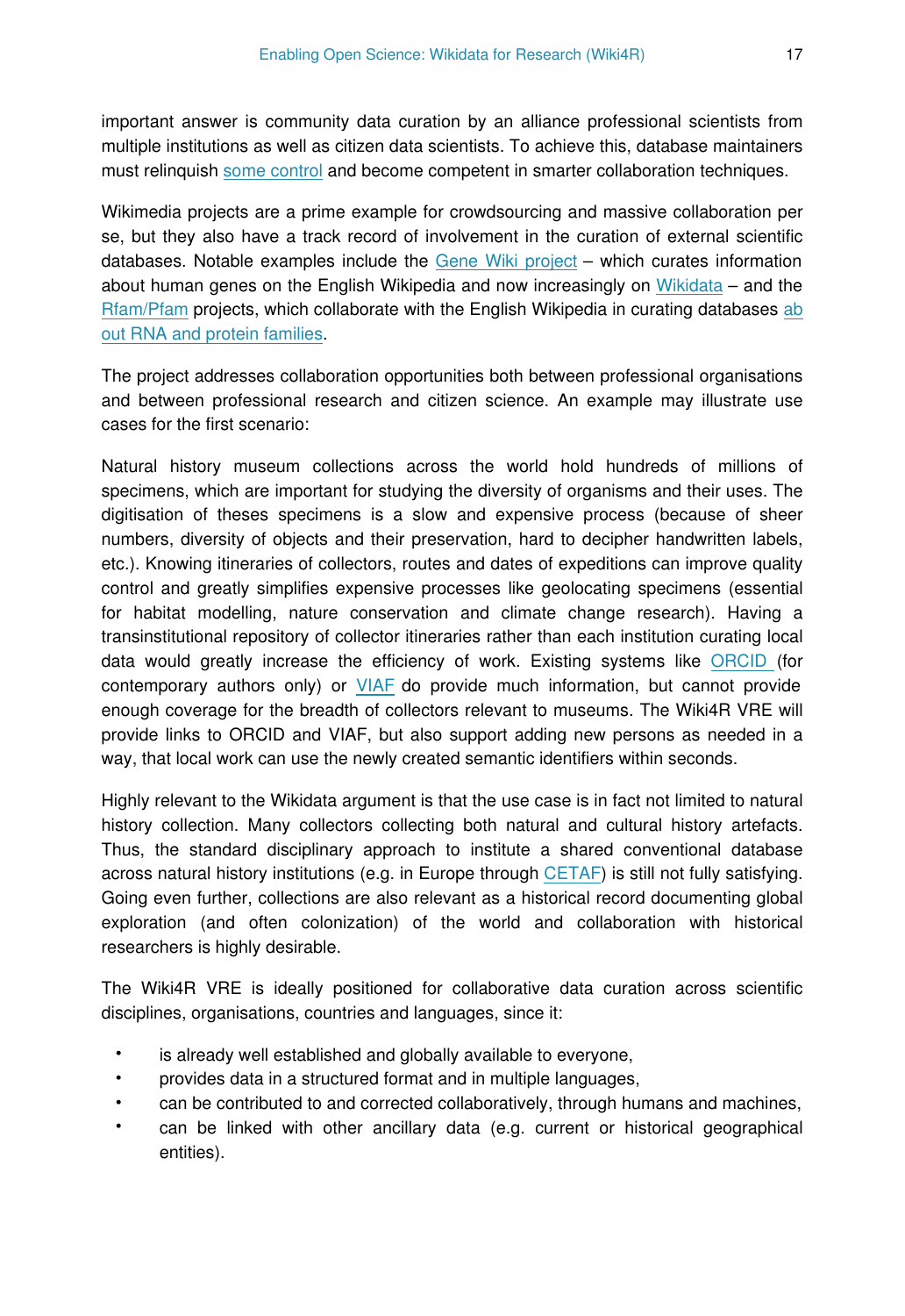important answer is community data curation by an alliance professional scientists from multiple institutions as well as citizen data scientists. To achieve this, database maintainers must relinquish some control and become competent in smarter collaboration techniques.

Wikimedia projects are a prime example for crowdsourcing and massive collaboration per se, but they also have a track record of involvement in the curation of external scientific databases. Notable examples include the Gene Wiki project – which curates information about human genes on the English Wikipedia and now increasingly on Wikidata – and the Rfam/Pfam projects, which collaborate with the English Wikipedia in curating databases about RNA and protein families.

The project addresses collaboration opportunities both between professional organisations and between professional research and citizen science. An example may illustrate use cases for the first scenario:

Natural history museum collections across the world hold hundreds of millions of specimens, which are important for studying the diversity of organisms and their uses. The digitisation of theses specimens is a slow and expensive process (because of sheer numbers, diversity of objects and their preservation, hard to decipher handwritten labels, etc.). Knowing itineraries of collectors, routes and dates of expeditions can improve quality control and greatly simplifies expensive processes like geolocating specimens (essential for habitat modelling, nature conservation and climate change research). Having a transinstitutional repository of collector itineraries rather than each institution curating local data would greatly increase the efficiency of work. Existing systems like ORCID (for contemporary authors only) or VIAF do provide much information, but cannot provide enough coverage for the breadth of collectors relevant to museums. The Wiki4R VRE will provide links to ORCID and VIAF, but also support adding new persons as needed in a way, that local work can use the newly created semantic identifiers within seconds.

Highly relevant to the Wikidata argument is that the use case is in fact not limited to natural history collection. Many collectors collecting both natural and cultural history artefacts. Thus, the standard disciplinary approach to institute a shared conventional database across natural history institutions (e.g. in Europe through CETAF) is still not fully satisfying. Going even further, collections are also relevant as a historical record documenting global exploration (and often colonization) of the world and collaboration with historical researchers is highly desirable.

The Wiki4R VRE is ideally positioned for collaborative data curation across scientific disciplines, organisations, countries and languages, since it:

- is already well established and globally available to everyone,
- provides data in a structured format and in multiple languages,
- can be contributed to and corrected collaboratively, through humans and machines,
- can be linked with other ancillary data (e.g. current or historical geographical entities).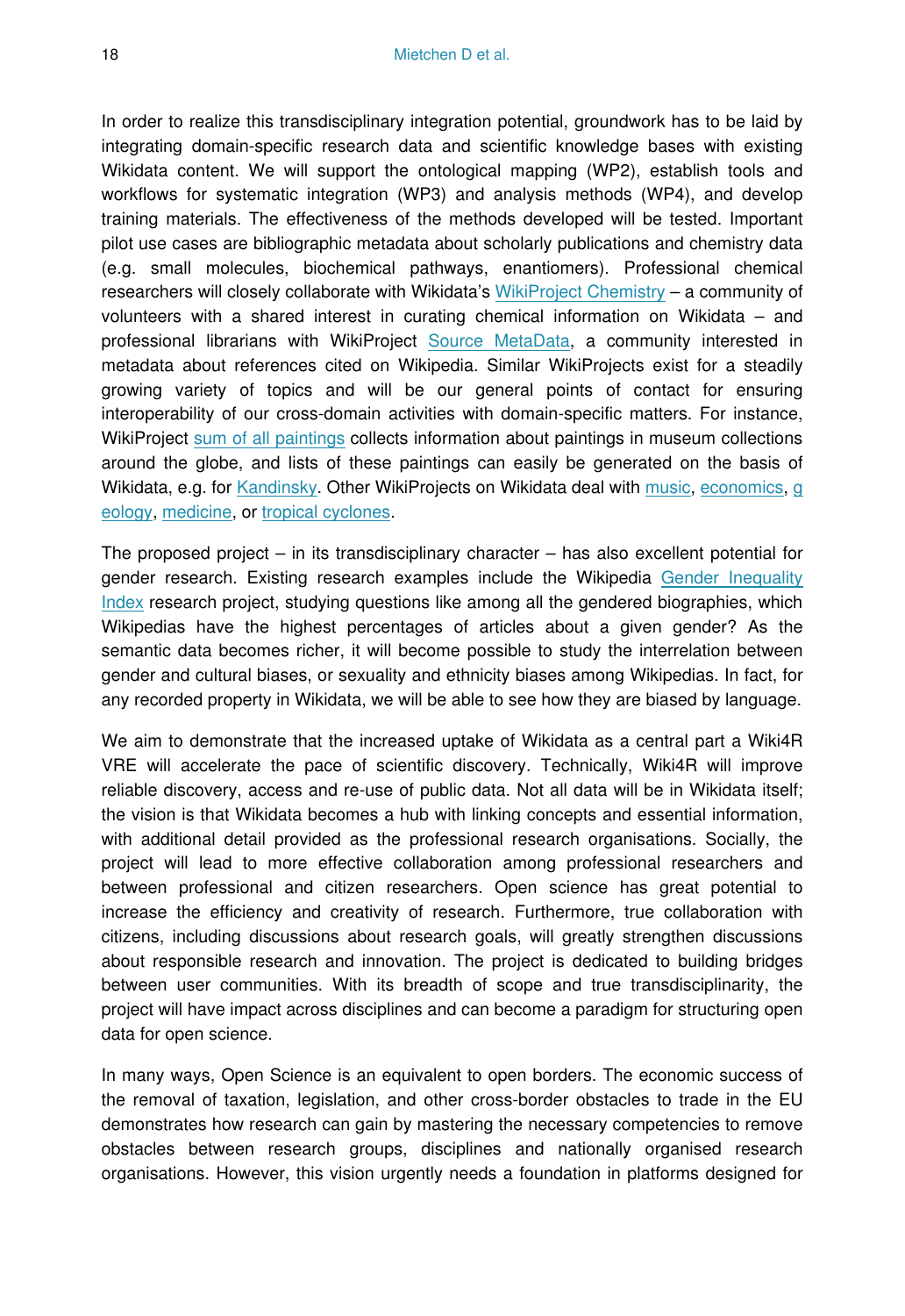In order to realize this transdisciplinary integration potential, groundwork has to be laid by integrating domain-specific research data and scientific knowledge bases with existing Wikidata content. We will support the ontological mapping (WP2), establish tools and workflows for systematic integration (WP3) and analysis methods (WP4), and develop training materials. The effectiveness of the methods developed will be tested. Important pilot use cases are bibliographic metadata about scholarly publications and chemistry data (e.g. small molecules, biochemical pathways, enantiomers). Professional chemical researchers will closely collaborate with Wikidata's WikiProject Chemistry – a community of volunteers with a shared interest in curating chemical information on Wikidata – and professional librarians with WikiProject Source MetaData, a community interested in metadata about references cited on Wikipedia. Similar WikiProjects exist for a steadily growing variety of topics and will be our general points of contact for ensuring interoperability of our cross-domain activities with domain-specific matters. For instance, WikiProject sum of all paintings collects information about paintings in museum collections around the globe, and lists of these paintings can easily be generated on the basis of Wikidata, e.g. for Kandinsky. Other WikiProjects on Wikidata deal with music, economics, geology, medicine, or tropical cyclones.

The proposed project – in its transdisciplinary character – has also excellent potential for gender research. Existing research examples include the Wikipedia Gender Inequality Index research project, studying questions like among all the gendered biographies, which Wikipedias have the highest percentages of articles about a given gender? As the semantic data becomes richer, it will become possible to study the interrelation between gender and cultural biases, or sexuality and ethnicity biases among Wikipedias. In fact, for any recorded property in Wikidata, we will be able to see how they are biased by language.

We aim to demonstrate that the increased uptake of Wikidata as a central part a Wiki4R VRE will accelerate the pace of scientific discovery. Technically, Wiki4R will improve reliable discovery, access and re-use of public data. Not all data will be in Wikidata itself; the vision is that Wikidata becomes a hub with linking concepts and essential information, with additional detail provided as the professional research organisations. Socially, the project will lead to more effective collaboration among professional researchers and between professional and citizen researchers. Open science has great potential to increase the efficiency and creativity of research. Furthermore, true collaboration with citizens, including discussions about research goals, will greatly strengthen discussions about responsible research and innovation. The project is dedicated to building bridges between user communities. With its breadth of scope and true transdisciplinarity, the project will have impact across disciplines and can become a paradigm for structuring open data for open science.

In many ways, Open Science is an equivalent to open borders. The economic success of the removal of taxation, legislation, and other cross-border obstacles to trade in the EU demonstrates how research can gain by mastering the necessary competencies to remove obstacles between research groups, disciplines and nationally organised research organisations. However, this vision urgently needs a foundation in platforms designed for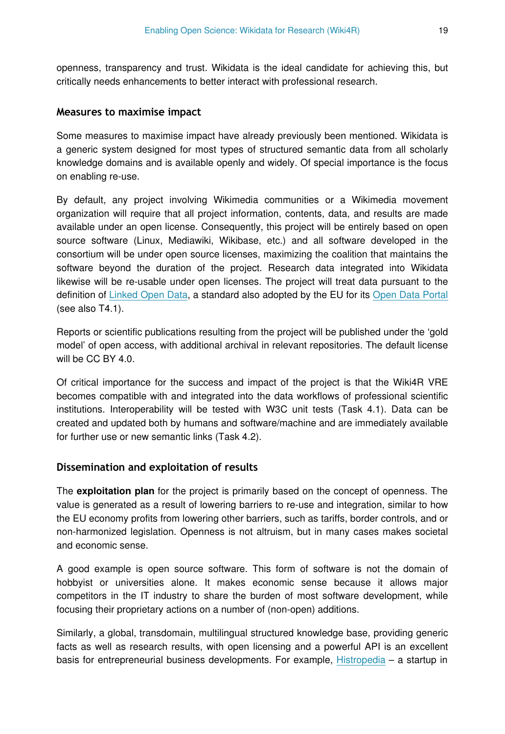openness, transparency and trust. Wikidata is the ideal candidate for achieving this, but critically needs enhancements to better interact with professional research.

### Measures to maximise impact

Some measures to maximise impact have already previously been mentioned. Wikidata is a generic system designed for most types of structured semantic data from all scholarly knowledge domains and is available openly and widely. Of special importance is the focus on enabling re-use.

By default, any project involving Wikimedia communities or a Wikimedia movement organization will require that all project information, contents, data, and results are made available under an open license. Consequently, this project will be entirely based on open source software (Linux, Mediawiki, Wikibase, etc.) and all software developed in the consortium will be under open source licenses, maximizing the coalition that maintains the software beyond the duration of the project. Research data integrated into Wikidata likewise will be re-usable under open licenses. The project will treat data pursuant to the definition of Linked Open Data, a standard also adopted by the EU for its Open Data Portal (see also T4.1).

Reports or scientific publications resulting from the project will be published under the 'gold model' of open access, with additional archival in relevant repositories. The default license will be CC BY 4.0.

Of critical importance for the success and impact of the project is that the Wiki4R VRE becomes compatible with and integrated into the data workflows of professional scientific institutions. Interoperability will be tested with W3C unit tests (Task 4.1). Data can be created and updated both by humans and software/machine and are immediately available for further use or new semantic links (Task 4.2).

### Dissemination and exploitation of results

The **exploitation plan** for the project is primarily based on the concept of openness. The value is generated as a result of lowering barriers to re-use and integration, similar to how the EU economy profits from lowering other barriers, such as tariffs, border controls, and or non-harmonized legislation. Openness is not altruism, but in many cases makes societal and economic sense.

A good example is open source software. This form of software is not the domain of hobbyist or universities alone. It makes economic sense because it allows major competitors in the IT industry to share the burden of most software development, while focusing their proprietary actions on a number of (non-open) additions.

Similarly, a global, transdomain, multilingual structured knowledge base, providing generic facts as well as research results, with open licensing and a powerful API is an excellent basis for entrepreneurial business developments. For example, Histropedia – a startup in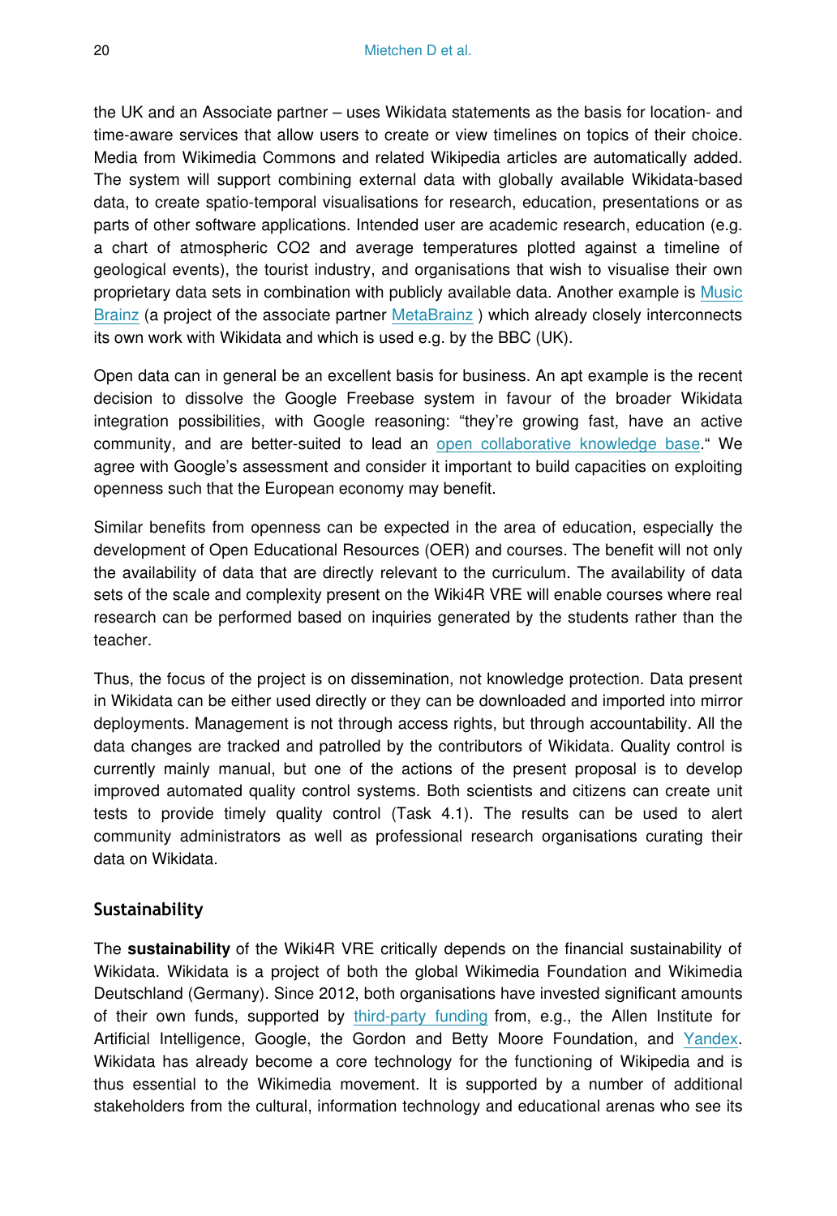the UK and an Associate partner – uses Wikidata statements as the basis for location- and time-aware services that allow users to create or view timelines on topics of their choice. Media from Wikimedia Commons and related Wikipedia articles are automatically added. The system will support combining external data with globally available Wikidata-based data, to create spatio-temporal visualisations for research, education, presentations or as parts of other software applications. Intended user are academic research, education (e.g. a chart of atmospheric CO2 and average temperatures plotted against a timeline of geological events), the tourist industry, and organisations that wish to visualise their own proprietary data sets in combination with publicly available data. Another example is Music Brainz (a project of the associate partner MetaBrainz ) which already closely interconnects its own work with Wikidata and which is used e.g. by the BBC (UK).

Open data can in general be an excellent basis for business. An apt example is the recent decision to dissolve the Google Freebase system in favour of the broader Wikidata integration possibilities, with Google reasoning: "they're growing fast, have an active community, and are better-suited to lead an open collaborative knowledge base." We agree with Google's assessment and consider it important to build capacities on exploiting openness such that the European economy may benefit.

Similar benefits from openness can be expected in the area of education, especially the development of Open Educational Resources (OER) and courses. The benefit will not only the availability of data that are directly relevant to the curriculum. The availability of data sets of the scale and complexity present on the Wiki4R VRE will enable courses where real research can be performed based on inquiries generated by the students rather than the teacher.

Thus, the focus of the project is on dissemination, not knowledge protection. Data present in Wikidata can be either used directly or they can be downloaded and imported into mirror deployments. Management is not through access rights, but through accountability. All the data changes are tracked and patrolled by the contributors of Wikidata. Quality control is currently mainly manual, but one of the actions of the present proposal is to develop improved automated quality control systems. Both scientists and citizens can create unit tests to provide timely quality control (Task 4.1). The results can be used to alert community administrators as well as professional research organisations curating their data on Wikidata.

### Sustainability

The **sustainability** of the Wiki4R VRE critically depends on the financial sustainability of Wikidata. Wikidata is a project of both the global Wikimedia Foundation and Wikimedia Deutschland (Germany). Since 2012, both organisations have invested significant amounts of their own funds, supported by third-party funding from, e.g., the Allen Institute for Artificial Intelligence, Google, the Gordon and Betty Moore Foundation, and Yandex. Wikidata has already become a core technology for the functioning of Wikipedia and is thus essential to the Wikimedia movement. It is supported by a number of additional stakeholders from the cultural, information technology and educational arenas who see its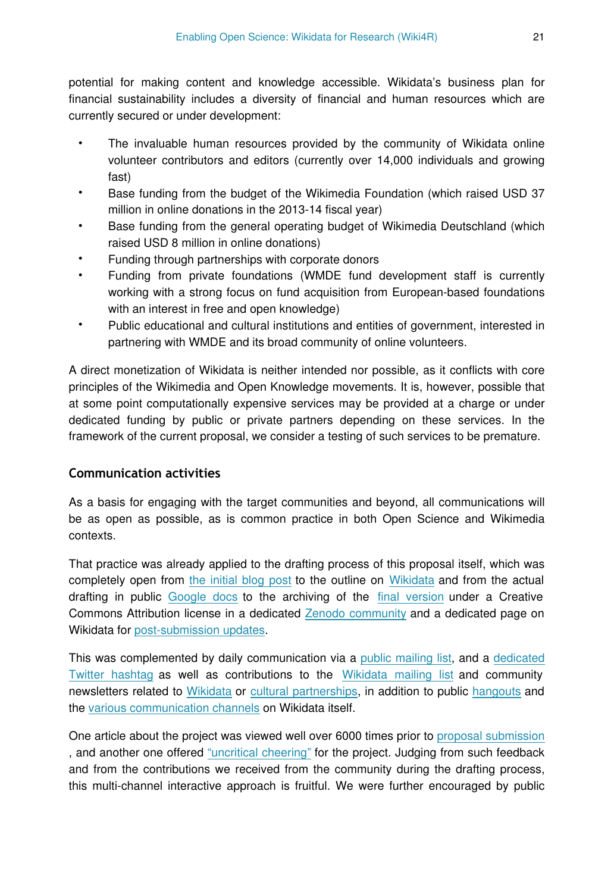potential for making content and knowledge accessible. Wikidata's business plan for financial sustainability includes a diversity of financial and human resources which are currently secured or under development:

- The invaluable human resources provided by the community of Wikidata online volunteer contributors and editors (currently over 14,000 individuals and growing fast)
- Base funding from the budget of the Wikimedia Foundation (which raised USD 37 million in online donations in the 2013-14 fiscal year)
- Base funding from the general operating budget of Wikimedia Deutschland (which raised USD 8 million in online donations)
- Funding through partnerships with corporate donors
- Funding from private foundations (WMDE fund development staff is currently working with a strong focus on fund acquisition from European-based foundations with an interest in free and open knowledge)
- Public educational and cultural institutions and entities of government, interested in partnering with WMDE and its broad community of online volunteers.

A direct monetization of Wikidata is neither intended nor possible, as it conflicts with core principles of the Wikimedia and Open Knowledge movements. It is, however, possible that at some point computationally expensive services may be provided at a charge or under dedicated funding by public or private partners depending on these services. In the framework of the current proposal, we consider a testing of such services to be premature.

### Communication activities

As a basis for engaging with the target communities and beyond, all communications will be as open as possible, as is common practice in both Open Science and Wikimedia contexts.

That practice was already applied to the drafting process of this proposal itself, which was completely open from the initial blog post to the outline on Wikidata and from the actual drafting in public Google docs to the archiving of the final version under a Creative Commons Attribution license in a dedicated Zenodo community and a dedicated page on Wikidata for post-submission updates.

This was complemented by daily communication via a public mailing list, and a dedicated Twitter hashtag as well as contributions to the Wikidata mailing list and community newsletters related to Wikidata or cultural partnerships, in addition to public hangouts and the various communication channels on Wikidata itself.

One article about the project was viewed well over 6000 times prior to proposal submission , and another one offered "uncritical cheering" for the project. Judging from such feedback and from the contributions we received from the community during the drafting process, this multi-channel interactive approach is fruitful. We were further encouraged by public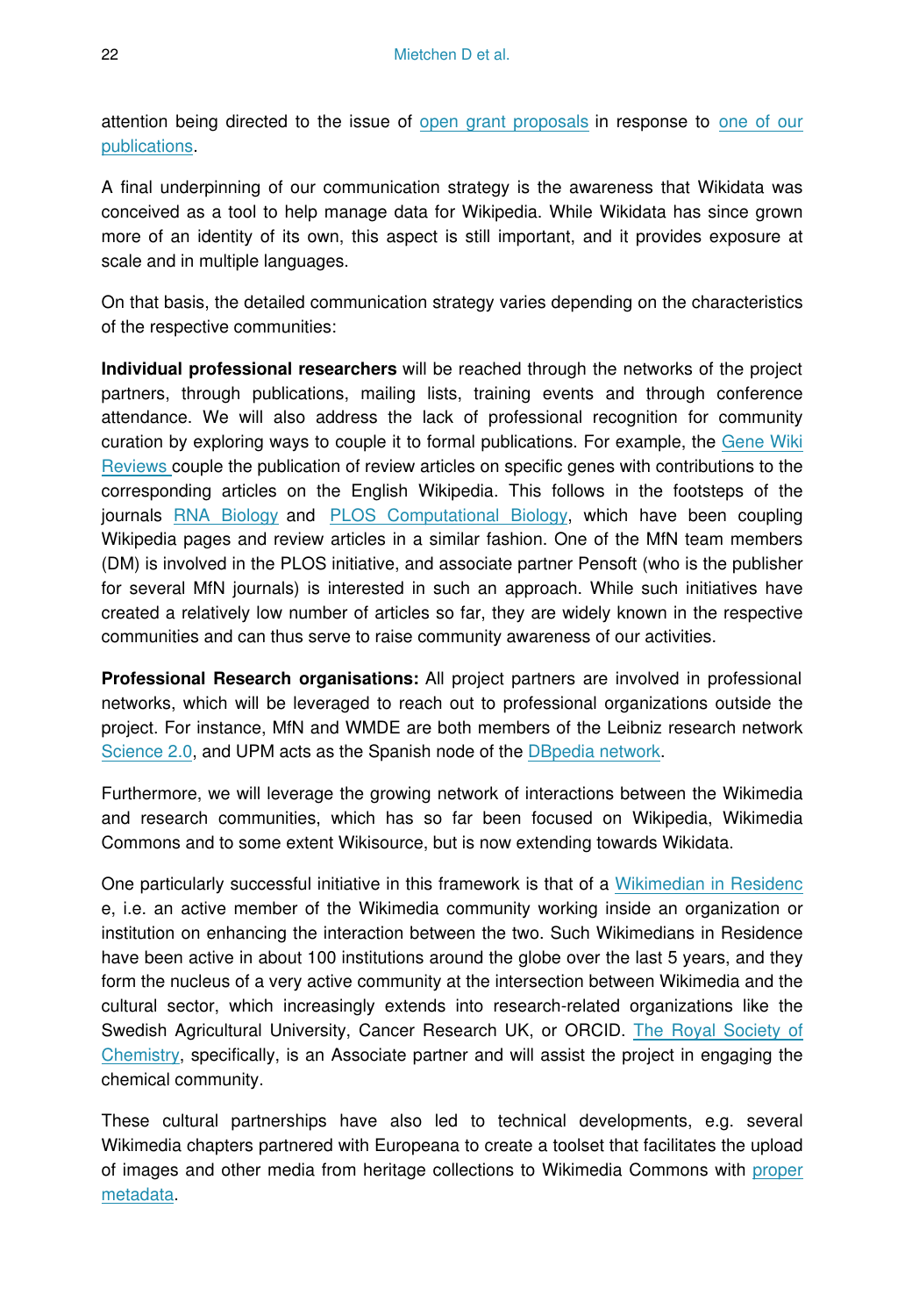attention being directed to the issue of open grant proposals in response to one of our publications.

A final underpinning of our communication strategy is the awareness that Wikidata was conceived as a tool to help manage data for Wikipedia. While Wikidata has since grown more of an identity of its own, this aspect is still important, and it provides exposure at scale and in multiple languages.

On that basis, the detailed communication strategy varies depending on the characteristics of the respective communities:

**Individual professional researchers** will be reached through the networks of the project partners, through publications, mailing lists, training events and through conference attendance. We will also address the lack of professional recognition for community curation by exploring ways to couple it to formal publications. For example, the Gene Wiki Reviews couple the publication of review articles on specific genes with contributions to the corresponding articles on the English Wikipedia. This follows in the footsteps of the journals RNA Biology and PLOS Computational Biology, which have been coupling Wikipedia pages and review articles in a similar fashion. One of the MfN team members (DM) is involved in the PLOS initiative, and associate partner Pensoft (who is the publisher for several MfN journals) is interested in such an approach. While such initiatives have created a relatively low number of articles so far, they are widely known in the respective communities and can thus serve to raise community awareness of our activities.

**Professional Research organisations:** All project partners are involved in professional networks, which will be leveraged to reach out to professional organizations outside the project. For instance, MfN and WMDE are both members of the Leibniz research network Science 2.0, and UPM acts as the Spanish node of the DBpedia network.

Furthermore, we will leverage the growing network of interactions between the Wikimedia and research communities, which has so far been focused on Wikipedia, Wikimedia Commons and to some extent Wikisource, but is now extending towards Wikidata.

One particularly successful initiative in this framework is that of a Wikimedian in Residence, i.e. an active member of the Wikimedia community working inside an organization or institution on enhancing the interaction between the two. Such Wikimedians in Residence have been active in about 100 institutions around the globe over the last 5 years, and they form the nucleus of a very active community at the intersection between Wikimedia and the cultural sector, which increasingly extends into research-related organizations like the Swedish Agricultural University, Cancer Research UK, or ORCID. The Royal Society of Chemistry, specifically, is an Associate partner and will assist the project in engaging the chemical community.

These cultural partnerships have also led to technical developments, e.g. several Wikimedia chapters partnered with Europeana to create a toolset that facilitates the upload of images and other media from heritage collections to Wikimedia Commons with proper metadata.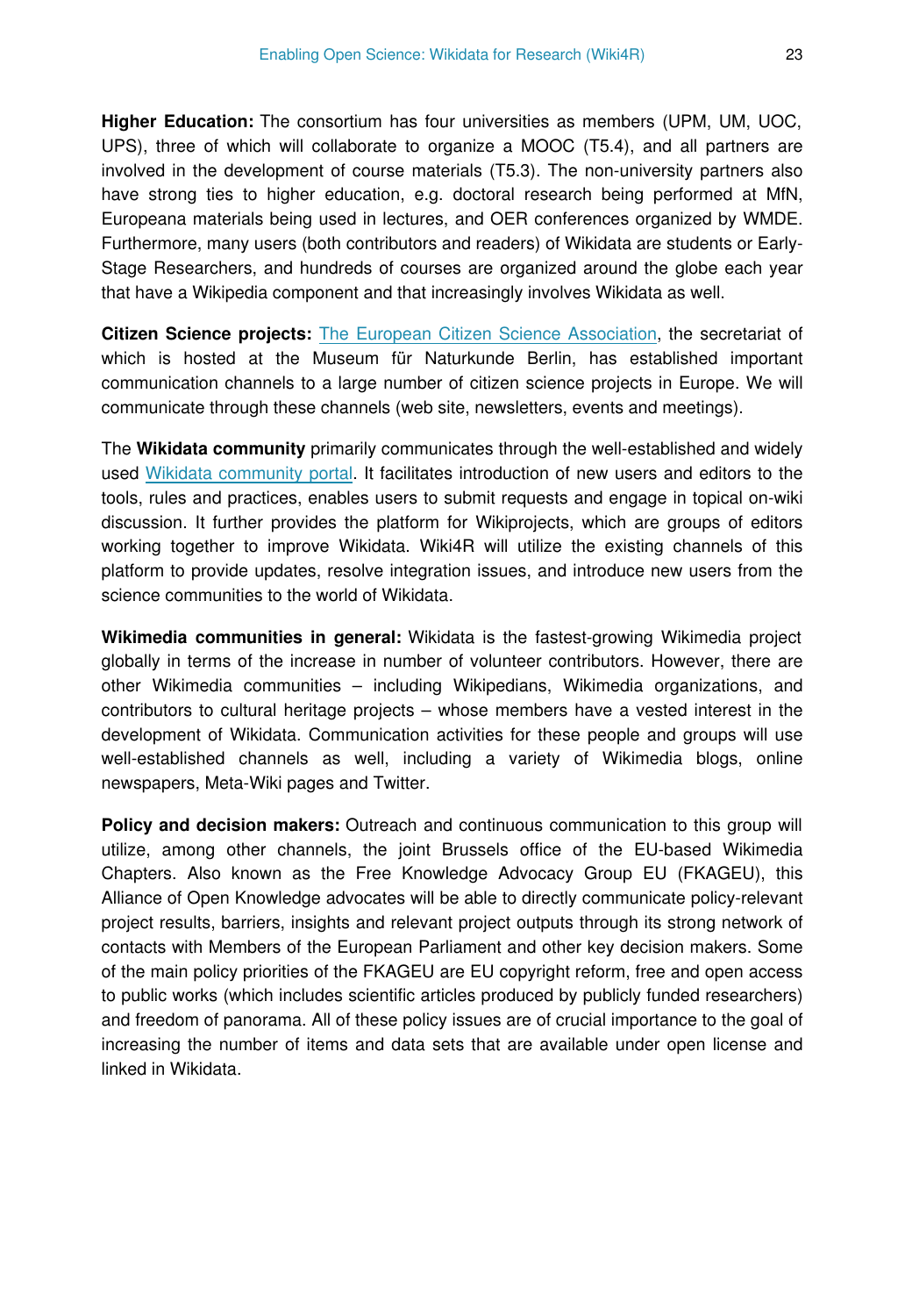**Higher Education:** The consortium has four universities as members (UPM, UM, UOC, UPS), three of which will collaborate to organize a MOOC (T5.4), and all partners are involved in the development of course materials (T5.3). The non-university partners also have strong ties to higher education, e.g. doctoral research being performed at MfN, Europeana materials being used in lectures, and OER conferences organized by WMDE. Furthermore, many users (both contributors and readers) of Wikidata are students or Early-Stage Researchers, and hundreds of courses are organized around the globe each year that have a Wikipedia component and that increasingly involves Wikidata as well.

**Citizen Science projects:** The European Citizen Science Association, the secretariat of which is hosted at the Museum für Naturkunde Berlin, has established important communication channels to a large number of citizen science projects in Europe. We will communicate through these channels (web site, newsletters, events and meetings).

The **Wikidata community** primarily communicates through the well-established and widely used Wikidata community portal. It facilitates introduction of new users and editors to the tools, rules and practices, enables users to submit requests and engage in topical on-wiki discussion. It further provides the platform for Wikiprojects, which are groups of editors working together to improve Wikidata. Wiki4R will utilize the existing channels of this platform to provide updates, resolve integration issues, and introduce new users from the science communities to the world of Wikidata.

**Wikimedia communities in general:** Wikidata is the fastest-growing Wikimedia project globally in terms of the increase in number of volunteer contributors. However, there are other Wikimedia communities – including Wikipedians, Wikimedia organizations, and contributors to cultural heritage projects – whose members have a vested interest in the development of Wikidata. Communication activities for these people and groups will use well-established channels as well, including a variety of Wikimedia blogs, online newspapers, Meta-Wiki pages and Twitter.

**Policy and decision makers:** Outreach and continuous communication to this group will utilize, among other channels, the joint Brussels office of the EU-based Wikimedia Chapters. Also known as the Free Knowledge Advocacy Group EU (FKAGEU), this Alliance of Open Knowledge advocates will be able to directly communicate policy-relevant project results, barriers, insights and relevant project outputs through its strong network of contacts with Members of the European Parliament and other key decision makers. Some of the main policy priorities of the FKAGEU are EU copyright reform, free and open access to public works (which includes scientific articles produced by publicly funded researchers) and freedom of panorama. All of these policy issues are of crucial importance to the goal of increasing the number of items and data sets that are available under open license and linked in Wikidata.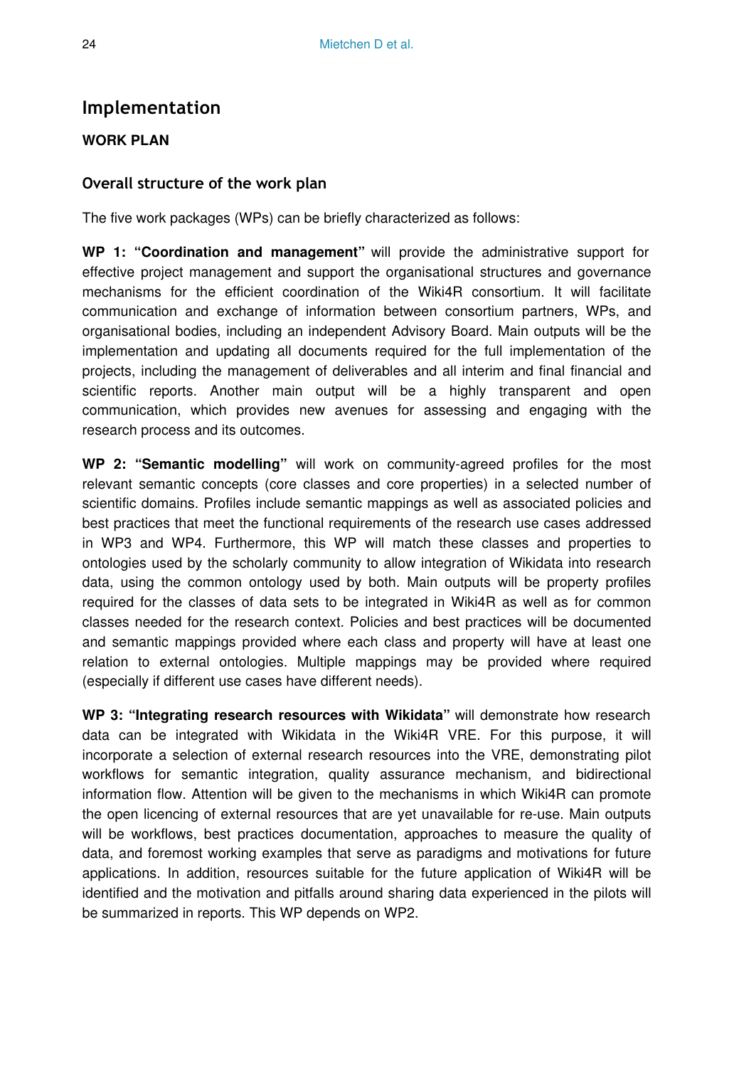## Implementation

**WORK PLAN**

### Overall structure of the work plan

The five work packages (WPs) can be briefly characterized as follows:

**WP 1: "Coordination and management"** will provide the administrative support for effective project management and support the organisational structures and governance mechanisms for the efficient coordination of the Wiki4R consortium. It will facilitate communication and exchange of information between consortium partners, WPs, and organisational bodies, including an independent Advisory Board. Main outputs will be the implementation and updating all documents required for the full implementation of the projects, including the management of deliverables and all interim and final financial and scientific reports. Another main output will be a highly transparent and open communication, which provides new avenues for assessing and engaging with the research process and its outcomes.

**WP 2: "Semantic modelling"** will work on community-agreed profiles for the most relevant semantic concepts (core classes and core properties) in a selected number of scientific domains. Profiles include semantic mappings as well as associated policies and best practices that meet the functional requirements of the research use cases addressed in WP3 and WP4. Furthermore, this WP will match these classes and properties to ontologies used by the scholarly community to allow integration of Wikidata into research data, using the common ontology used by both. Main outputs will be property profiles required for the classes of data sets to be integrated in Wiki4R as well as for common classes needed for the research context. Policies and best practices will be documented and semantic mappings provided where each class and property will have at least one relation to external ontologies. Multiple mappings may be provided where required (especially if different use cases have different needs).

**WP 3: "Integrating research resources with Wikidata"** will demonstrate how research data can be integrated with Wikidata in the Wiki4R VRE. For this purpose, it will incorporate a selection of external research resources into the VRE, demonstrating pilot workflows for semantic integration, quality assurance mechanism, and bidirectional information flow. Attention will be given to the mechanisms in which Wiki4R can promote the open licencing of external resources that are yet unavailable for re-use. Main outputs will be workflows, best practices documentation, approaches to measure the quality of data, and foremost working examples that serve as paradigms and motivations for future applications. In addition, resources suitable for the future application of Wiki4R will be identified and the motivation and pitfalls around sharing data experienced in the pilots will be summarized in reports. This WP depends on WP2.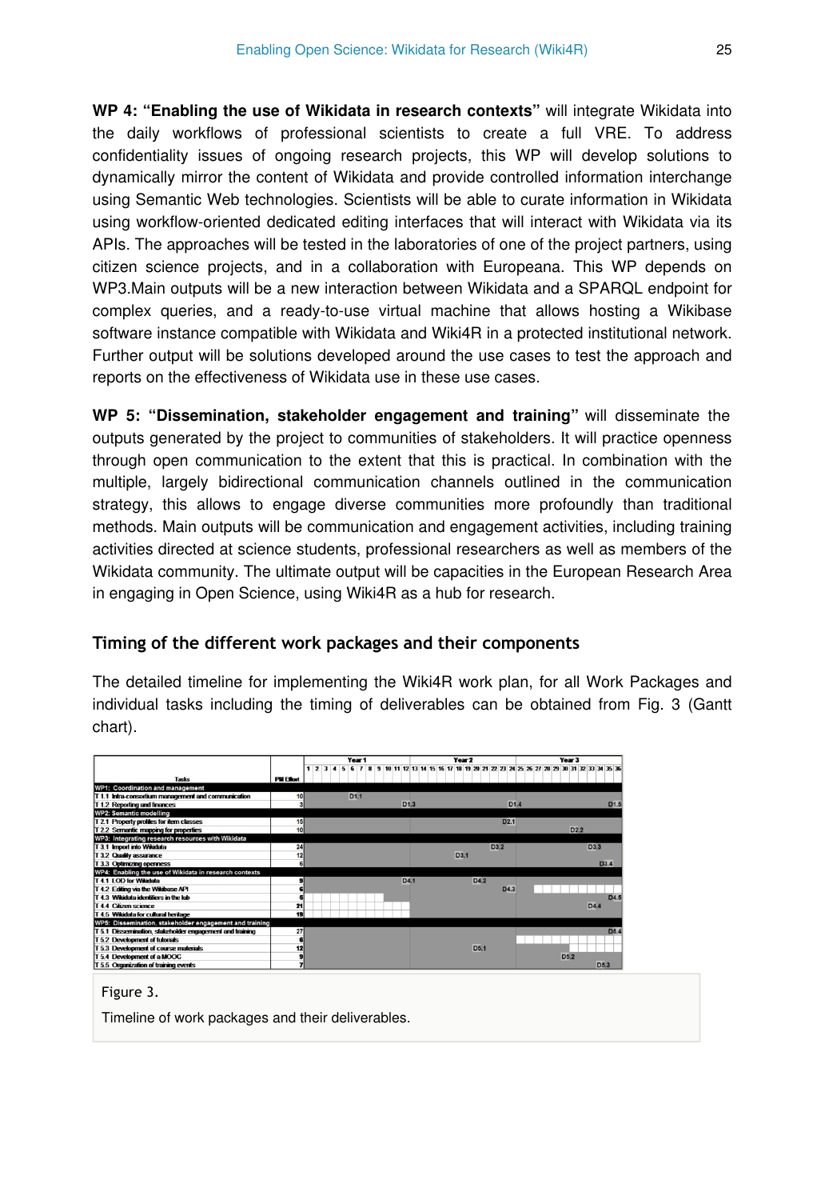**WP 4: "Enabling the use of Wikidata in research contexts"** will integrate Wikidata into the daily workflows of professional scientists to create a full VRE. To address confidentiality issues of ongoing research projects, this WP will develop solutions to dynamically mirror the content of Wikidata and provide controlled information interchange using Semantic Web technologies. Scientists will be able to curate information in Wikidata using workflow-oriented dedicated editing interfaces that will interact with Wikidata via its APIs. The approaches will be tested in the laboratories of one of the project partners, using citizen science projects, and in a collaboration with Europeana. This WP depends on WP3.Main outputs will be a new interaction between Wikidata and a SPARQL endpoint for complex queries, and a ready-to-use virtual machine that allows hosting a Wikibase software instance compatible with Wikidata and Wiki4R in a protected institutional network. Further output will be solutions developed around the use cases to test the approach and reports on the effectiveness of Wikidata use in these use cases.

**WP 5: "Dissemination, stakeholder engagement and training"** will disseminate the outputs generated by the project to communities of stakeholders. It will practice openness through open communication to the extent that this is practical. In combination with the multiple, largely bidirectional communication channels outlined in the communication strategy, this allows to engage diverse communities more profoundly than traditional methods. Main outputs will be communication and engagement activities, including training activities directed at science students, professional researchers as well as members of the Wikidata community. The ultimate output will be capacities in the European Research Area in engaging in Open Science, using Wiki4R as a hub for research.

### Timing of the different work packages and their components

The detailed timeline for implementing the Wiki4R work plan, for all Work Packages and individual tasks including the timing of deliverables can be obtained from Fig. 3 (Gantt chart).

| Tasks | PM Effort | Deliverables (Year 1–3, months 1–36) |
|---|---|---|
| **WP1: Coordination and management** | | |
| T 1.1 Intra-consortium management and communication | 10 | D1.1 |
| T 1.2 Reporting and finances | 3 | D1.3, D1.4, D1.5 |
| **WP2: Semantic modelling** | | |
| T 2.1 Property profiles for item classes | 15 | D2.1 |
| T 2.2 Semantic mapping for properties | 10 | D2.2 |
| **WP3: Integrating research resources with Wikidata** | | |
| T 3.1 Import into Wikidata | 24 | D3.2, D3.3 |
| T 3.2 Quality assurance | 12 | D3.1 |
| T 3.3 Optimizing openness | 6 | D3.4 |
| **WP4: Enabling the use of Wikidata in research contexts** | | |
| T 4.1 LOD for Wikidata | 9 | D4.1, D4.2 |
| T 4.2 Editing via the Wikibase API | 6 | D4.3 |
| T 4.3 Wikidata identifiers in the lab | 5 | D4.5 |
| T 4.4 Citizen science | 21 | D4.4 |
| T 4.5 Wikidata for cultural heritage | 19 | |
| **WP5: Dissemination, stakeholder engagement and training** | | |
| T 5.1 Dissemination, stakeholder engagement and training | 27 | D5.4 |
| T 5.2 Development of tutorials | 6 | |
| T 5.3 Development of course materials | 12 | D5.1 |
| T 5.4 Development of a MOOC | 9 | D5.2 |
| T 5.5 Organization of training events | 7 | D5.3 |

Figure 3.

Timeline of work packages and their deliverables.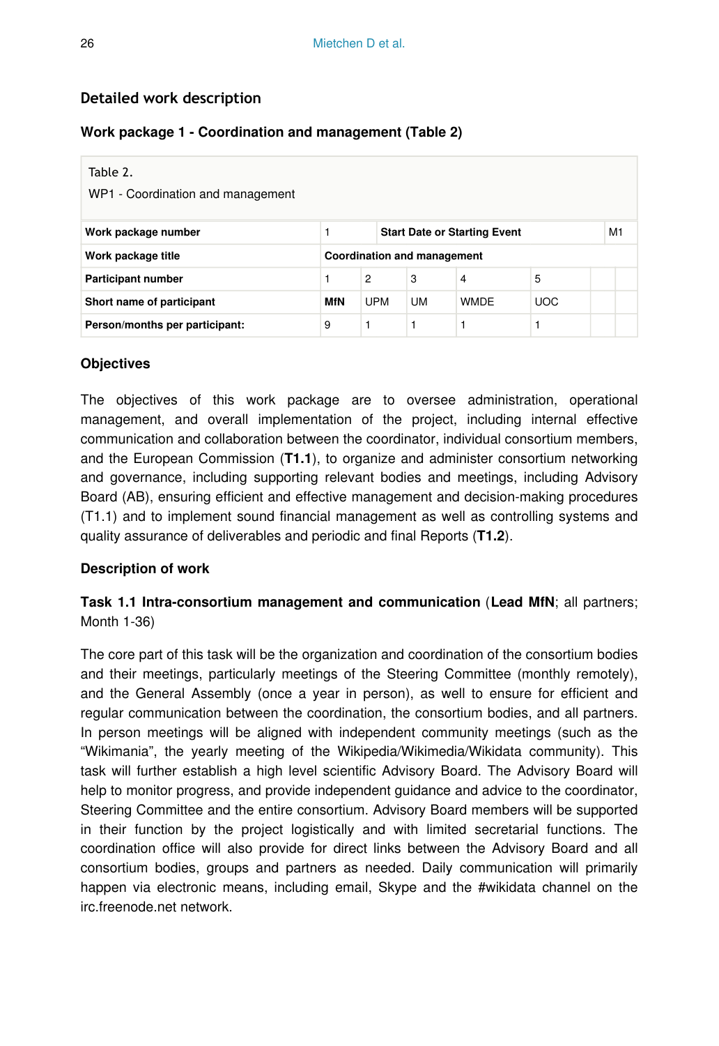## Detailed work description

### Work package 1 - Coordination and management (Table 2)

Table 2.

WP1 - Coordination and management

| Work package number | 1 | Start Date or Starting Event | | | | M1 |
|---|---|---|---|---|---|---|
| Work package title | Coordination and management | | | | | |
| Participant number | 1 | 2 | 3 | 4 | 5 | |
| Short name of participant | **MfN** | UPM | UM | WMDE | UOC | |
| Person/months per participant: | 9 | 1 | 1 | 1 | 1 | |

#### Objectives

The objectives of this work package are to oversee administration, operational management, and overall implementation of the project, including internal effective communication and collaboration between the coordinator, individual consortium members, and the European Commission (**T1.1**), to organize and administer consortium networking and governance, including supporting relevant bodies and meetings, including Advisory Board (AB), ensuring efficient and effective management and decision-making procedures (T1.1) and to implement sound financial management as well as controlling systems and quality assurance of deliverables and periodic and final Reports (**T1.2**).

#### Description of work

**Task 1.1 Intra-consortium management and communication** (**Lead MfN**; all partners; Month 1-36)

The core part of this task will be the organization and coordination of the consortium bodies and their meetings, particularly meetings of the Steering Committee (monthly remotely), and the General Assembly (once a year in person), as well to ensure for efficient and regular communication between the coordination, the consortium bodies, and all partners. In person meetings will be aligned with independent community meetings (such as the "Wikimania", the yearly meeting of the Wikipedia/Wikimedia/Wikidata community). This task will further establish a high level scientific Advisory Board. The Advisory Board will help to monitor progress, and provide independent guidance and advice to the coordinator, Steering Committee and the entire consortium. Advisory Board members will be supported in their function by the project logistically and with limited secretarial functions. The coordination office will also provide for direct links between the Advisory Board and all consortium bodies, groups and partners as needed. Daily communication will primarily happen via electronic means, including email, Skype and the #wikidata channel on the irc.freenode.net network.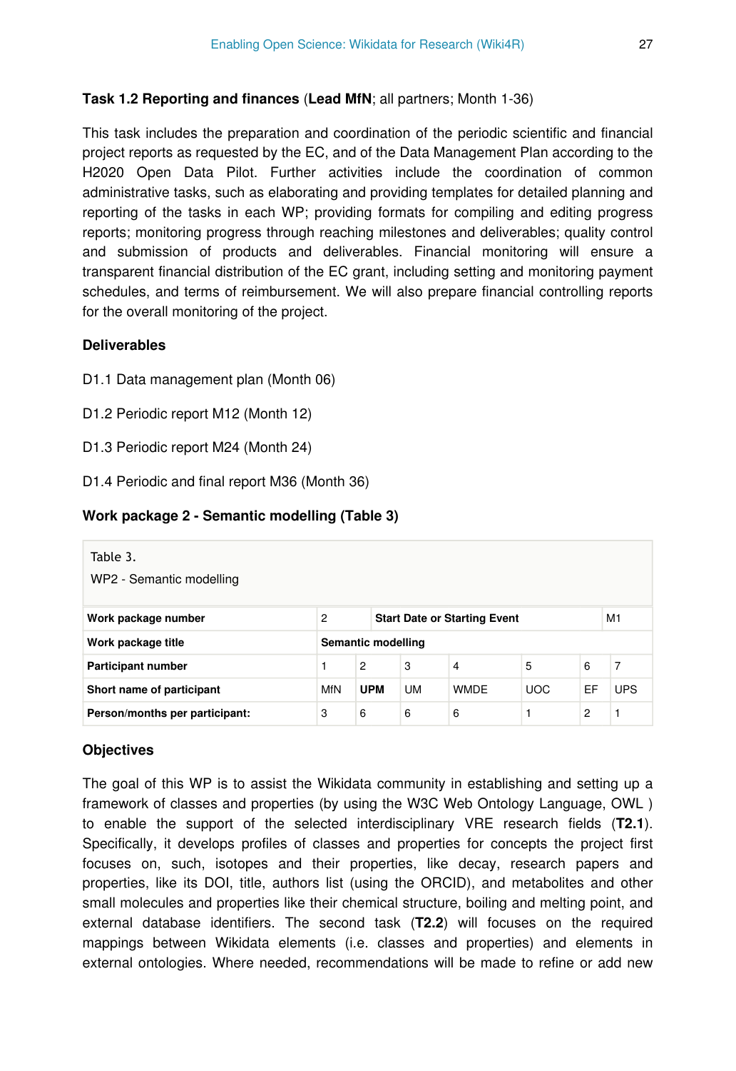**Task 1.2 Reporting and finances** (**Lead MfN**; all partners; Month 1-36)

This task includes the preparation and coordination of the periodic scientific and financial project reports as requested by the EC, and of the Data Management Plan according to the H2020 Open Data Pilot. Further activities include the coordination of common administrative tasks, such as elaborating and providing templates for detailed planning and reporting of the tasks in each WP; providing formats for compiling and editing progress reports; monitoring progress through reaching milestones and deliverables; quality control and submission of products and deliverables. Financial monitoring will ensure a transparent financial distribution of the EC grant, including setting and monitoring payment schedules, and terms of reimbursement. We will also prepare financial controlling reports for the overall monitoring of the project.

**Deliverables**

D1.1 Data management plan (Month 06)

D1.2 Periodic report M12 (Month 12)

D1.3 Periodic report M24 (Month 24)

D1.4 Periodic and final report M36 (Month 36)

**Work package 2 - Semantic modelling (Table 3)**

Table 3.

WP2 - Semantic modelling

| **Work package number** | 2 | **Start Date or Starting Event** | | | | M1 |
|---|---|---|---|---|---|---|
| **Work package title** | **Semantic modelling** | | | | | |
| **Participant number** | 1 | 2 | 3 | 4 | 5 | 6 | 7 |
| **Short name of participant** | MfN | **UPM** | UM | WMDE | UOC | EF | UPS |
| **Person/months per participant:** | 3 | 6 | 6 | 6 | 1 | 2 | 1 |

**Objectives**

The goal of this WP is to assist the Wikidata community in establishing and setting up a framework of classes and properties (by using the W3C Web Ontology Language, OWL ) to enable the support of the selected interdisciplinary VRE research fields (**T2.1**). Specifically, it develops profiles of classes and properties for concepts the project first focuses on, such, isotopes and their properties, like decay, research papers and properties, like its DOI, title, authors list (using the ORCID), and metabolites and other small molecules and properties like their chemical structure, boiling and melting point, and external database identifiers. The second task (**T2.2**) will focuses on the required mappings between Wikidata elements (i.e. classes and properties) and elements in external ontologies. Where needed, recommendations will be made to refine or add new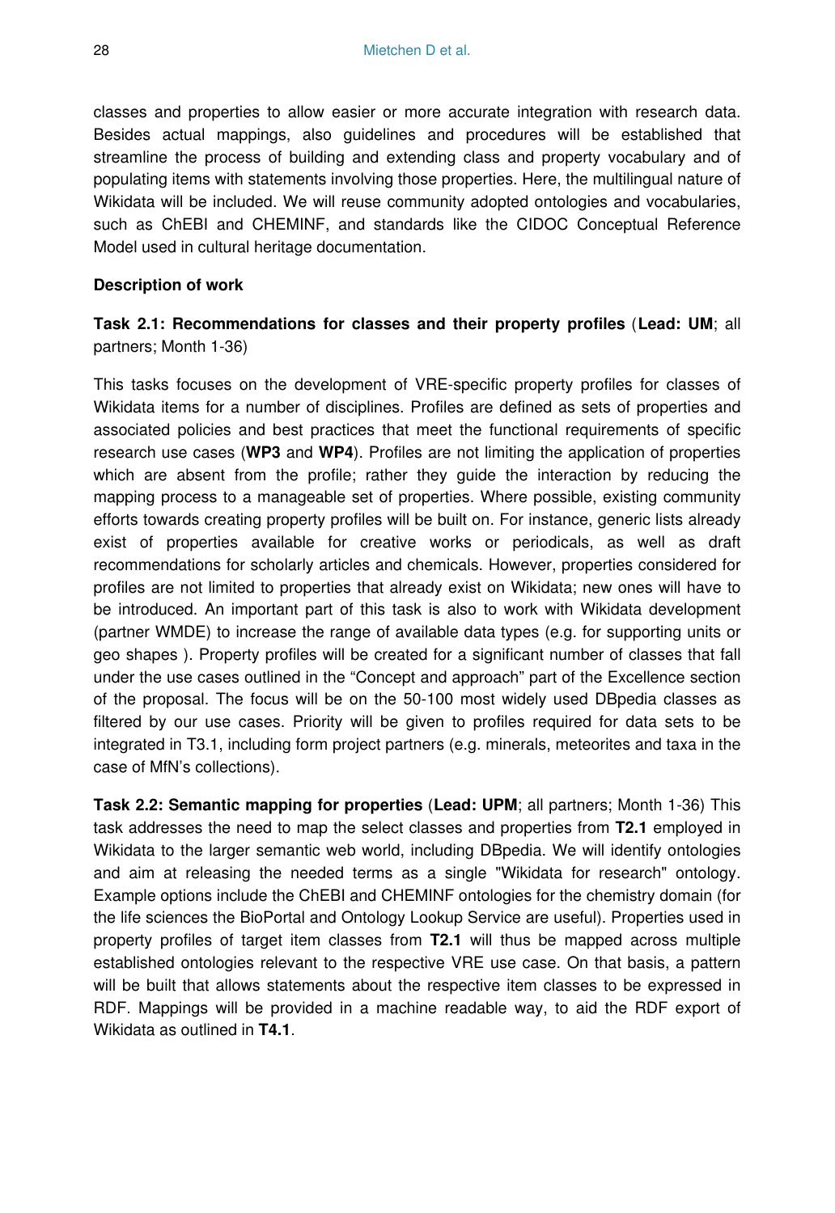classes and properties to allow easier or more accurate integration with research data. Besides actual mappings, also guidelines and procedures will be established that streamline the process of building and extending class and property vocabulary and of populating items with statements involving those properties. Here, the multilingual nature of Wikidata will be included. We will reuse community adopted ontologies and vocabularies, such as ChEBI and CHEMINF, and standards like the CIDOC Conceptual Reference Model used in cultural heritage documentation.

**Description of work**

**Task 2.1: Recommendations for classes and their property profiles** (**Lead: UM**; all partners; Month 1-36)

This tasks focuses on the development of VRE-specific property profiles for classes of Wikidata items for a number of disciplines. Profiles are defined as sets of properties and associated policies and best practices that meet the functional requirements of specific research use cases (**WP3** and **WP4**). Profiles are not limiting the application of properties which are absent from the profile; rather they guide the interaction by reducing the mapping process to a manageable set of properties. Where possible, existing community efforts towards creating property profiles will be built on. For instance, generic lists already exist of properties available for creative works or periodicals, as well as draft recommendations for scholarly articles and chemicals. However, properties considered for profiles are not limited to properties that already exist on Wikidata; new ones will have to be introduced. An important part of this task is also to work with Wikidata development (partner WMDE) to increase the range of available data types (e.g. for supporting units or geo shapes ). Property profiles will be created for a significant number of classes that fall under the use cases outlined in the “Concept and approach” part of the Excellence section of the proposal. The focus will be on the 50-100 most widely used DBpedia classes as filtered by our use cases. Priority will be given to profiles required for data sets to be integrated in T3.1, including form project partners (e.g. minerals, meteorites and taxa in the case of MfN’s collections).

**Task 2.2: Semantic mapping for properties** (**Lead: UPM**; all partners; Month 1-36) This task addresses the need to map the select classes and properties from **T2.1** employed in Wikidata to the larger semantic web world, including DBpedia. We will identify ontologies and aim at releasing the needed terms as a single "Wikidata for research" ontology. Example options include the ChEBI and CHEMINF ontologies for the chemistry domain (for the life sciences the BioPortal and Ontology Lookup Service are useful). Properties used in property profiles of target item classes from **T2.1** will thus be mapped across multiple established ontologies relevant to the respective VRE use case. On that basis, a pattern will be built that allows statements about the respective item classes to be expressed in RDF. Mappings will be provided in a machine readable way, to aid the RDF export of Wikidata as outlined in **T4.1**.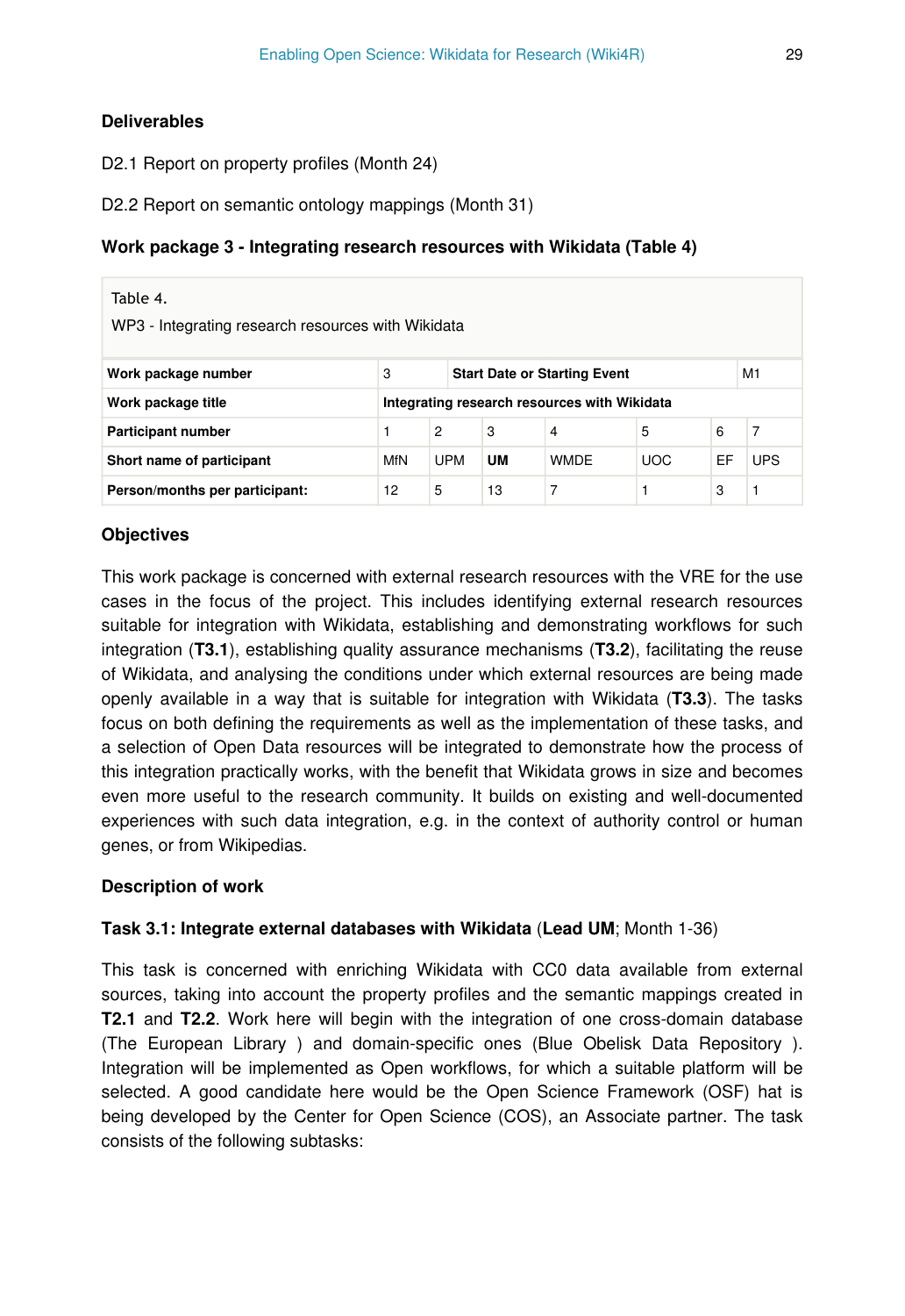**Deliverables**

D2.1 Report on property profiles (Month 24)

D2.2 Report on semantic ontology mappings (Month 31)

**Work package 3 - Integrating research resources with Wikidata (Table 4)**

Table 4.

WP3 - Integrating research resources with Wikidata

| **Work package number** | 3 | **Start Date or Starting Event** | | | | M1 |
|---|---|---|---|---|---|---|
| **Work package title** | **Integrating research resources with Wikidata** | | | | | |
| **Participant number** | 1 | 2 | 3 | 4 | 5 | 6 | 7 |
| **Short name of participant** | MfN | UPM | **UM** | WMDE | UOC | EF | UPS |
| **Person/months per participant:** | 12 | 5 | 13 | 7 | 1 | 3 | 1 |

**Objectives**

This work package is concerned with external research resources with the VRE for the use cases in the focus of the project. This includes identifying external research resources suitable for integration with Wikidata, establishing and demonstrating workflows for such integration (**T3.1**), establishing quality assurance mechanisms (**T3.2**), facilitating the reuse of Wikidata, and analysing the conditions under which external resources are being made openly available in a way that is suitable for integration with Wikidata (**T3.3**). The tasks focus on both defining the requirements as well as the implementation of these tasks, and a selection of Open Data resources will be integrated to demonstrate how the process of this integration practically works, with the benefit that Wikidata grows in size and becomes even more useful to the research community. It builds on existing and well-documented experiences with such data integration, e.g. in the context of authority control or human genes, or from Wikipedias.

**Description of work**

**Task 3.1: Integrate external databases with Wikidata** (**Lead UM**; Month 1-36)

This task is concerned with enriching Wikidata with CC0 data available from external sources, taking into account the property profiles and the semantic mappings created in **T2.1** and **T2.2**. Work here will begin with the integration of one cross-domain database (The European Library ) and domain-specific ones (Blue Obelisk Data Repository ). Integration will be implemented as Open workflows, for which a suitable platform will be selected. A good candidate here would be the Open Science Framework (OSF) hat is being developed by the Center for Open Science (COS), an Associate partner. The task consists of the following subtasks: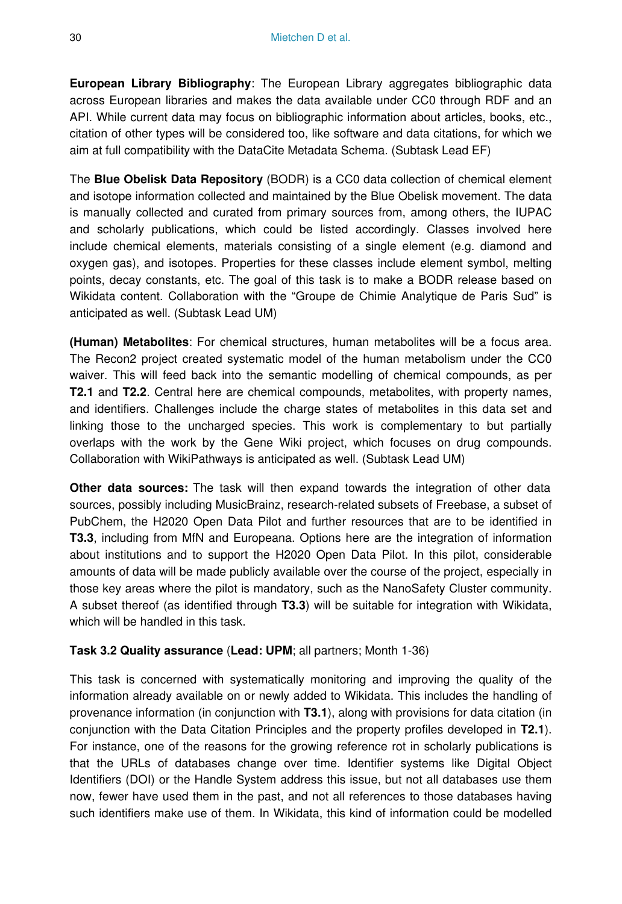**European Library Bibliography**: The European Library aggregates bibliographic data across European libraries and makes the data available under CC0 through RDF and an API. While current data may focus on bibliographic information about articles, books, etc., citation of other types will be considered too, like software and data citations, for which we aim at full compatibility with the DataCite Metadata Schema. (Subtask Lead EF)

The **Blue Obelisk Data Repository** (BODR) is a CC0 data collection of chemical element and isotope information collected and maintained by the Blue Obelisk movement. The data is manually collected and curated from primary sources from, among others, the IUPAC and scholarly publications, which could be listed accordingly. Classes involved here include chemical elements, materials consisting of a single element (e.g. diamond and oxygen gas), and isotopes. Properties for these classes include element symbol, melting points, decay constants, etc. The goal of this task is to make a BODR release based on Wikidata content. Collaboration with the "Groupe de Chimie Analytique de Paris Sud" is anticipated as well. (Subtask Lead UM)

**(Human) Metabolites**: For chemical structures, human metabolites will be a focus area. The Recon2 project created systematic model of the human metabolism under the CC0 waiver. This will feed back into the semantic modelling of chemical compounds, as per **T2.1** and **T2.2**. Central here are chemical compounds, metabolites, with property names, and identifiers. Challenges include the charge states of metabolites in this data set and linking those to the uncharged species. This work is complementary to but partially overlaps with the work by the Gene Wiki project, which focuses on drug compounds. Collaboration with WikiPathways is anticipated as well. (Subtask Lead UM)

**Other data sources:** The task will then expand towards the integration of other data sources, possibly including MusicBrainz, research-related subsets of Freebase, a subset of PubChem, the H2020 Open Data Pilot and further resources that are to be identified in **T3.3**, including from MfN and Europeana. Options here are the integration of information about institutions and to support the H2020 Open Data Pilot. In this pilot, considerable amounts of data will be made publicly available over the course of the project, especially in those key areas where the pilot is mandatory, such as the NanoSafety Cluster community. A subset thereof (as identified through **T3.3**) will be suitable for integration with Wikidata, which will be handled in this task.

**Task 3.2 Quality assurance** (**Lead: UPM**; all partners; Month 1-36)

This task is concerned with systematically monitoring and improving the quality of the information already available on or newly added to Wikidata. This includes the handling of provenance information (in conjunction with **T3.1**), along with provisions for data citation (in conjunction with the Data Citation Principles and the property profiles developed in **T2.1**). For instance, one of the reasons for the growing reference rot in scholarly publications is that the URLs of databases change over time. Identifier systems like Digital Object Identifiers (DOI) or the Handle System address this issue, but not all databases use them now, fewer have used them in the past, and not all references to those databases having such identifiers make use of them. In Wikidata, this kind of information could be modelled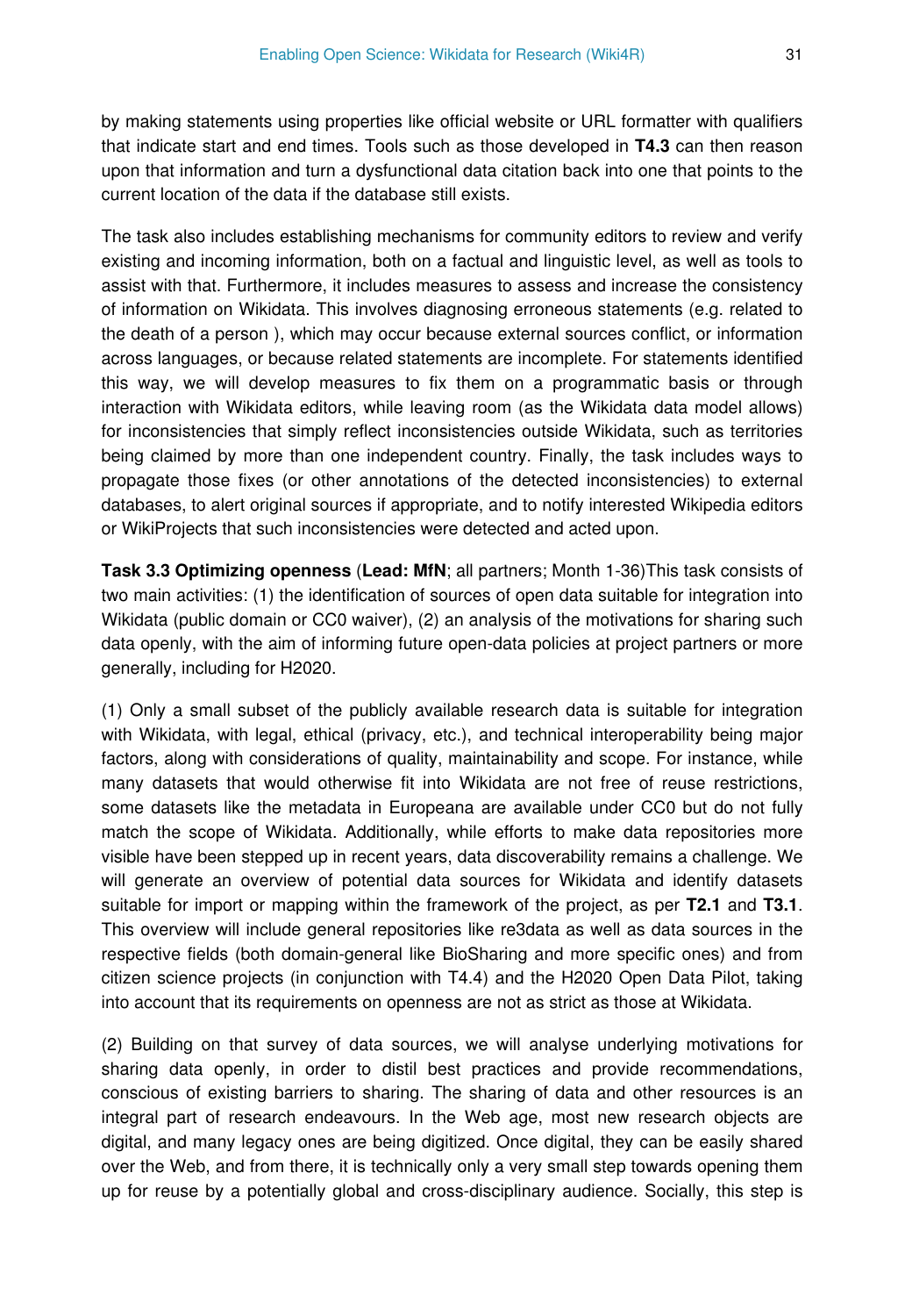by making statements using properties like official website or URL formatter with qualifiers that indicate start and end times. Tools such as those developed in **T4.3** can then reason upon that information and turn a dysfunctional data citation back into one that points to the current location of the data if the database still exists.

The task also includes establishing mechanisms for community editors to review and verify existing and incoming information, both on a factual and linguistic level, as well as tools to assist with that. Furthermore, it includes measures to assess and increase the consistency of information on Wikidata. This involves diagnosing erroneous statements (e.g. related to the death of a person ), which may occur because external sources conflict, or information across languages, or because related statements are incomplete. For statements identified this way, we will develop measures to fix them on a programmatic basis or through interaction with Wikidata editors, while leaving room (as the Wikidata data model allows) for inconsistencies that simply reflect inconsistencies outside Wikidata, such as territories being claimed by more than one independent country. Finally, the task includes ways to propagate those fixes (or other annotations of the detected inconsistencies) to external databases, to alert original sources if appropriate, and to notify interested Wikipedia editors or WikiProjects that such inconsistencies were detected and acted upon.

**Task 3.3 Optimizing openness** (**Lead: MfN**; all partners; Month 1-36)This task consists of two main activities: (1) the identification of sources of open data suitable for integration into Wikidata (public domain or CC0 waiver), (2) an analysis of the motivations for sharing such data openly, with the aim of informing future open-data policies at project partners or more generally, including for H2020.

(1) Only a small subset of the publicly available research data is suitable for integration with Wikidata, with legal, ethical (privacy, etc.), and technical interoperability being major factors, along with considerations of quality, maintainability and scope. For instance, while many datasets that would otherwise fit into Wikidata are not free of reuse restrictions, some datasets like the metadata in Europeana are available under CC0 but do not fully match the scope of Wikidata. Additionally, while efforts to make data repositories more visible have been stepped up in recent years, data discoverability remains a challenge. We will generate an overview of potential data sources for Wikidata and identify datasets suitable for import or mapping within the framework of the project, as per **T2.1** and **T3.1**. This overview will include general repositories like re3data as well as data sources in the respective fields (both domain-general like BioSharing and more specific ones) and from citizen science projects (in conjunction with T4.4) and the H2020 Open Data Pilot, taking into account that its requirements on openness are not as strict as those at Wikidata.

(2) Building on that survey of data sources, we will analyse underlying motivations for sharing data openly, in order to distil best practices and provide recommendations, conscious of existing barriers to sharing. The sharing of data and other resources is an integral part of research endeavours. In the Web age, most new research objects are digital, and many legacy ones are being digitized. Once digital, they can be easily shared over the Web, and from there, it is technically only a very small step towards opening them up for reuse by a potentially global and cross-disciplinary audience. Socially, this step is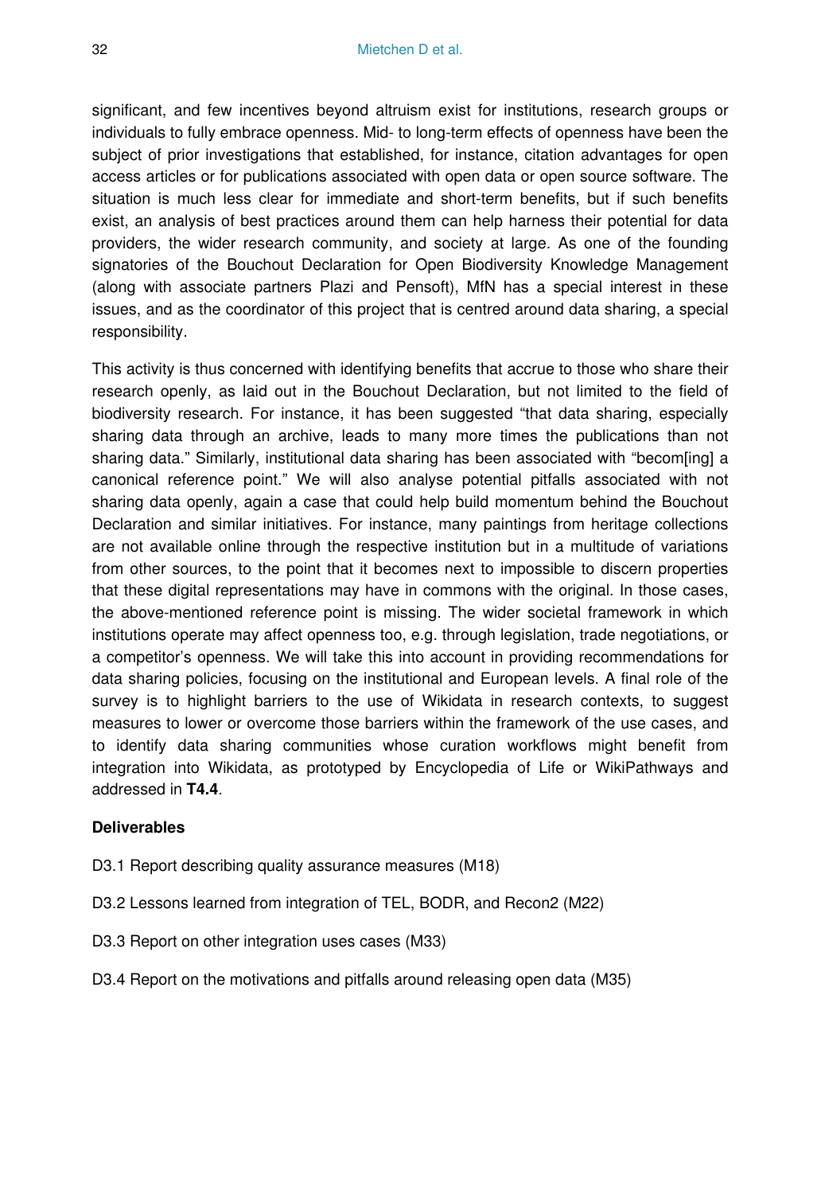significant, and few incentives beyond altruism exist for institutions, research groups or individuals to fully embrace openness. Mid- to long-term effects of openness have been the subject of prior investigations that established, for instance, citation advantages for open access articles or for publications associated with open data or open source software. The situation is much less clear for immediate and short-term benefits, but if such benefits exist, an analysis of best practices around them can help harness their potential for data providers, the wider research community, and society at large. As one of the founding signatories of the Bouchout Declaration for Open Biodiversity Knowledge Management (along with associate partners Plazi and Pensoft), MfN has a special interest in these issues, and as the coordinator of this project that is centred around data sharing, a special responsibility.

This activity is thus concerned with identifying benefits that accrue to those who share their research openly, as laid out in the Bouchout Declaration, but not limited to the field of biodiversity research. For instance, it has been suggested "that data sharing, especially sharing data through an archive, leads to many more times the publications than not sharing data." Similarly, institutional data sharing has been associated with "becom[ing] a canonical reference point." We will also analyse potential pitfalls associated with not sharing data openly, again a case that could help build momentum behind the Bouchout Declaration and similar initiatives. For instance, many paintings from heritage collections are not available online through the respective institution but in a multitude of variations from other sources, to the point that it becomes next to impossible to discern properties that these digital representations may have in commons with the original. In those cases, the above-mentioned reference point is missing. The wider societal framework in which institutions operate may affect openness too, e.g. through legislation, trade negotiations, or a competitor's openness. We will take this into account in providing recommendations for data sharing policies, focusing on the institutional and European levels. A final role of the survey is to highlight barriers to the use of Wikidata in research contexts, to suggest measures to lower or overcome those barriers within the framework of the use cases, and to identify data sharing communities whose curation workflows might benefit from integration into Wikidata, as prototyped by Encyclopedia of Life or WikiPathways and addressed in **T4.4**.

**Deliverables**

D3.1 Report describing quality assurance measures (M18)

D3.2 Lessons learned from integration of TEL, BODR, and Recon2 (M22)

D3.3 Report on other integration uses cases (M33)

D3.4 Report on the motivations and pitfalls around releasing open data (M35)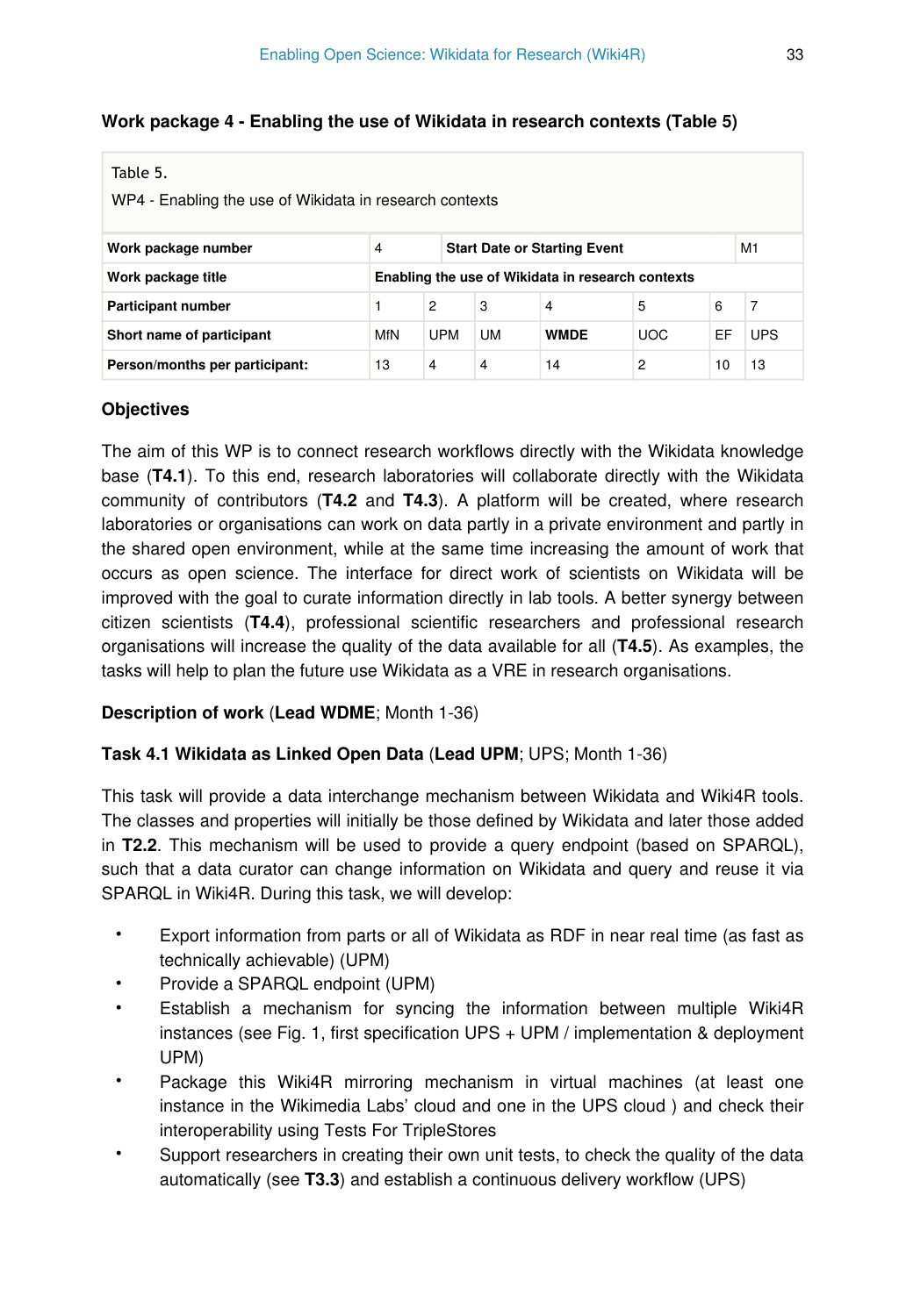**Work package 4 - Enabling the use of Wikidata in research contexts (Table 5)**

Table 5.

WP4 - Enabling the use of Wikidata in research contexts

| **Work package number** | 4 | **Start Date or Starting Event** | | | | M1 |
|---|---|---|---|---|---|---|
| **Work package title** | **Enabling the use of Wikidata in research contexts** | | | | | |
| **Participant number** | 1 | 2 | 3 | 4 | 5 | 6 | 7 |
| **Short name of participant** | MfN | UPM | UM | **WMDE** | UOC | EF | UPS |
| **Person/months per participant:** | 13 | 4 | 4 | 14 | 2 | 10 | 13 |

**Objectives**

The aim of this WP is to connect research workflows directly with the Wikidata knowledge base (**T4.1**). To this end, research laboratories will collaborate directly with the Wikidata community of contributors (**T4.2** and **T4.3**). A platform will be created, where research laboratories or organisations can work on data partly in a private environment and partly in the shared open environment, while at the same time increasing the amount of work that occurs as open science. The interface for direct work of scientists on Wikidata will be improved with the goal to curate information directly in lab tools. A better synergy between citizen scientists (**T4.4**), professional scientific researchers and professional research organisations will increase the quality of the data available for all (**T4.5**). As examples, the tasks will help to plan the future use Wikidata as a VRE in research organisations.

**Description of work** (**Lead WDME**; Month 1-36)

**Task 4.1 Wikidata as Linked Open Data** (**Lead UPM**; UPS; Month 1-36)

This task will provide a data interchange mechanism between Wikidata and Wiki4R tools. The classes and properties will initially be those defined by Wikidata and later those added in **T2.2**. This mechanism will be used to provide a query endpoint (based on SPARQL), such that a data curator can change information on Wikidata and query and reuse it via SPARQL in Wiki4R. During this task, we will develop:

- Export information from parts or all of Wikidata as RDF in near real time (as fast as technically achievable) (UPM)
- Provide a SPARQL endpoint (UPM)
- Establish a mechanism for syncing the information between multiple Wiki4R instances (see Fig. 1, first specification UPS + UPM / implementation & deployment UPM)
- Package this Wiki4R mirroring mechanism in virtual machines (at least one instance in the Wikimedia Labs' cloud and one in the UPS cloud ) and check their interoperability using Tests For TripleStores
- Support researchers in creating their own unit tests, to check the quality of the data automatically (see **T3.3**) and establish a continuous delivery workflow (UPS)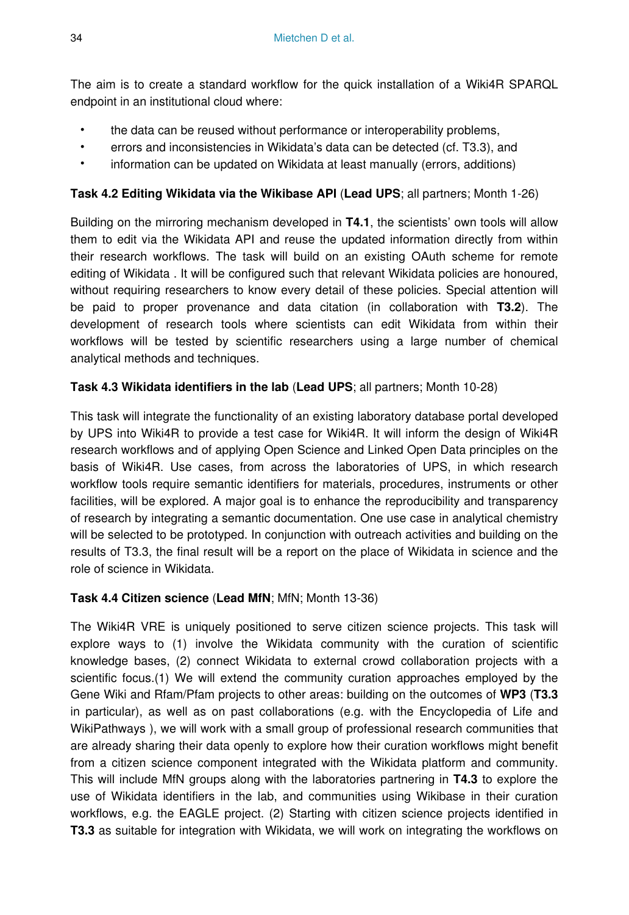The aim is to create a standard workflow for the quick installation of a Wiki4R SPARQL endpoint in an institutional cloud where:

- the data can be reused without performance or interoperability problems,
- errors and inconsistencies in Wikidata's data can be detected (cf. T3.3), and
- information can be updated on Wikidata at least manually (errors, additions)

**Task 4.2 Editing Wikidata via the Wikibase API** (**Lead UPS**; all partners; Month 1-26)

Building on the mirroring mechanism developed in **T4.1**, the scientists' own tools will allow them to edit via the Wikidata API and reuse the updated information directly from within their research workflows. The task will build on an existing OAuth scheme for remote editing of Wikidata . It will be configured such that relevant Wikidata policies are honoured, without requiring researchers to know every detail of these policies. Special attention will be paid to proper provenance and data citation (in collaboration with **T3.2**). The development of research tools where scientists can edit Wikidata from within their workflows will be tested by scientific researchers using a large number of chemical analytical methods and techniques.

**Task 4.3 Wikidata identifiers in the lab** (**Lead UPS**; all partners; Month 10-28)

This task will integrate the functionality of an existing laboratory database portal developed by UPS into Wiki4R to provide a test case for Wiki4R. It will inform the design of Wiki4R research workflows and of applying Open Science and Linked Open Data principles on the basis of Wiki4R. Use cases, from across the laboratories of UPS, in which research workflow tools require semantic identifiers for materials, procedures, instruments or other facilities, will be explored. A major goal is to enhance the reproducibility and transparency of research by integrating a semantic documentation. One use case in analytical chemistry will be selected to be prototyped. In conjunction with outreach activities and building on the results of T3.3, the final result will be a report on the place of Wikidata in science and the role of science in Wikidata.

**Task 4.4 Citizen science** (**Lead MfN**; MfN; Month 13-36)

The Wiki4R VRE is uniquely positioned to serve citizen science projects. This task will explore ways to (1) involve the Wikidata community with the curation of scientific knowledge bases, (2) connect Wikidata to external crowd collaboration projects with a scientific focus.(1) We will extend the community curation approaches employed by the Gene Wiki and Rfam/Pfam projects to other areas: building on the outcomes of **WP3** (**T3.3** in particular), as well as on past collaborations (e.g. with the Encyclopedia of Life and WikiPathways ), we will work with a small group of professional research communities that are already sharing their data openly to explore how their curation workflows might benefit from a citizen science component integrated with the Wikidata platform and community. This will include MfN groups along with the laboratories partnering in **T4.3** to explore the use of Wikidata identifiers in the lab, and communities using Wikibase in their curation workflows, e.g. the EAGLE project. (2) Starting with citizen science projects identified in **T3.3** as suitable for integration with Wikidata, we will work on integrating the workflows on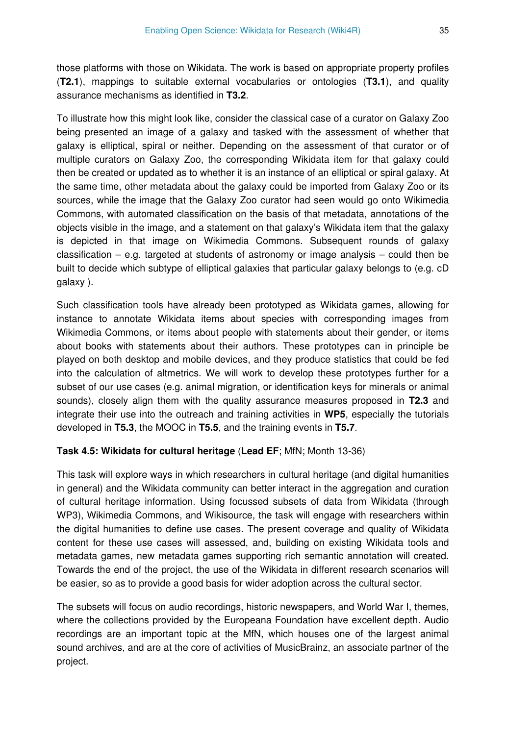those platforms with those on Wikidata. The work is based on appropriate property profiles (**T2.1**), mappings to suitable external vocabularies or ontologies (**T3.1**), and quality assurance mechanisms as identified in **T3.2**.

To illustrate how this might look like, consider the classical case of a curator on Galaxy Zoo being presented an image of a galaxy and tasked with the assessment of whether that galaxy is elliptical, spiral or neither. Depending on the assessment of that curator or of multiple curators on Galaxy Zoo, the corresponding Wikidata item for that galaxy could then be created or updated as to whether it is an instance of an elliptical or spiral galaxy. At the same time, other metadata about the galaxy could be imported from Galaxy Zoo or its sources, while the image that the Galaxy Zoo curator had seen would go onto Wikimedia Commons, with automated classification on the basis of that metadata, annotations of the objects visible in the image, and a statement on that galaxy's Wikidata item that the galaxy is depicted in that image on Wikimedia Commons. Subsequent rounds of galaxy classification – e.g. targeted at students of astronomy or image analysis – could then be built to decide which subtype of elliptical galaxies that particular galaxy belongs to (e.g. cD galaxy ).

Such classification tools have already been prototyped as Wikidata games, allowing for instance to annotate Wikidata items about species with corresponding images from Wikimedia Commons, or items about people with statements about their gender, or items about books with statements about their authors. These prototypes can in principle be played on both desktop and mobile devices, and they produce statistics that could be fed into the calculation of altmetrics. We will work to develop these prototypes further for a subset of our use cases (e.g. animal migration, or identification keys for minerals or animal sounds), closely align them with the quality assurance measures proposed in **T2.3** and integrate their use into the outreach and training activities in **WP5**, especially the tutorials developed in **T5.3**, the MOOC in **T5.5**, and the training events in **T5.7**.

**Task 4.5: Wikidata for cultural heritage** (**Lead EF**; MfN; Month 13-36)

This task will explore ways in which researchers in cultural heritage (and digital humanities in general) and the Wikidata community can better interact in the aggregation and curation of cultural heritage information. Using focussed subsets of data from Wikidata (through WP3), Wikimedia Commons, and Wikisource, the task will engage with researchers within the digital humanities to define use cases. The present coverage and quality of Wikidata content for these use cases will assessed, and, building on existing Wikidata tools and metadata games, new metadata games supporting rich semantic annotation will created. Towards the end of the project, the use of the Wikidata in different research scenarios will be easier, so as to provide a good basis for wider adoption across the cultural sector.

The subsets will focus on audio recordings, historic newspapers, and World War I, themes, where the collections provided by the Europeana Foundation have excellent depth. Audio recordings are an important topic at the MfN, which houses one of the largest animal sound archives, and are at the core of activities of MusicBrainz, an associate partner of the project.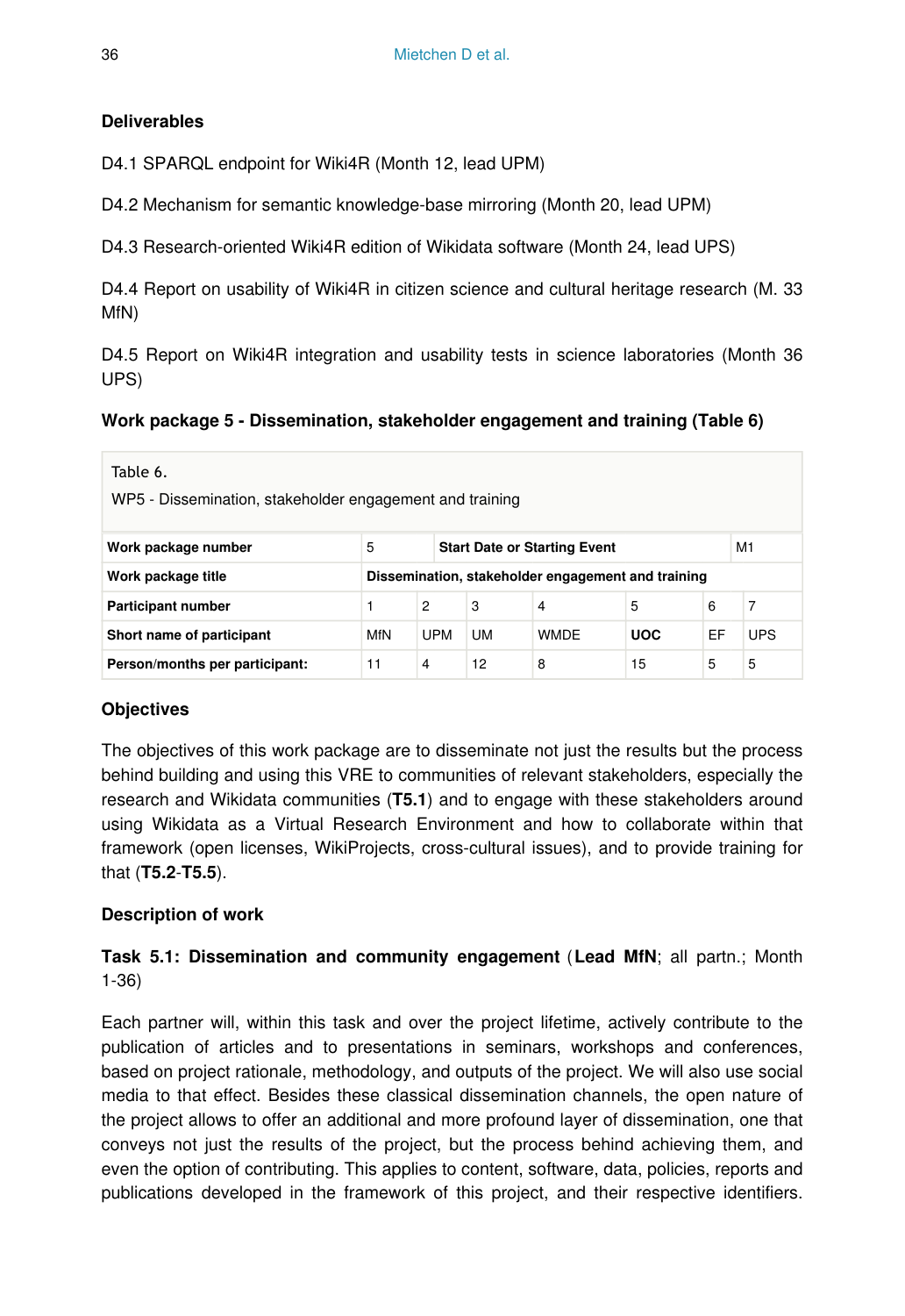**Deliverables**

D4.1 SPARQL endpoint for Wiki4R (Month 12, lead UPM)

D4.2 Mechanism for semantic knowledge-base mirroring (Month 20, lead UPM)

D4.3 Research-oriented Wiki4R edition of Wikidata software (Month 24, lead UPS)

D4.4 Report on usability of Wiki4R in citizen science and cultural heritage research (M. 33 MfN)

D4.5 Report on Wiki4R integration and usability tests in science laboratories (Month 36 UPS)

**Work package 5 - Dissemination, stakeholder engagement and training (Table 6)**

Table 6.

WP5 - Dissemination, stakeholder engagement and training

| **Work package number** | 5 | **Start Date or Starting Event** | | | | M1 |
|---|---|---|---|---|---|---|
| **Work package title** | **Dissemination, stakeholder engagement and training** | | | | | |
| **Participant number** | 1 | 2 | 3 | 4 | 5 | 6 | 7 |
| **Short name of participant** | MfN | UPM | UM | WMDE | **UOC** | EF | UPS |
| **Person/months per participant:** | 11 | 4 | 12 | 8 | 15 | 5 | 5 |

**Objectives**

The objectives of this work package are to disseminate not just the results but the process behind building and using this VRE to communities of relevant stakeholders, especially the research and Wikidata communities (**T5.1**) and to engage with these stakeholders around using Wikidata as a Virtual Research Environment and how to collaborate within that framework (open licenses, WikiProjects, cross-cultural issues), and to provide training for that (**T5.2**-**T5.5**).

**Description of work**

**Task 5.1: Dissemination and community engagement** (**Lead MfN**; all partn.; Month 1-36)

Each partner will, within this task and over the project lifetime, actively contribute to the publication of articles and to presentations in seminars, workshops and conferences, based on project rationale, methodology, and outputs of the project. We will also use social media to that effect. Besides these classical dissemination channels, the open nature of the project allows to offer an additional and more profound layer of dissemination, one that conveys not just the results of the project, but the process behind achieving them, and even the option of contributing. This applies to content, software, data, policies, reports and publications developed in the framework of this project, and their respective identifiers.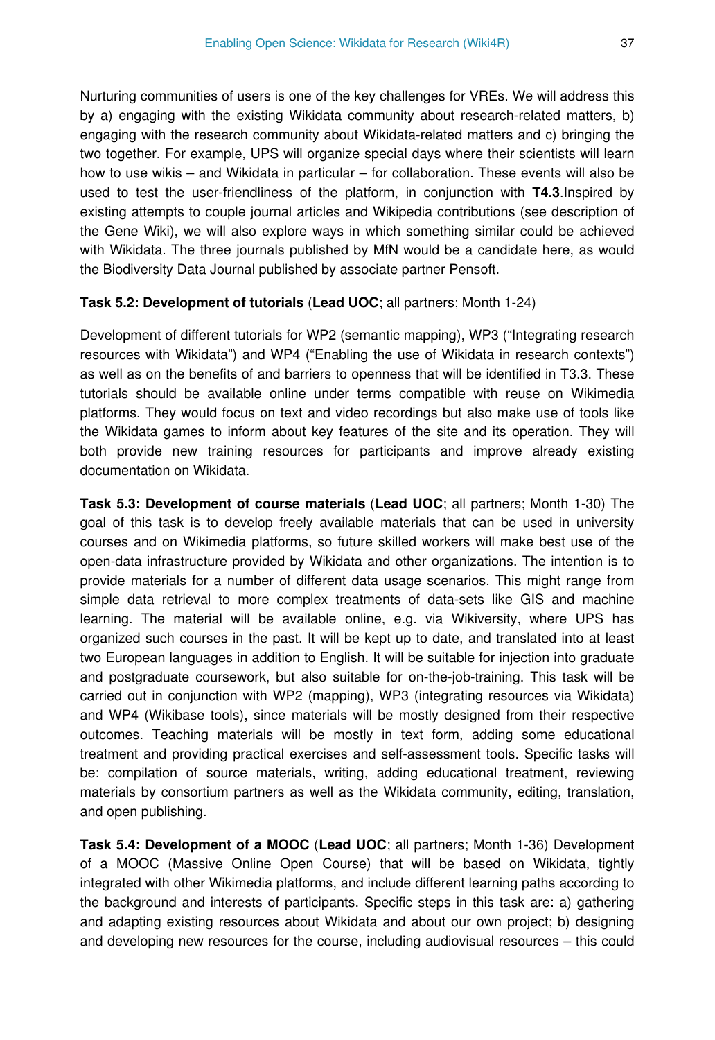Nurturing communities of users is one of the key challenges for VREs. We will address this by a) engaging with the existing Wikidata community about research-related matters, b) engaging with the research community about Wikidata-related matters and c) bringing the two together. For example, UPS will organize special days where their scientists will learn how to use wikis – and Wikidata in particular – for collaboration. These events will also be used to test the user-friendliness of the platform, in conjunction with **T4.3**.Inspired by existing attempts to couple journal articles and Wikipedia contributions (see description of the Gene Wiki), we will also explore ways in which something similar could be achieved with Wikidata. The three journals published by MfN would be a candidate here, as would the Biodiversity Data Journal published by associate partner Pensoft.

**Task 5.2: Development of tutorials** (**Lead UOC**; all partners; Month 1-24)

Development of different tutorials for WP2 (semantic mapping), WP3 ("Integrating research resources with Wikidata") and WP4 ("Enabling the use of Wikidata in research contexts") as well as on the benefits of and barriers to openness that will be identified in T3.3. These tutorials should be available online under terms compatible with reuse on Wikimedia platforms. They would focus on text and video recordings but also make use of tools like the Wikidata games to inform about key features of the site and its operation. They will both provide new training resources for participants and improve already existing documentation on Wikidata.

**Task 5.3: Development of course materials** (**Lead UOC**; all partners; Month 1-30) The goal of this task is to develop freely available materials that can be used in university courses and on Wikimedia platforms, so future skilled workers will make best use of the open-data infrastructure provided by Wikidata and other organizations. The intention is to provide materials for a number of different data usage scenarios. This might range from simple data retrieval to more complex treatments of data-sets like GIS and machine learning. The material will be available online, e.g. via Wikiversity, where UPS has organized such courses in the past. It will be kept up to date, and translated into at least two European languages in addition to English. It will be suitable for injection into graduate and postgraduate coursework, but also suitable for on-the-job-training. This task will be carried out in conjunction with WP2 (mapping), WP3 (integrating resources via Wikidata) and WP4 (Wikibase tools), since materials will be mostly designed from their respective outcomes. Teaching materials will be mostly in text form, adding some educational treatment and providing practical exercises and self-assessment tools. Specific tasks will be: compilation of source materials, writing, adding educational treatment, reviewing materials by consortium partners as well as the Wikidata community, editing, translation, and open publishing.

**Task 5.4: Development of a MOOC** (**Lead UOC**; all partners; Month 1-36) Development of a MOOC (Massive Online Open Course) that will be based on Wikidata, tightly integrated with other Wikimedia platforms, and include different learning paths according to the background and interests of participants. Specific steps in this task are: a) gathering and adapting existing resources about Wikidata and about our own project; b) designing and developing new resources for the course, including audiovisual resources – this could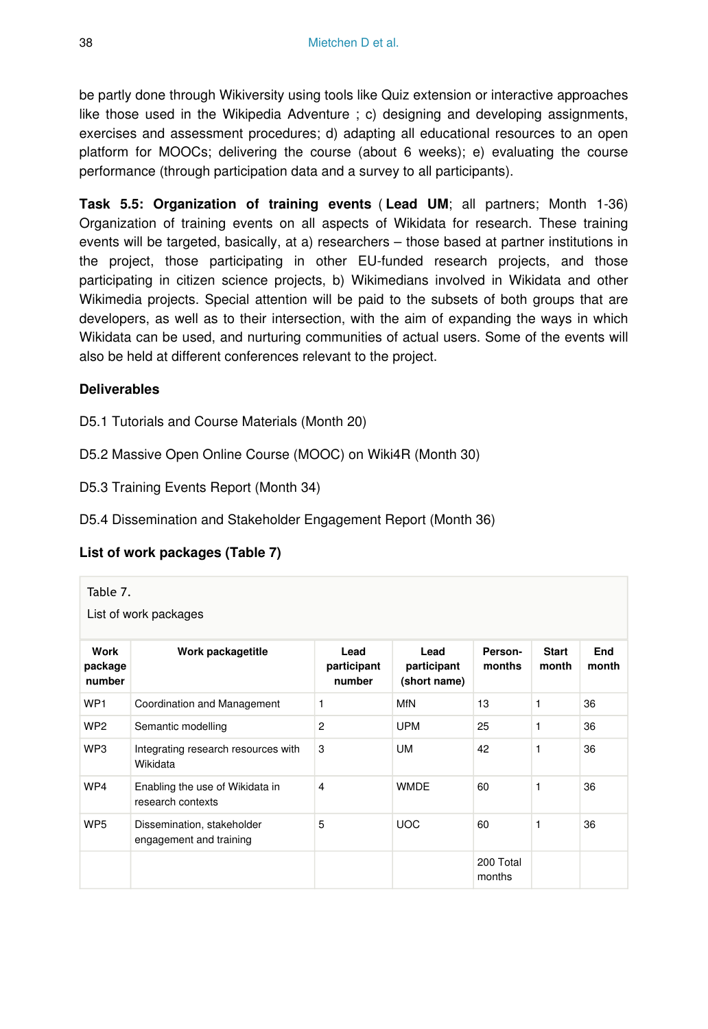be partly done through Wikiversity using tools like Quiz extension or interactive approaches like those used in the Wikipedia Adventure ; c) designing and developing assignments, exercises and assessment procedures; d) adapting all educational resources to an open platform for MOOCs; delivering the course (about 6 weeks); e) evaluating the course performance (through participation data and a survey to all participants).

**Task 5.5: Organization of training events** ( **Lead UM**; all partners; Month 1-36) Organization of training events on all aspects of Wikidata for research. These training events will be targeted, basically, at a) researchers – those based at partner institutions in the project, those participating in other EU-funded research projects, and those participating in citizen science projects, b) Wikimedians involved in Wikidata and other Wikimedia projects. Special attention will be paid to the subsets of both groups that are developers, as well as to their intersection, with the aim of expanding the ways in which Wikidata can be used, and nurturing communities of actual users. Some of the events will also be held at different conferences relevant to the project.

### Deliverables

D5.1 Tutorials and Course Materials (Month 20)

D5.2 Massive Open Online Course (MOOC) on Wiki4R (Month 30)

D5.3 Training Events Report (Month 34)

D5.4 Dissemination and Stakeholder Engagement Report (Month 36)

### List of work packages (Table 7)

Table 7.

List of work packages

| Work package number | Work packagetitle | Lead participant number | Lead participant (short name) | Person-months | Start month | End month |
|---|---|---|---|---|---|---|
| WP1 | Coordination and Management | 1 | MfN | 13 | 1 | 36 |
| WP2 | Semantic modelling | 2 | UPM | 25 | 1 | 36 |
| WP3 | Integrating research resources with Wikidata | 3 | UM | 42 | 1 | 36 |
| WP4 | Enabling the use of Wikidata in research contexts | 4 | WMDE | 60 | 1 | 36 |
| WP5 | Dissemination, stakeholder engagement and training | 5 | UOC | 60 | 1 | 36 |
| | | | | 200 Total months | | |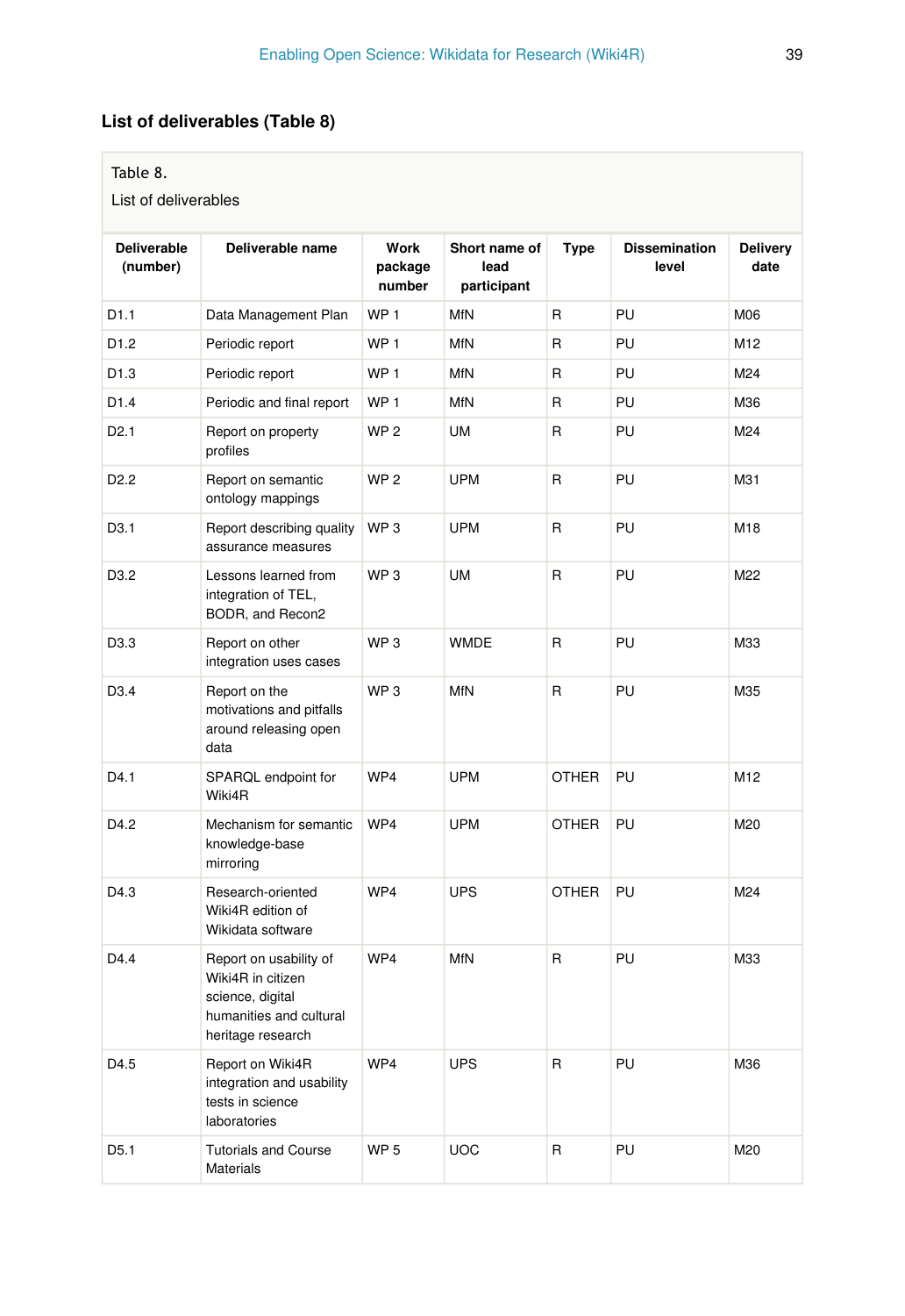### List of deliverables (Table 8)

Table 8.

List of deliverables

| Deliverable (number) | Deliverable name | Work package number | Short name of lead participant | Type | Dissemination level | Delivery date |
|---|---|---|---|---|---|---|
| D1.1 | Data Management Plan | WP 1 | MfN | R | PU | M06 |
| D1.2 | Periodic report | WP 1 | MfN | R | PU | M12 |
| D1.3 | Periodic report | WP 1 | MfN | R | PU | M24 |
| D1.4 | Periodic and final report | WP 1 | MfN | R | PU | M36 |
| D2.1 | Report on property profiles | WP 2 | UM | R | PU | M24 |
| D2.2 | Report on semantic ontology mappings | WP 2 | UPM | R | PU | M31 |
| D3.1 | Report describing quality assurance measures | WP 3 | UPM | R | PU | M18 |
| D3.2 | Lessons learned from integration of TEL, BODR, and Recon2 | WP 3 | UM | R | PU | M22 |
| D3.3 | Report on other integration uses cases | WP 3 | WMDE | R | PU | M33 |
| D3.4 | Report on the motivations and pitfalls around releasing open data | WP 3 | MfN | R | PU | M35 |
| D4.1 | SPARQL endpoint for Wiki4R | WP4 | UPM | OTHER | PU | M12 |
| D4.2 | Mechanism for semantic knowledge-base mirroring | WP4 | UPM | OTHER | PU | M20 |
| D4.3 | Research-oriented Wiki4R edition of Wikidata software | WP4 | UPS | OTHER | PU | M24 |
| D4.4 | Report on usability of Wiki4R in citizen science, digital humanities and cultural heritage research | WP4 | MfN | R | PU | M33 |
| D4.5 | Report on Wiki4R integration and usability tests in science laboratories | WP4 | UPS | R | PU | M36 |
| D5.1 | Tutorials and Course Materials | WP 5 | UOC | R | PU | M20 |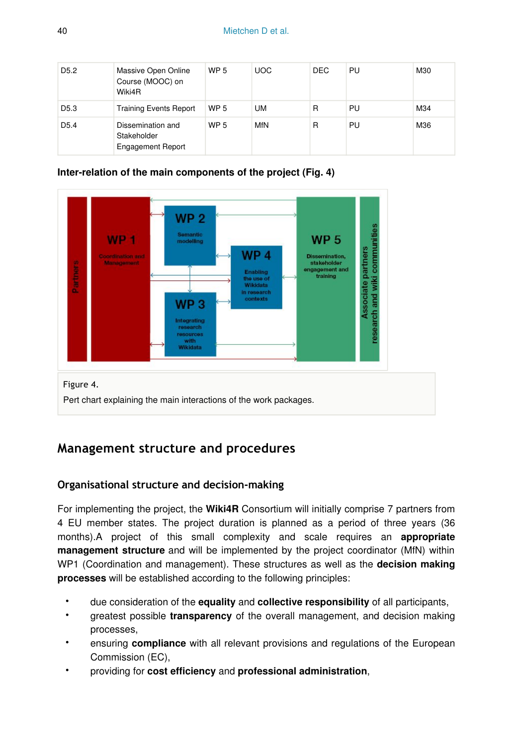| D5.2 | Massive Open Online Course (MOOC) on Wiki4R | WP 5 | UOC | DEC | PU | M30 |
|---|---|---|---|---|---|---|
| D5.3 | Training Events Report | WP 5 | UM | R | PU | M34 |
| D5.4 | Dissemination and Stakeholder Engagement Report | WP 5 | MfN | R | PU | M36 |

**Inter-relation of the main components of the project (Fig. 4)**

Figure 4.

Pert chart explaining the main interactions of the work packages.

## Management structure and procedures

### Organisational structure and decision-making

For implementing the project, the **Wiki4R** Consortium will initially comprise 7 partners from 4 EU member states. The project duration is planned as a period of three years (36 months).A project of this small complexity and scale requires an **appropriate management structure** and will be implemented by the project coordinator (MfN) within WP1 (Coordination and management). These structures as well as the **decision making processes** will be established according to the following principles:

- due consideration of the **equality** and **collective responsibility** of all participants,
- greatest possible **transparency** of the overall management, and decision making processes,
- ensuring **compliance** with all relevant provisions and regulations of the European Commission (EC),
- providing for **cost efficiency** and **professional administration**,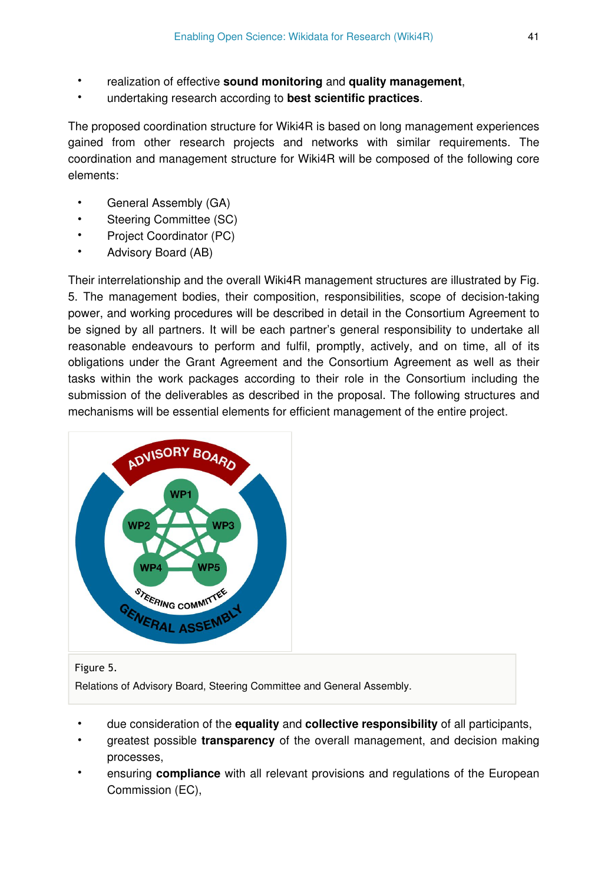- realization of effective **sound monitoring** and **quality management**,
- undertaking research according to **best scientific practices**.

The proposed coordination structure for Wiki4R is based on long management experiences gained from other research projects and networks with similar requirements. The coordination and management structure for Wiki4R will be composed of the following core elements:

- General Assembly (GA)
- Steering Committee (SC)
- Project Coordinator (PC)
- Advisory Board (AB)

Their interrelationship and the overall Wiki4R management structures are illustrated by Fig. 5. The management bodies, their composition, responsibilities, scope of decision-taking power, and working procedures will be described in detail in the Consortium Agreement to be signed by all partners. It will be each partner's general responsibility to undertake all reasonable endeavours to perform and fulfil, promptly, actively, and on time, all of its obligations under the Grant Agreement and the Consortium Agreement as well as their tasks within the work packages according to their role in the Consortium including the submission of the deliverables as described in the proposal. The following structures and mechanisms will be essential elements for efficient management of the entire project.

Figure 5.

Relations of Advisory Board, Steering Committee and General Assembly.

- due consideration of the **equality** and **collective responsibility** of all participants,
- greatest possible **transparency** of the overall management, and decision making processes,
- ensuring **compliance** with all relevant provisions and regulations of the European Commission (EC),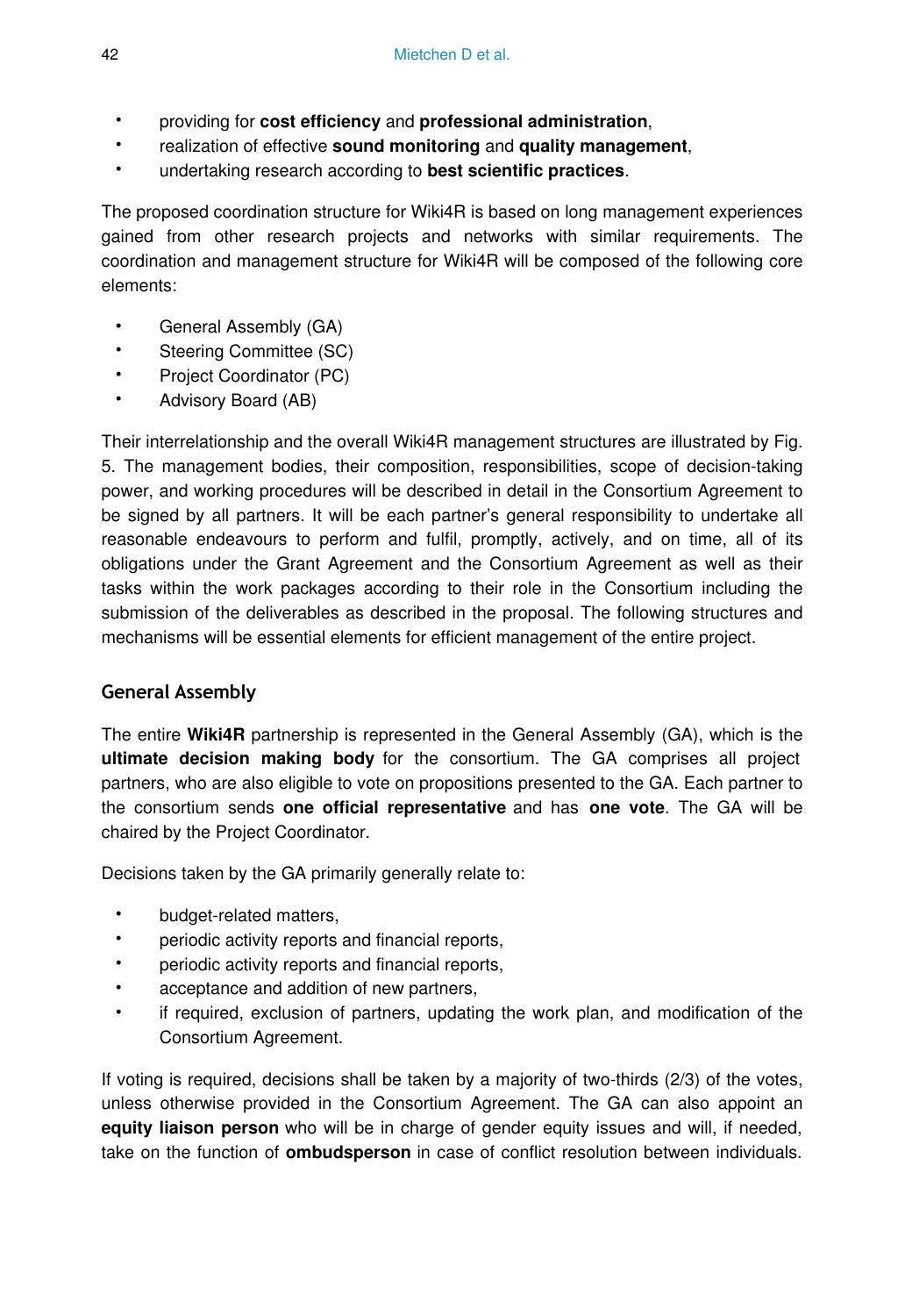- providing for **cost efficiency** and **professional administration**,
- realization of effective **sound monitoring** and **quality management**,
- undertaking research according to **best scientific practices**.

The proposed coordination structure for Wiki4R is based on long management experiences gained from other research projects and networks with similar requirements. The coordination and management structure for Wiki4R will be composed of the following core elements:

- General Assembly (GA)
- Steering Committee (SC)
- Project Coordinator (PC)
- Advisory Board (AB)

Their interrelationship and the overall Wiki4R management structures are illustrated by Fig. 5. The management bodies, their composition, responsibilities, scope of decision-taking power, and working procedures will be described in detail in the Consortium Agreement to be signed by all partners. It will be each partner's general responsibility to undertake all reasonable endeavours to perform and fulfil, promptly, actively, and on time, all of its obligations under the Grant Agreement and the Consortium Agreement as well as their tasks within the work packages according to their role in the Consortium including the submission of the deliverables as described in the proposal. The following structures and mechanisms will be essential elements for efficient management of the entire project.

## General Assembly

The entire **Wiki4R** partnership is represented in the General Assembly (GA), which is the **ultimate decision making body** for the consortium. The GA comprises all project partners, who are also eligible to vote on propositions presented to the GA. Each partner to the consortium sends **one official representative** and has **one vote**. The GA will be chaired by the Project Coordinator.

Decisions taken by the GA primarily generally relate to:

- budget-related matters,
- periodic activity reports and financial reports,
- periodic activity reports and financial reports,
- acceptance and addition of new partners,
- if required, exclusion of partners, updating the work plan, and modification of the Consortium Agreement.

If voting is required, decisions shall be taken by a majority of two-thirds (2/3) of the votes, unless otherwise provided in the Consortium Agreement. The GA can also appoint an **equity liaison person** who will be in charge of gender equity issues and will, if needed, take on the function of **ombudsperson** in case of conflict resolution between individuals.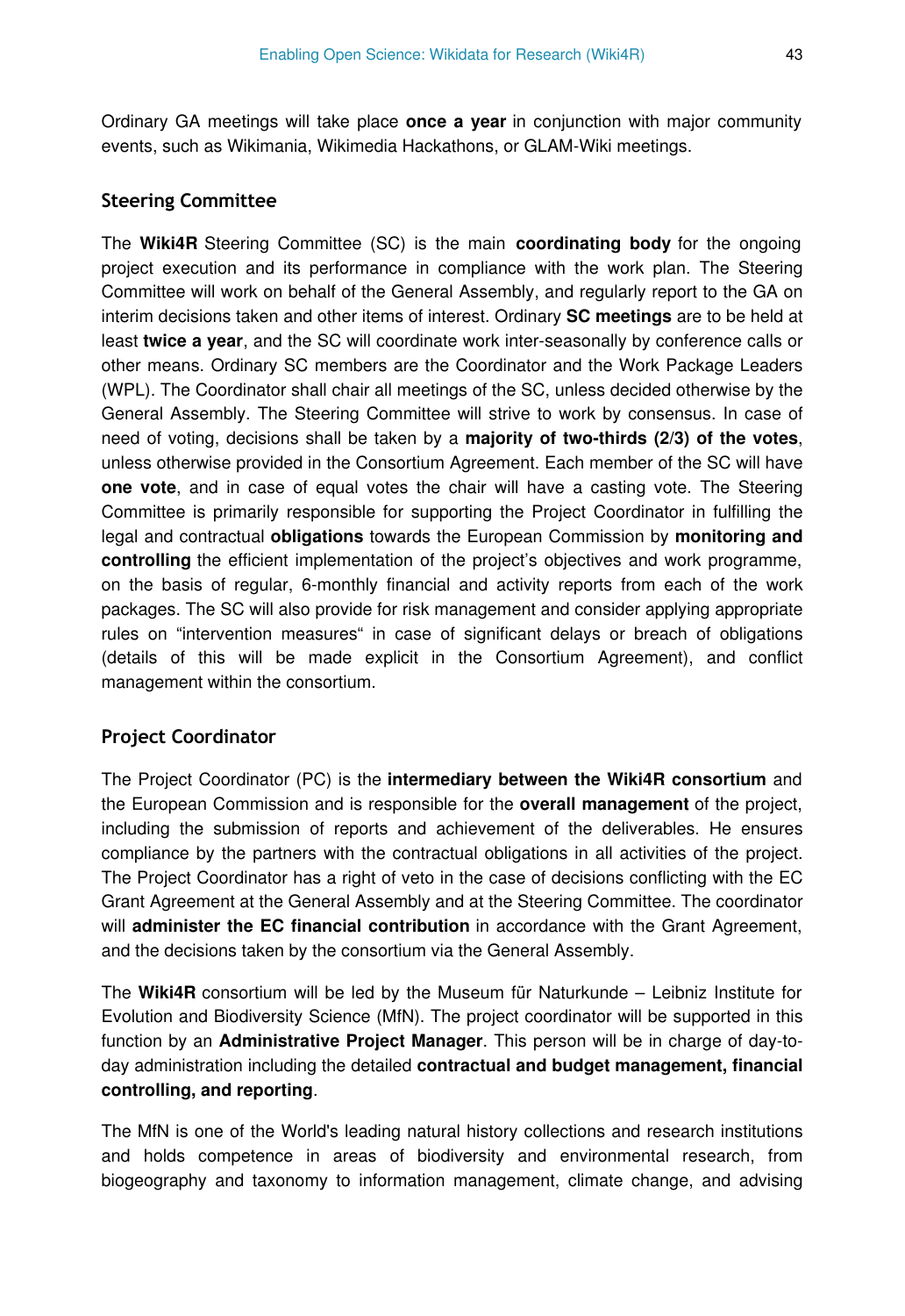Ordinary GA meetings will take place **once a year** in conjunction with major community events, such as Wikimania, Wikimedia Hackathons, or GLAM-Wiki meetings.

### Steering Committee

The **Wiki4R** Steering Committee (SC) is the main **coordinating body** for the ongoing project execution and its performance in compliance with the work plan. The Steering Committee will work on behalf of the General Assembly, and regularly report to the GA on interim decisions taken and other items of interest. Ordinary **SC meetings** are to be held at least **twice a year**, and the SC will coordinate work inter-seasonally by conference calls or other means. Ordinary SC members are the Coordinator and the Work Package Leaders (WPL). The Coordinator shall chair all meetings of the SC, unless decided otherwise by the General Assembly. The Steering Committee will strive to work by consensus. In case of need of voting, decisions shall be taken by a **majority of two-thirds (2/3) of the votes**, unless otherwise provided in the Consortium Agreement. Each member of the SC will have **one vote**, and in case of equal votes the chair will have a casting vote. The Steering Committee is primarily responsible for supporting the Project Coordinator in fulfilling the legal and contractual **obligations** towards the European Commission by **monitoring and controlling** the efficient implementation of the project's objectives and work programme, on the basis of regular, 6-monthly financial and activity reports from each of the work packages. The SC will also provide for risk management and consider applying appropriate rules on "intervention measures" in case of significant delays or breach of obligations (details of this will be made explicit in the Consortium Agreement), and conflict management within the consortium.

### Project Coordinator

The Project Coordinator (PC) is the **intermediary between the Wiki4R consortium** and the European Commission and is responsible for the **overall management** of the project, including the submission of reports and achievement of the deliverables. He ensures compliance by the partners with the contractual obligations in all activities of the project. The Project Coordinator has a right of veto in the case of decisions conflicting with the EC Grant Agreement at the General Assembly and at the Steering Committee. The coordinator will **administer the EC financial contribution** in accordance with the Grant Agreement, and the decisions taken by the consortium via the General Assembly.

The **Wiki4R** consortium will be led by the Museum für Naturkunde – Leibniz Institute for Evolution and Biodiversity Science (MfN). The project coordinator will be supported in this function by an **Administrative Project Manager**. This person will be in charge of day-to-day administration including the detailed **contractual and budget management, financial controlling, and reporting**.

The MfN is one of the World's leading natural history collections and research institutions and holds competence in areas of biodiversity and environmental research, from biogeography and taxonomy to information management, climate change, and advising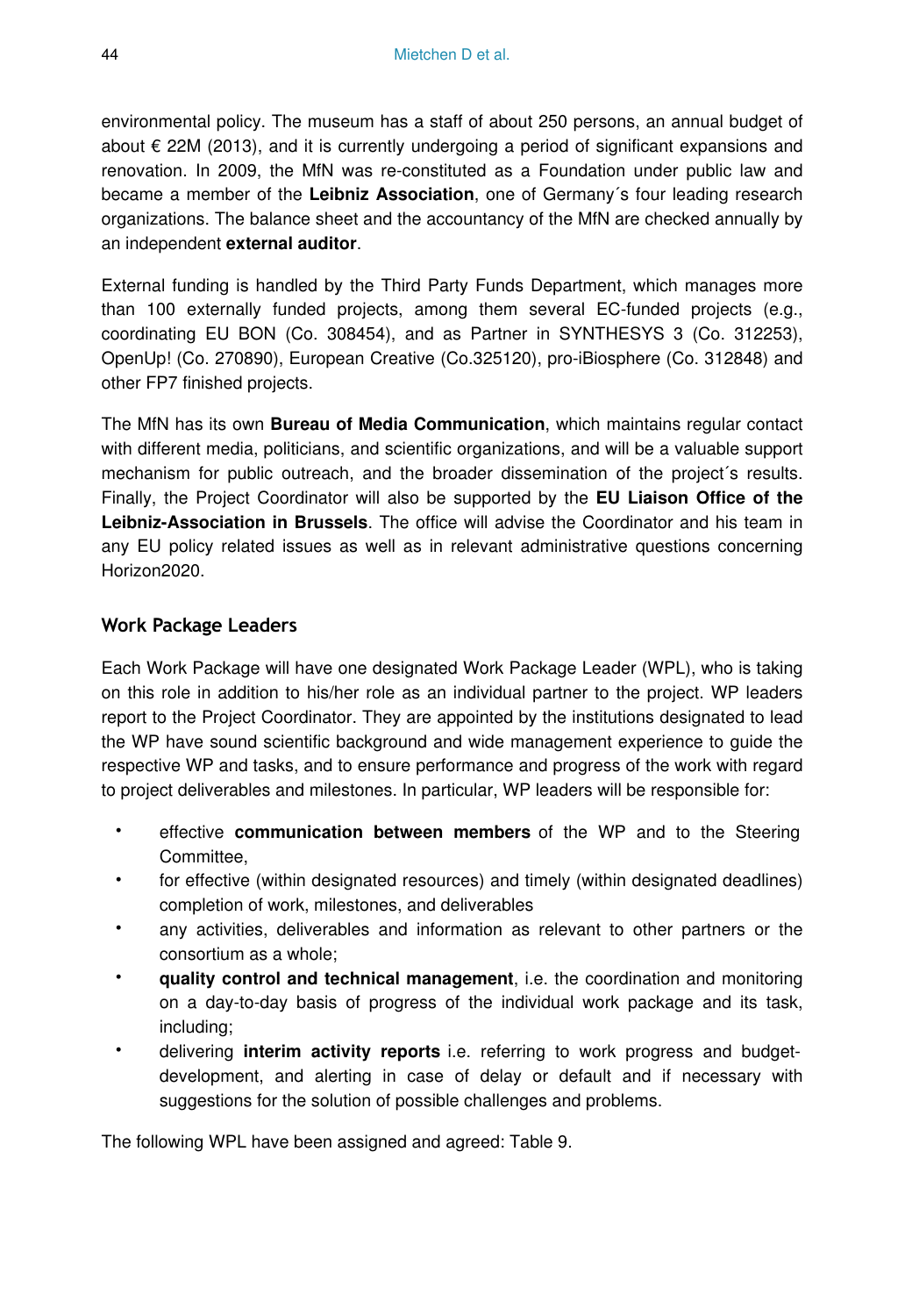environmental policy. The museum has a staff of about 250 persons, an annual budget of about € 22M (2013), and it is currently undergoing a period of significant expansions and renovation. In 2009, the MfN was re-constituted as a Foundation under public law and became a member of the **Leibniz Association**, one of Germany´s four leading research organizations. The balance sheet and the accountancy of the MfN are checked annually by an independent **external auditor**.

External funding is handled by the Third Party Funds Department, which manages more than 100 externally funded projects, among them several EC-funded projects (e.g., coordinating EU BON (Co. 308454), and as Partner in SYNTHESYS 3 (Co. 312253), OpenUp! (Co. 270890), European Creative (Co.325120), pro-iBiosphere (Co. 312848) and other FP7 finished projects.

The MfN has its own **Bureau of Media Communication**, which maintains regular contact with different media, politicians, and scientific organizations, and will be a valuable support mechanism for public outreach, and the broader dissemination of the project´s results. Finally, the Project Coordinator will also be supported by the **EU Liaison Office of the Leibniz-Association in Brussels**. The office will advise the Coordinator and his team in any EU policy related issues as well as in relevant administrative questions concerning Horizon2020.

### Work Package Leaders

Each Work Package will have one designated Work Package Leader (WPL), who is taking on this role in addition to his/her role as an individual partner to the project. WP leaders report to the Project Coordinator. They are appointed by the institutions designated to lead the WP have sound scientific background and wide management experience to guide the respective WP and tasks, and to ensure performance and progress of the work with regard to project deliverables and milestones. In particular, WP leaders will be responsible for:

- effective **communication between members** of the WP and to the Steering Committee,
- for effective (within designated resources) and timely (within designated deadlines) completion of work, milestones, and deliverables
- any activities, deliverables and information as relevant to other partners or the consortium as a whole;
- **quality control and technical management**, i.e. the coordination and monitoring on a day-to-day basis of progress of the individual work package and its task, including;
- delivering **interim activity reports** i.e. referring to work progress and budget-development, and alerting in case of delay or default and if necessary with suggestions for the solution of possible challenges and problems.

The following WPL have been assigned and agreed: Table 9.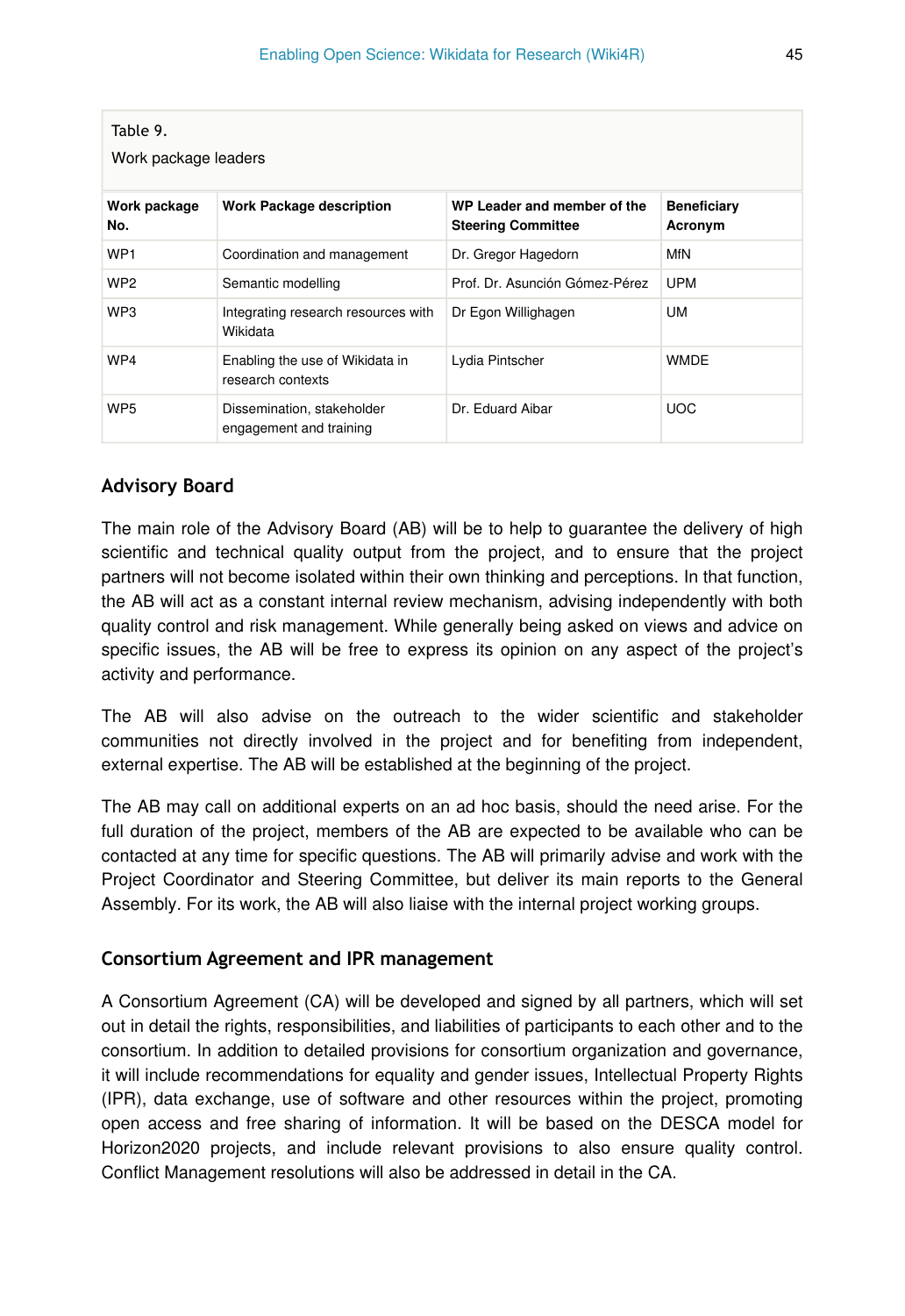Table 9.

Work package leaders

| Work package No. | Work Package description | WP Leader and member of the Steering Committee | Beneficiary Acronym |
|---|---|---|---|
| WP1 | Coordination and management | Dr. Gregor Hagedorn | MfN |
| WP2 | Semantic modelling | Prof. Dr. Asunción Gómez-Pérez | UPM |
| WP3 | Integrating research resources with Wikidata | Dr Egon Willighagen | UM |
| WP4 | Enabling the use of Wikidata in research contexts | Lydia Pintscher | WMDE |
| WP5 | Dissemination, stakeholder engagement and training | Dr. Eduard Aibar | UOC |

### Advisory Board

The main role of the Advisory Board (AB) will be to help to guarantee the delivery of high scientific and technical quality output from the project, and to ensure that the project partners will not become isolated within their own thinking and perceptions. In that function, the AB will act as a constant internal review mechanism, advising independently with both quality control and risk management. While generally being asked on views and advice on specific issues, the AB will be free to express its opinion on any aspect of the project's activity and performance.

The AB will also advise on the outreach to the wider scientific and stakeholder communities not directly involved in the project and for benefiting from independent, external expertise. The AB will be established at the beginning of the project.

The AB may call on additional experts on an ad hoc basis, should the need arise. For the full duration of the project, members of the AB are expected to be available who can be contacted at any time for specific questions. The AB will primarily advise and work with the Project Coordinator and Steering Committee, but deliver its main reports to the General Assembly. For its work, the AB will also liaise with the internal project working groups.

### Consortium Agreement and IPR management

A Consortium Agreement (CA) will be developed and signed by all partners, which will set out in detail the rights, responsibilities, and liabilities of participants to each other and to the consortium. In addition to detailed provisions for consortium organization and governance, it will include recommendations for equality and gender issues, Intellectual Property Rights (IPR), data exchange, use of software and other resources within the project, promoting open access and free sharing of information. It will be based on the DESCA model for Horizon2020 projects, and include relevant provisions to also ensure quality control. Conflict Management resolutions will also be addressed in detail in the CA.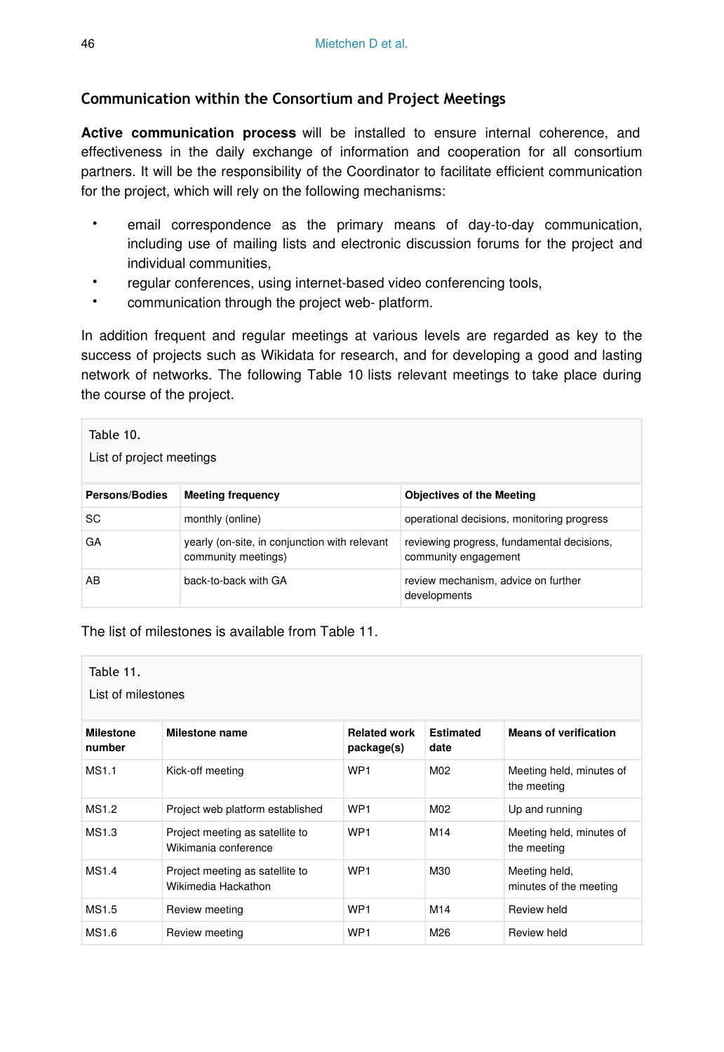### Communication within the Consortium and Project Meetings

**Active communication process** will be installed to ensure internal coherence, and effectiveness in the daily exchange of information and cooperation for all consortium partners. It will be the responsibility of the Coordinator to facilitate efficient communication for the project, which will rely on the following mechanisms:

- email correspondence as the primary means of day-to-day communication, including use of mailing lists and electronic discussion forums for the project and individual communities,
- regular conferences, using internet-based video conferencing tools,
- communication through the project web- platform.

In addition frequent and regular meetings at various levels are regarded as key to the success of projects such as Wikidata for research, and for developing a good and lasting network of networks. The following Table 10 lists relevant meetings to take place during the course of the project.

Table 10.

List of project meetings

| Persons/Bodies | Meeting frequency | Objectives of the Meeting |
|---|---|---|
| SC | monthly (online) | operational decisions, monitoring progress |
| GA | yearly (on-site, in conjunction with relevant community meetings) | reviewing progress, fundamental decisions, community engagement |
| AB | back-to-back with GA | review mechanism, advice on further developments |

The list of milestones is available from Table 11.

Table 11.

List of milestones

| Milestone number | Milestone name | Related work package(s) | Estimated date | Means of verification |
|---|---|---|---|---|
| MS1.1 | Kick-off meeting | WP1 | M02 | Meeting held, minutes of the meeting |
| MS1.2 | Project web platform established | WP1 | M02 | Up and running |
| MS1.3 | Project meeting as satellite to Wikimania conference | WP1 | M14 | Meeting held, minutes of the meeting |
| MS1.4 | Project meeting as satellite to Wikimedia Hackathon | WP1 | M30 | Meeting held, minutes of the meeting |
| MS1.5 | Review meeting | WP1 | M14 | Review held |
| MS1.6 | Review meeting | WP1 | M26 | Review held |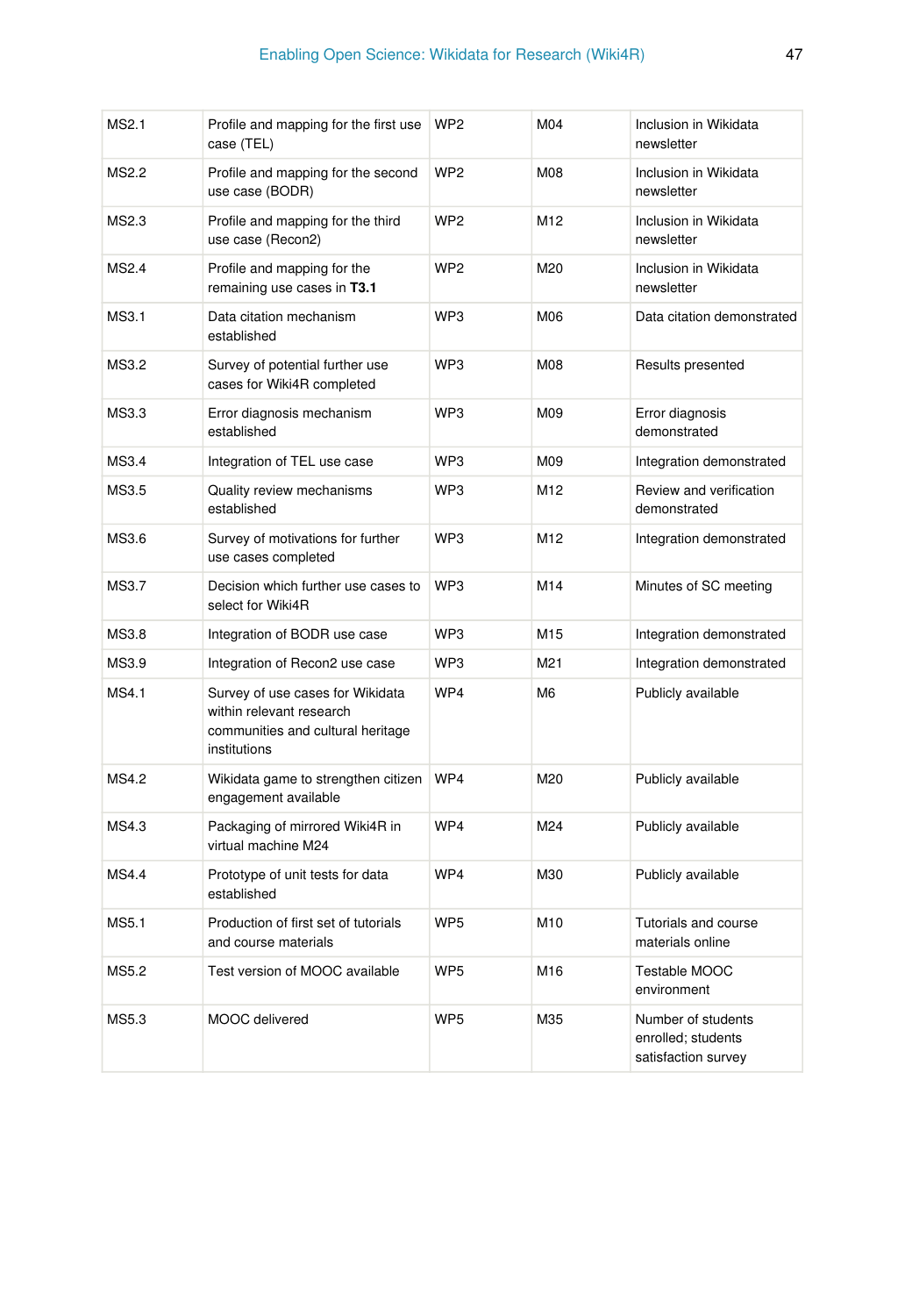| MS2.1 | Profile and mapping for the first use case (TEL) | WP2 | M04 | Inclusion in Wikidata newsletter |
|---|---|---|---|---|
| MS2.2 | Profile and mapping for the second use case (BODR) | WP2 | M08 | Inclusion in Wikidata newsletter |
| MS2.3 | Profile and mapping for the third use case (Recon2) | WP2 | M12 | Inclusion in Wikidata newsletter |
| MS2.4 | Profile and mapping for the remaining use cases in **T3.1** | WP2 | M20 | Inclusion in Wikidata newsletter |
| MS3.1 | Data citation mechanism established | WP3 | M06 | Data citation demonstrated |
| MS3.2 | Survey of potential further use cases for Wiki4R completed | WP3 | M08 | Results presented |
| MS3.3 | Error diagnosis mechanism established | WP3 | M09 | Error diagnosis demonstrated |
| MS3.4 | Integration of TEL use case | WP3 | M09 | Integration demonstrated |
| MS3.5 | Quality review mechanisms established | WP3 | M12 | Review and verification demonstrated |
| MS3.6 | Survey of motivations for further use cases completed | WP3 | M12 | Integration demonstrated |
| MS3.7 | Decision which further use cases to select for Wiki4R | WP3 | M14 | Minutes of SC meeting |
| MS3.8 | Integration of BODR use case | WP3 | M15 | Integration demonstrated |
| MS3.9 | Integration of Recon2 use case | WP3 | M21 | Integration demonstrated |
| MS4.1 | Survey of use cases for Wikidata within relevant research communities and cultural heritage institutions | WP4 | M6 | Publicly available |
| MS4.2 | Wikidata game to strengthen citizen engagement available | WP4 | M20 | Publicly available |
| MS4.3 | Packaging of mirrored Wiki4R in virtual machine M24 | WP4 | M24 | Publicly available |
| MS4.4 | Prototype of unit tests for data established | WP4 | M30 | Publicly available |
| MS5.1 | Production of first set of tutorials and course materials | WP5 | M10 | Tutorials and course materials online |
| MS5.2 | Test version of MOOC available | WP5 | M16 | Testable MOOC environment |
| MS5.3 | MOOC delivered | WP5 | M35 | Number of students enrolled; students satisfaction survey |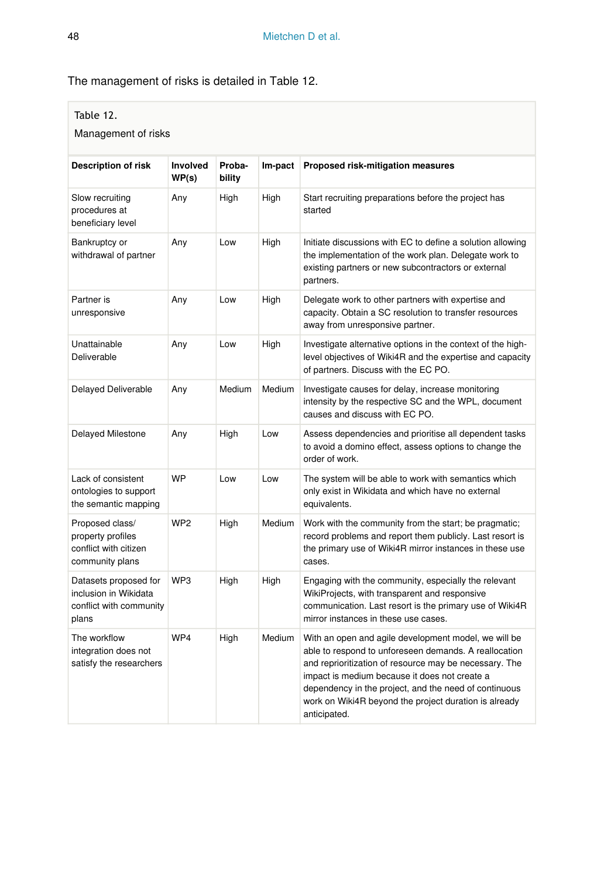The management of risks is detailed in Table 12.

Table 12.

Management of risks

| Description of risk | Involved WP(s) | Proba-bility | Im-pact | Proposed risk-mitigation measures |
|---|---|---|---|---|
| Slow recruiting procedures at beneficiary level | Any | High | High | Start recruiting preparations before the project has started |
| Bankruptcy or withdrawal of partner | Any | Low | High | Initiate discussions with EC to define a solution allowing the implementation of the work plan. Delegate work to existing partners or new subcontractors or external partners. |
| Partner is unresponsive | Any | Low | High | Delegate work to other partners with expertise and capacity. Obtain a SC resolution to transfer resources away from unresponsive partner. |
| Unattainable Deliverable | Any | Low | High | Investigate alternative options in the context of the high-level objectives of Wiki4R and the expertise and capacity of partners. Discuss with the EC PO. |
| Delayed Deliverable | Any | Medium | Medium | Investigate causes for delay, increase monitoring intensity by the respective SC and the WPL, document causes and discuss with EC PO. |
| Delayed Milestone | Any | High | Low | Assess dependencies and prioritise all dependent tasks to avoid a domino effect, assess options to change the order of work. |
| Lack of consistent ontologies to support the semantic mapping | WP | Low | Low | The system will be able to work with semantics which only exist in Wikidata and which have no external equivalents. |
| Proposed class/ property profiles conflict with citizen community plans | WP2 | High | Medium | Work with the community from the start; be pragmatic; record problems and report them publicly. Last resort is the primary use of Wiki4R mirror instances in these use cases. |
| Datasets proposed for inclusion in Wikidata conflict with community plans | WP3 | High | High | Engaging with the community, especially the relevant WikiProjects, with transparent and responsive communication. Last resort is the primary use of Wiki4R mirror instances in these use cases. |
| The workflow integration does not satisfy the researchers | WP4 | High | Medium | With an open and agile development model, we will be able to respond to unforeseen demands. A reallocation and reprioritization of resource may be necessary. The impact is medium because it does not create a dependency in the project, and the need of continuous work on Wiki4R beyond the project duration is already anticipated. |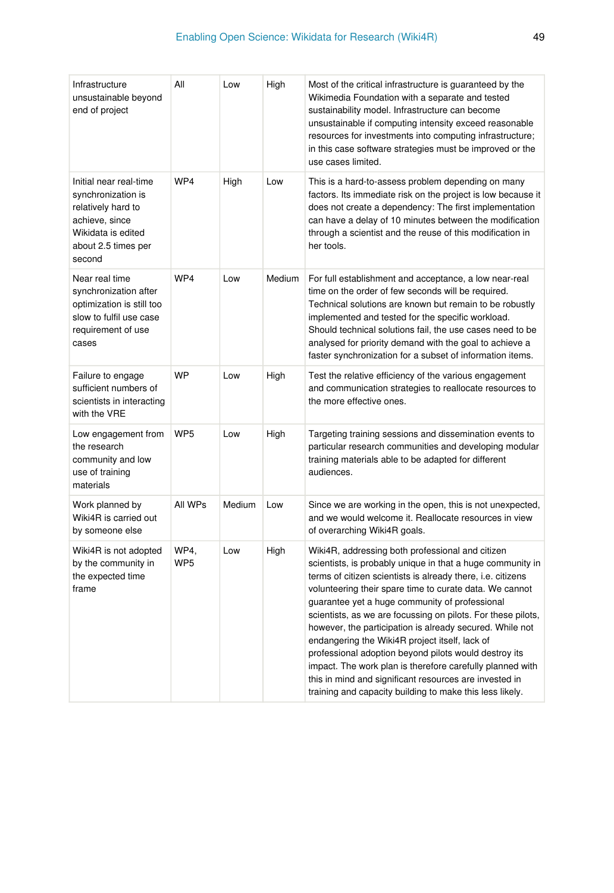| Infrastructure unsustainable beyond end of project | All | Low | High | Most of the critical infrastructure is guaranteed by the Wikimedia Foundation with a separate and tested sustainability model. Infrastructure can become unsustainable if computing intensity exceed reasonable resources for investments into computing infrastructure; in this case software strategies must be improved or the use cases limited. |
|---|---|---|---|---|
| Initial near real-time synchronization is relatively hard to achieve, since Wikidata is edited about 2.5 times per second | WP4 | High | Low | This is a hard-to-assess problem depending on many factors. Its immediate risk on the project is low because it does not create a dependency: The first implementation can have a delay of 10 minutes between the modification through a scientist and the reuse of this modification in her tools. |
| Near real time synchronization after optimization is still too slow to fulfil use case requirement of use cases | WP4 | Low | Medium | For full establishment and acceptance, a low near-real time on the order of few seconds will be required. Technical solutions are known but remain to be robustly implemented and tested for the specific workload. Should technical solutions fail, the use cases need to be analysed for priority demand with the goal to achieve a faster synchronization for a subset of information items. |
| Failure to engage sufficient numbers of scientists in interacting with the VRE | WP | Low | High | Test the relative efficiency of the various engagement and communication strategies to reallocate resources to the more effective ones. |
| Low engagement from the research community and low use of training materials | WP5 | Low | High | Targeting training sessions and dissemination events to particular research communities and developing modular training materials able to be adapted for different audiences. |
| Work planned by Wiki4R is carried out by someone else | All WPs | Medium | Low | Since we are working in the open, this is not unexpected, and we would welcome it. Reallocate resources in view of overarching Wiki4R goals. |
| Wiki4R is not adopted by the community in the expected time frame | WP4, WP5 | Low | High | Wiki4R, addressing both professional and citizen scientists, is probably unique in that a huge community in terms of citizen scientists is already there, i.e. citizens volunteering their spare time to curate data. We cannot guarantee yet a huge community of professional scientists, as we are focussing on pilots. For these pilots, however, the participation is already secured. While not endangering the Wiki4R project itself, lack of professional adoption beyond pilots would destroy its impact. The work plan is therefore carefully planned with this in mind and significant resources are invested in training and capacity building to make this less likely. |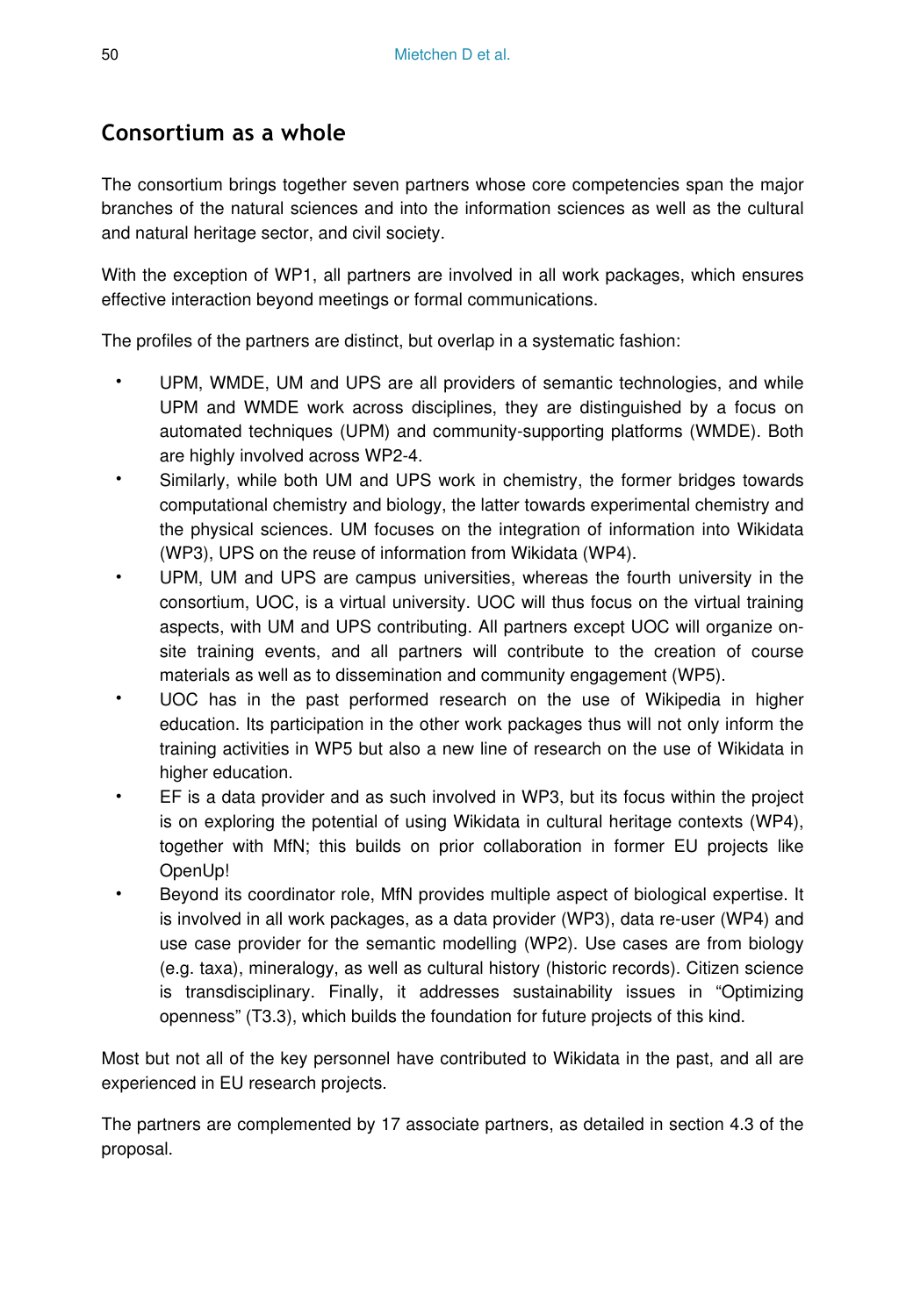## Consortium as a whole

The consortium brings together seven partners whose core competencies span the major branches of the natural sciences and into the information sciences as well as the cultural and natural heritage sector, and civil society.

With the exception of WP1, all partners are involved in all work packages, which ensures effective interaction beyond meetings or formal communications.

The profiles of the partners are distinct, but overlap in a systematic fashion:

- UPM, WMDE, UM and UPS are all providers of semantic technologies, and while UPM and WMDE work across disciplines, they are distinguished by a focus on automated techniques (UPM) and community-supporting platforms (WMDE). Both are highly involved across WP2-4.
- Similarly, while both UM and UPS work in chemistry, the former bridges towards computational chemistry and biology, the latter towards experimental chemistry and the physical sciences. UM focuses on the integration of information into Wikidata (WP3), UPS on the reuse of information from Wikidata (WP4).
- UPM, UM and UPS are campus universities, whereas the fourth university in the consortium, UOC, is a virtual university. UOC will thus focus on the virtual training aspects, with UM and UPS contributing. All partners except UOC will organize on-site training events, and all partners will contribute to the creation of course materials as well as to dissemination and community engagement (WP5).
- UOC has in the past performed research on the use of Wikipedia in higher education. Its participation in the other work packages thus will not only inform the training activities in WP5 but also a new line of research on the use of Wikidata in higher education.
- EF is a data provider and as such involved in WP3, but its focus within the project is on exploring the potential of using Wikidata in cultural heritage contexts (WP4), together with MfN; this builds on prior collaboration in former EU projects like OpenUp!
- Beyond its coordinator role, MfN provides multiple aspect of biological expertise. It is involved in all work packages, as a data provider (WP3), data re-user (WP4) and use case provider for the semantic modelling (WP2). Use cases are from biology (e.g. taxa), mineralogy, as well as cultural history (historic records). Citizen science is transdisciplinary. Finally, it addresses sustainability issues in "Optimizing openness" (T3.3), which builds the foundation for future projects of this kind.

Most but not all of the key personnel have contributed to Wikidata in the past, and all are experienced in EU research projects.

The partners are complemented by 17 associate partners, as detailed in section 4.3 of the proposal.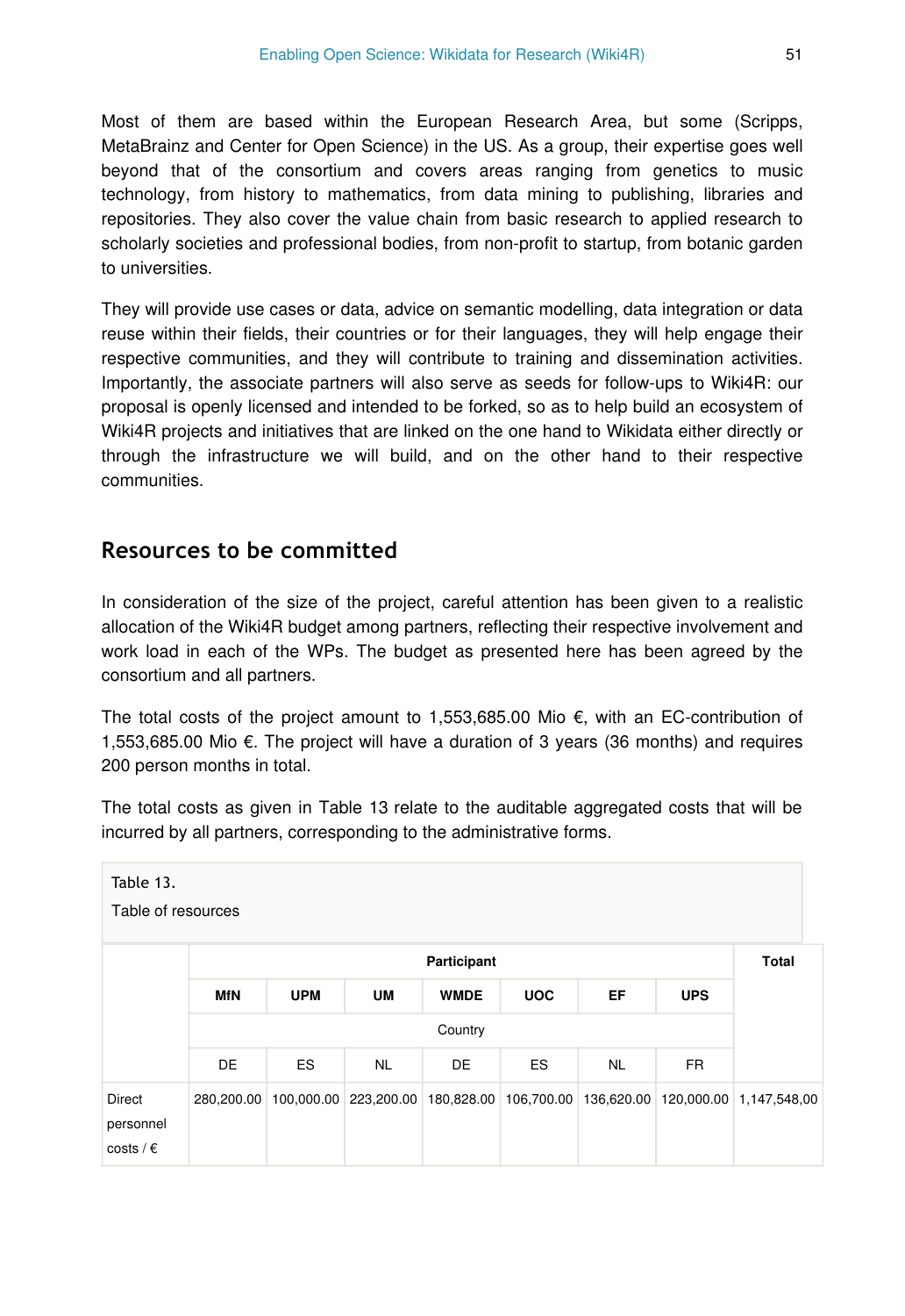Most of them are based within the European Research Area, but some (Scripps, MetaBrainz and Center for Open Science) in the US. As a group, their expertise goes well beyond that of the consortium and covers areas ranging from genetics to music technology, from history to mathematics, from data mining to publishing, libraries and repositories. They also cover the value chain from basic research to applied research to scholarly societies and professional bodies, from non-profit to startup, from botanic garden to universities.

They will provide use cases or data, advice on semantic modelling, data integration or data reuse within their fields, their countries or for their languages, they will help engage their respective communities, and they will contribute to training and dissemination activities. Importantly, the associate partners will also serve as seeds for follow-ups to Wiki4R: our proposal is openly licensed and intended to be forked, so as to help build an ecosystem of Wiki4R projects and initiatives that are linked on the one hand to Wikidata either directly or through the infrastructure we will build, and on the other hand to their respective communities.

## Resources to be committed

In consideration of the size of the project, careful attention has been given to a realistic allocation of the Wiki4R budget among partners, reflecting their respective involvement and work load in each of the WPs. The budget as presented here has been agreed by the consortium and all partners.

The total costs of the project amount to 1,553,685.00 Mio €, with an EC-contribution of 1,553,685.00 Mio €. The project will have a duration of 3 years (36 months) and requires 200 person months in total.

The total costs as given in Table 13 relate to the auditable aggregated costs that will be incurred by all partners, corresponding to the administrative forms.

Table 13.

Table of resources

| | Participant | | | | | | | Total |
|---|---|---|---|---|---|---|---|---|
| | **MfN** | **UPM** | **UM** | **WMDE** | **UOC** | **EF** | **UPS** | |
| | Country | | | | | | | |
| | DE | ES | NL | DE | ES | NL | FR | |
| Direct personnel costs / € | 280,200.00 | 100,000.00 | 223,200.00 | 180,828.00 | 106,700.00 | 136,620.00 | 120,000.00 | 1,147,548,00 |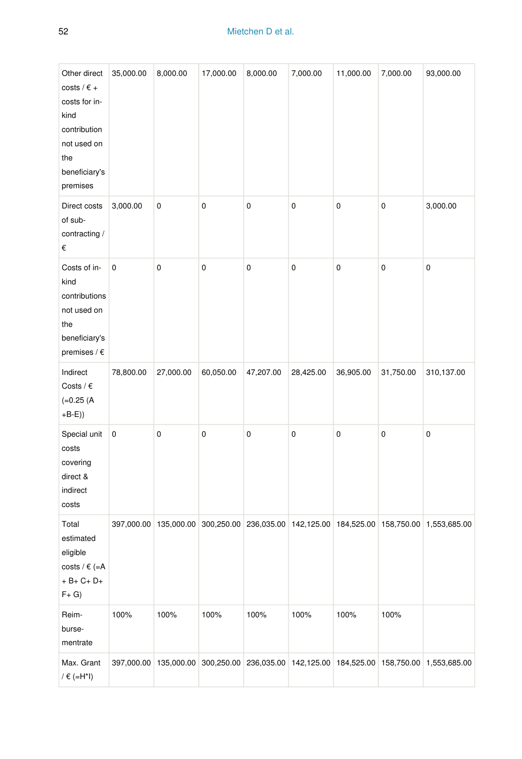| | | | | | | | | |
|---|---|---|---|---|---|---|---|---|
| Other direct costs / € + costs for in-kind contribution not used on the beneficiary's premises | 35,000.00 | 8,000.00 | 17,000.00 | 8,000.00 | 7,000.00 | 11,000.00 | 7,000.00 | 93,000.00 |
| Direct costs of sub-contracting / € | 3,000.00 | 0 | 0 | 0 | 0 | 0 | 0 | 3,000.00 |
| Costs of in-kind contributions not used on the beneficiary's premises / € | 0 | 0 | 0 | 0 | 0 | 0 | 0 | 0 |
| Indirect Costs / € (=0.25 (A +B-E)) | 78,800.00 | 27,000.00 | 60,050.00 | 47,207.00 | 28,425.00 | 36,905.00 | 31,750.00 | 310,137.00 |
| Special unit costs covering direct & indirect costs | 0 | 0 | 0 | 0 | 0 | 0 | 0 | 0 |
| Total estimated eligible costs / € (=A + B+ C+ D+ F+ G) | 397,000.00 | 135,000.00 | 300,250.00 | 236,035.00 | 142,125.00 | 184,525.00 | 158,750.00 | 1,553,685.00 |
| Reim-burse-mentrate | 100% | 100% | 100% | 100% | 100% | 100% | 100% | |
| Max. Grant / € (=H*I) | 397,000.00 | 135,000.00 | 300,250.00 | 236,035.00 | 142,125.00 | 184,525.00 | 158,750.00 | 1,553,685.00 |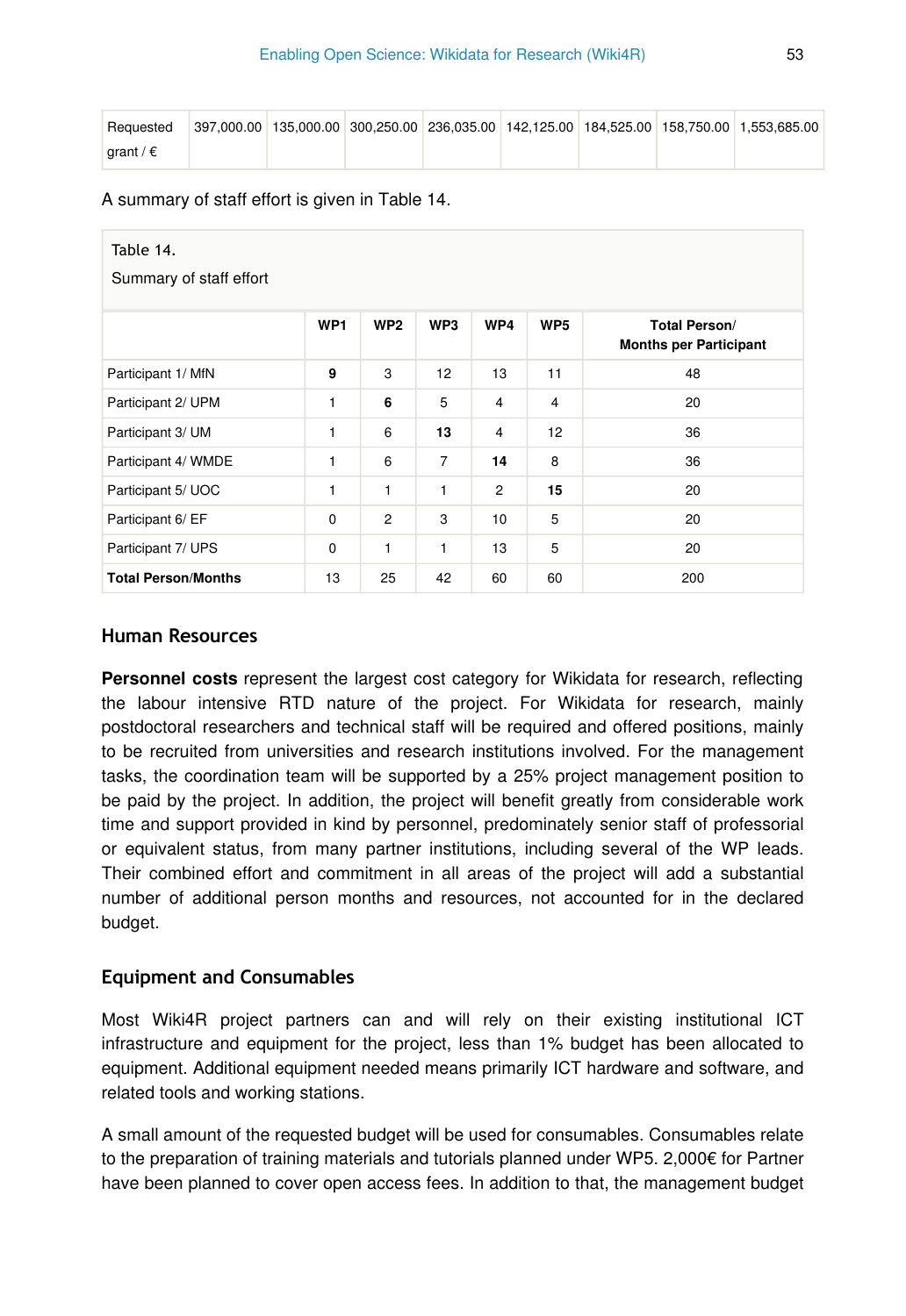| Requested grant / € | 397,000.00 | 135,000.00 | 300,250.00 | 236,035.00 | 142,125.00 | 184,525.00 | 158,750.00 | 1,553,685.00 |
|---|---|---|---|---|---|---|---|---|

A summary of staff effort is given in Table 14.

Table 14.

Summary of staff effort

| | WP1 | WP2 | WP3 | WP4 | WP5 | Total Person/ Months per Participant |
|---|---|---|---|---|---|---|
| Participant 1/ MfN | **9** | 3 | 12 | 13 | 11 | 48 |
| Participant 2/ UPM | 1 | **6** | 5 | 4 | 4 | 20 |
| Participant 3/ UM | 1 | 6 | **13** | 4 | 12 | 36 |
| Participant 4/ WMDE | 1 | 6 | 7 | **14** | 8 | 36 |
| Participant 5/ UOC | 1 | 1 | 1 | 2 | **15** | 20 |
| Participant 6/ EF | 0 | 2 | 3 | 10 | 5 | 20 |
| Participant 7/ UPS | 0 | 1 | 1 | 13 | 5 | 20 |
| **Total Person/Months** | 13 | 25 | 42 | 60 | 60 | 200 |

### Human Resources

**Personnel costs** represent the largest cost category for Wikidata for research, reflecting the labour intensive RTD nature of the project. For Wikidata for research, mainly postdoctoral researchers and technical staff will be required and offered positions, mainly to be recruited from universities and research institutions involved. For the management tasks, the coordination team will be supported by a 25% project management position to be paid by the project. In addition, the project will benefit greatly from considerable work time and support provided in kind by personnel, predominately senior staff of professorial or equivalent status, from many partner institutions, including several of the WP leads. Their combined effort and commitment in all areas of the project will add a substantial number of additional person months and resources, not accounted for in the declared budget.

### Equipment and Consumables

Most Wiki4R project partners can and will rely on their existing institutional ICT infrastructure and equipment for the project, less than 1% budget has been allocated to equipment. Additional equipment needed means primarily ICT hardware and software, and related tools and working stations.

A small amount of the requested budget will be used for consumables. Consumables relate to the preparation of training materials and tutorials planned under WP5. 2,000€ for Partner have been planned to cover open access fees. In addition to that, the management budget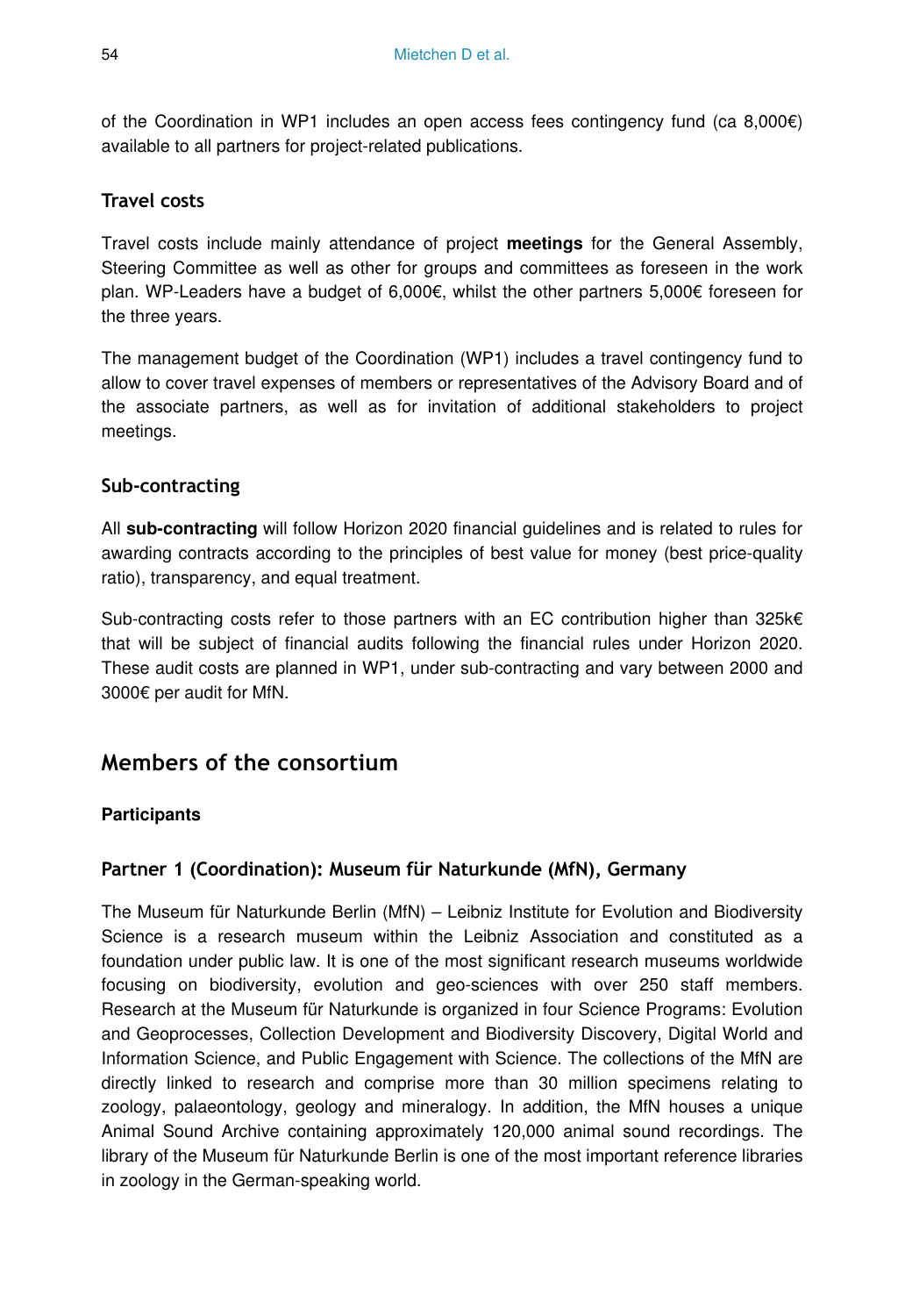of the Coordination in WP1 includes an open access fees contingency fund (ca 8,000€) available to all partners for project-related publications.

### Travel costs

Travel costs include mainly attendance of project **meetings** for the General Assembly, Steering Committee as well as other for groups and committees as foreseen in the work plan. WP-Leaders have a budget of 6,000€, whilst the other partners 5,000€ foreseen for the three years.

The management budget of the Coordination (WP1) includes a travel contingency fund to allow to cover travel expenses of members or representatives of the Advisory Board and of the associate partners, as well as for invitation of additional stakeholders to project meetings.

### Sub-contracting

All **sub-contracting** will follow Horizon 2020 financial guidelines and is related to rules for awarding contracts according to the principles of best value for money (best price-quality ratio), transparency, and equal treatment.

Sub-contracting costs refer to those partners with an EC contribution higher than 325k€ that will be subject of financial audits following the financial rules under Horizon 2020. These audit costs are planned in WP1, under sub-contracting and vary between 2000 and 3000€ per audit for MfN.

## Members of the consortium

**Participants**

### Partner 1 (Coordination): Museum für Naturkunde (MfN), Germany

The Museum für Naturkunde Berlin (MfN) – Leibniz Institute for Evolution and Biodiversity Science is a research museum within the Leibniz Association and constituted as a foundation under public law. It is one of the most significant research museums worldwide focusing on biodiversity, evolution and geo-sciences with over 250 staff members. Research at the Museum für Naturkunde is organized in four Science Programs: Evolution and Geoprocesses, Collection Development and Biodiversity Discovery, Digital World and Information Science, and Public Engagement with Science. The collections of the MfN are directly linked to research and comprise more than 30 million specimens relating to zoology, palaeontology, geology and mineralogy. In addition, the MfN houses a unique Animal Sound Archive containing approximately 120,000 animal sound recordings. The library of the Museum für Naturkunde Berlin is one of the most important reference libraries in zoology in the German-speaking world.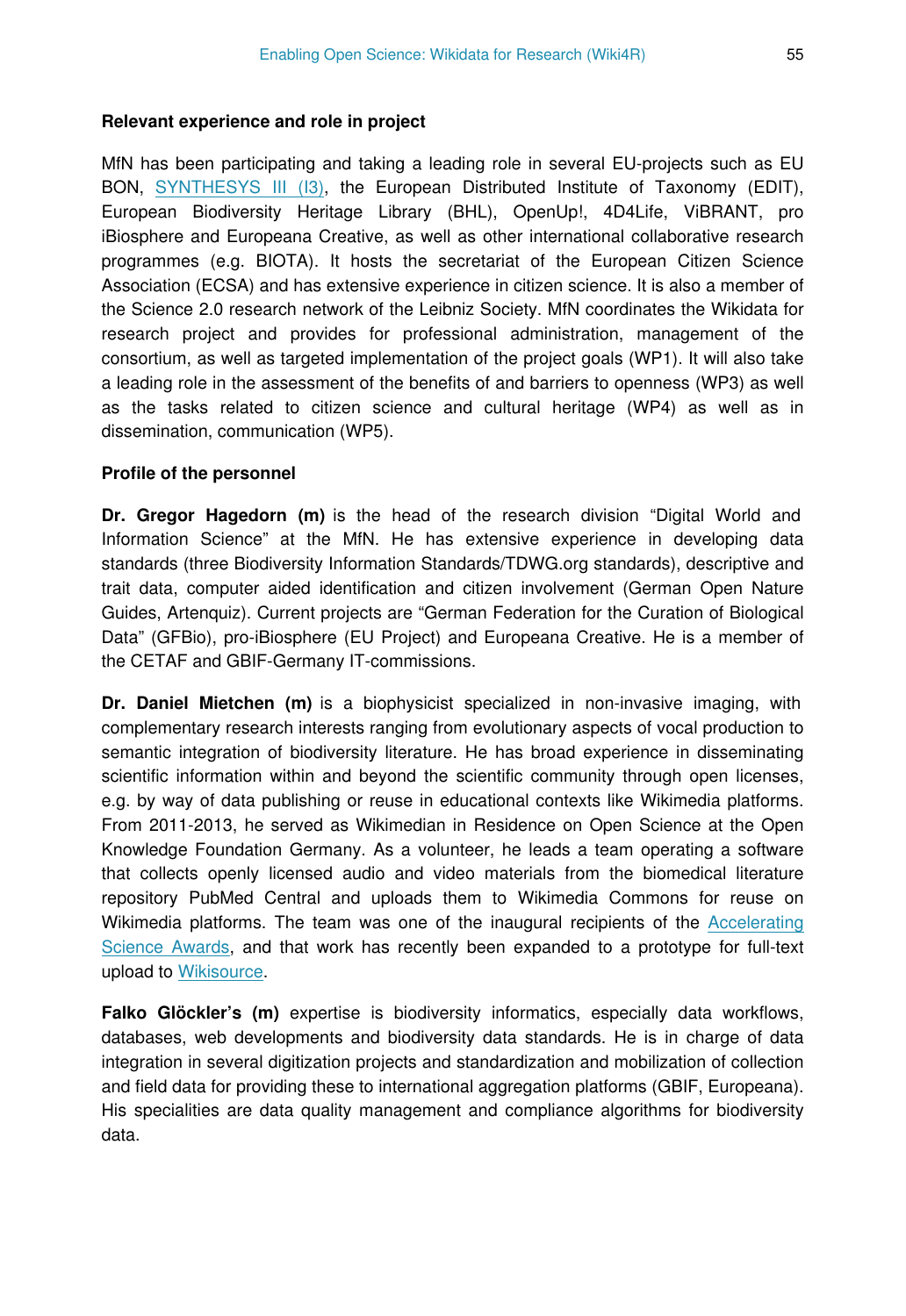**Relevant experience and role in project**

MfN has been participating and taking a leading role in several EU-projects such as EU BON, SYNTHESYS III (I3), the European Distributed Institute of Taxonomy (EDIT), European Biodiversity Heritage Library (BHL), OpenUp!, 4D4Life, ViBRANT, pro iBiosphere and Europeana Creative, as well as other international collaborative research programmes (e.g. BIOTA). It hosts the secretariat of the European Citizen Science Association (ECSA) and has extensive experience in citizen science. It is also a member of the Science 2.0 research network of the Leibniz Society. MfN coordinates the Wikidata for research project and provides for professional administration, management of the consortium, as well as targeted implementation of the project goals (WP1). It will also take a leading role in the assessment of the benefits of and barriers to openness (WP3) as well as the tasks related to citizen science and cultural heritage (WP4) as well as in dissemination, communication (WP5).

**Profile of the personnel**

**Dr. Gregor Hagedorn (m)** is the head of the research division "Digital World and Information Science" at the MfN. He has extensive experience in developing data standards (three Biodiversity Information Standards/TDWG.org standards), descriptive and trait data, computer aided identification and citizen involvement (German Open Nature Guides, Artenquiz). Current projects are "German Federation for the Curation of Biological Data" (GFBio), pro-iBiosphere (EU Project) and Europeana Creative. He is a member of the CETAF and GBIF-Germany IT-commissions.

**Dr. Daniel Mietchen (m)** is a biophysicist specialized in non-invasive imaging, with complementary research interests ranging from evolutionary aspects of vocal production to semantic integration of biodiversity literature. He has broad experience in disseminating scientific information within and beyond the scientific community through open licenses, e.g. by way of data publishing or reuse in educational contexts like Wikimedia platforms. From 2011-2013, he served as Wikimedian in Residence on Open Science at the Open Knowledge Foundation Germany. As a volunteer, he leads a team operating a software that collects openly licensed audio and video materials from the biomedical literature repository PubMed Central and uploads them to Wikimedia Commons for reuse on Wikimedia platforms. The team was one of the inaugural recipients of the Accelerating Science Awards, and that work has recently been expanded to a prototype for full-text upload to Wikisource.

**Falko Glöckler's (m)** expertise is biodiversity informatics, especially data workflows, databases, web developments and biodiversity data standards. He is in charge of data integration in several digitization projects and standardization and mobilization of collection and field data for providing these to international aggregation platforms (GBIF, Europeana). His specialities are data quality management and compliance algorithms for biodiversity data.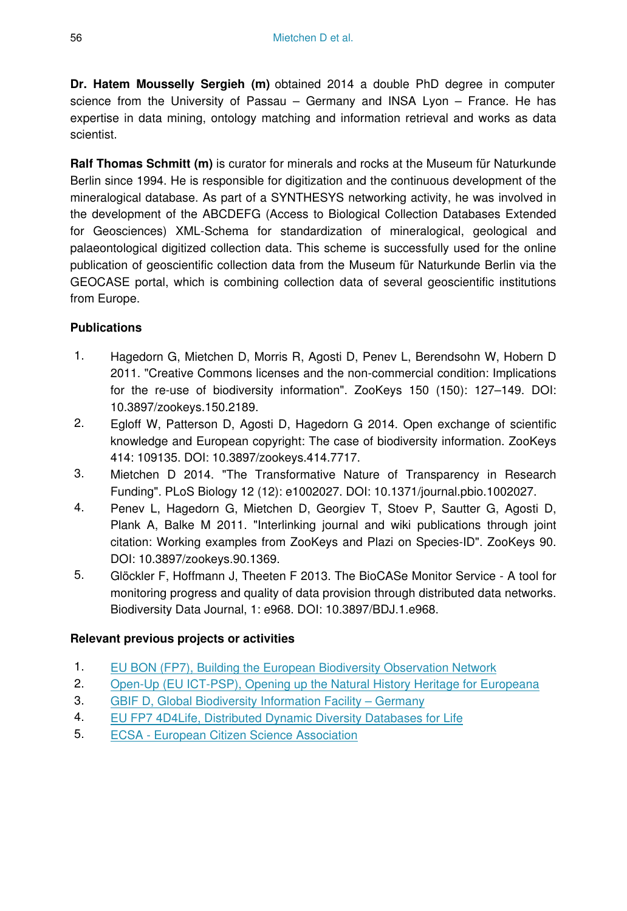**Dr. Hatem Mousselly Sergieh (m)** obtained 2014 a double PhD degree in computer science from the University of Passau – Germany and INSA Lyon – France. He has expertise in data mining, ontology matching and information retrieval and works as data scientist.

**Ralf Thomas Schmitt (m)** is curator for minerals and rocks at the Museum für Naturkunde Berlin since 1994. He is responsible for digitization and the continuous development of the mineralogical database. As part of a SYNTHESYS networking activity, he was involved in the development of the ABCDEFG (Access to Biological Collection Databases Extended for Geosciences) XML-Schema for standardization of mineralogical, geological and palaeontological digitized collection data. This scheme is successfully used for the online publication of geoscientific collection data from the Museum für Naturkunde Berlin via the GEOCASE portal, which is combining collection data of several geoscientific institutions from Europe.

**Publications**

1. Hagedorn G, Mietchen D, Morris R, Agosti D, Penev L, Berendsohn W, Hobern D 2011. "Creative Commons licenses and the non-commercial condition: Implications for the re-use of biodiversity information". ZooKeys 150 (150): 127–149. DOI: 10.3897/zookeys.150.2189.
2. Egloff W, Patterson D, Agosti D, Hagedorn G 2014. Open exchange of scientific knowledge and European copyright: The case of biodiversity information. ZooKeys 414: 109135. DOI: 10.3897/zookeys.414.7717.
3. Mietchen D 2014. "The Transformative Nature of Transparency in Research Funding". PLoS Biology 12 (12): e1002027. DOI: 10.1371/journal.pbio.1002027.
4. Penev L, Hagedorn G, Mietchen D, Georgiev T, Stoev P, Sautter G, Agosti D, Plank A, Balke M 2011. "Interlinking journal and wiki publications through joint citation: Working examples from ZooKeys and Plazi on Species-ID". ZooKeys 90. DOI: 10.3897/zookeys.90.1369.
5. Glöckler F, Hoffmann J, Theeten F 2013. The BioCASe Monitor Service - A tool for monitoring progress and quality of data provision through distributed data networks. Biodiversity Data Journal, 1: e968. DOI: 10.3897/BDJ.1.e968.

**Relevant previous projects or activities**

1. EU BON (FP7), Building the European Biodiversity Observation Network
2. Open-Up (EU ICT-PSP), Opening up the Natural History Heritage for Europeana
3. GBIF D, Global Biodiversity Information Facility – Germany
4. EU FP7 4D4Life, Distributed Dynamic Diversity Databases for Life
5. ECSA - European Citizen Science Association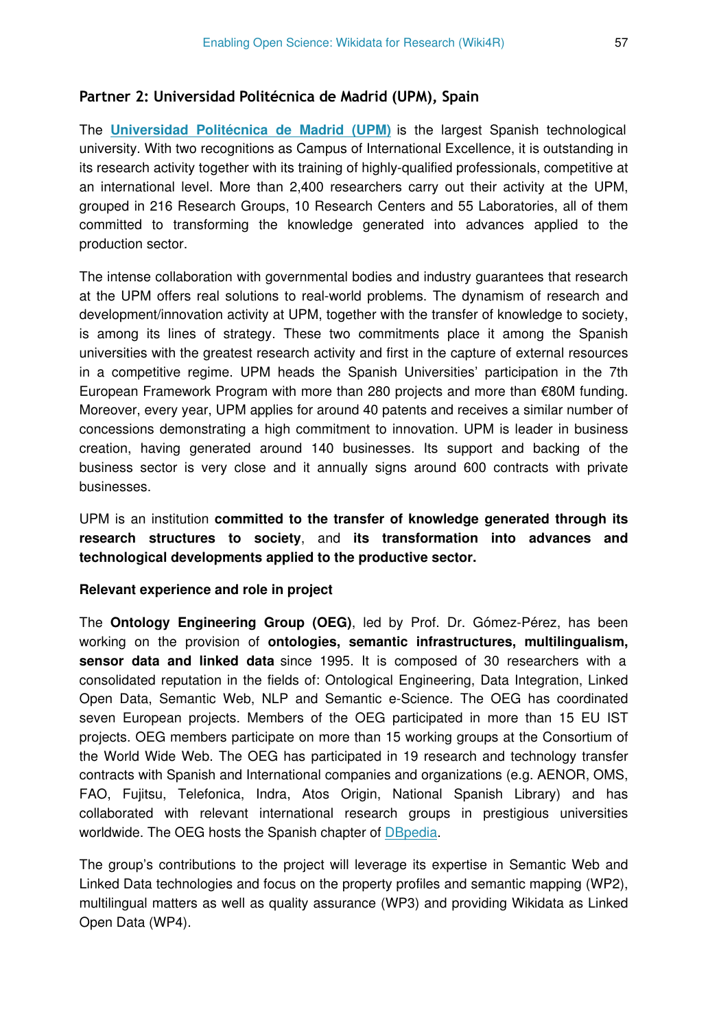### Partner 2: Universidad Politécnica de Madrid (UPM), Spain

The **Universidad Politécnica de Madrid (UPM)** is the largest Spanish technological university. With two recognitions as Campus of International Excellence, it is outstanding in its research activity together with its training of highly-qualified professionals, competitive at an international level. More than 2,400 researchers carry out their activity at the UPM, grouped in 216 Research Groups, 10 Research Centers and 55 Laboratories, all of them committed to transforming the knowledge generated into advances applied to the production sector.

The intense collaboration with governmental bodies and industry guarantees that research at the UPM offers real solutions to real-world problems. The dynamism of research and development/innovation activity at UPM, together with the transfer of knowledge to society, is among its lines of strategy. These two commitments place it among the Spanish universities with the greatest research activity and first in the capture of external resources in a competitive regime. UPM heads the Spanish Universities' participation in the 7th European Framework Program with more than 280 projects and more than €80M funding. Moreover, every year, UPM applies for around 40 patents and receives a similar number of concessions demonstrating a high commitment to innovation. UPM is leader in business creation, having generated around 140 businesses. Its support and backing of the business sector is very close and it annually signs around 600 contracts with private businesses.

UPM is an institution **committed to the transfer of knowledge generated through its research structures to society**, and **its transformation into advances and technological developments applied to the productive sector.**

**Relevant experience and role in project**

The **Ontology Engineering Group (OEG)**, led by Prof. Dr. Gómez-Pérez, has been working on the provision of **ontologies, semantic infrastructures, multilingualism, sensor data and linked data** since 1995. It is composed of 30 researchers with a consolidated reputation in the fields of: Ontological Engineering, Data Integration, Linked Open Data, Semantic Web, NLP and Semantic e-Science. The OEG has coordinated seven European projects. Members of the OEG participated in more than 15 EU IST projects. OEG members participate on more than 15 working groups at the Consortium of the World Wide Web. The OEG has participated in 19 research and technology transfer contracts with Spanish and International companies and organizations (e.g. AENOR, OMS, FAO, Fujitsu, Telefonica, Indra, Atos Origin, National Spanish Library) and has collaborated with relevant international research groups in prestigious universities worldwide. The OEG hosts the Spanish chapter of DBpedia.

The group's contributions to the project will leverage its expertise in Semantic Web and Linked Data technologies and focus on the property profiles and semantic mapping (WP2), multilingual matters as well as quality assurance (WP3) and providing Wikidata as Linked Open Data (WP4).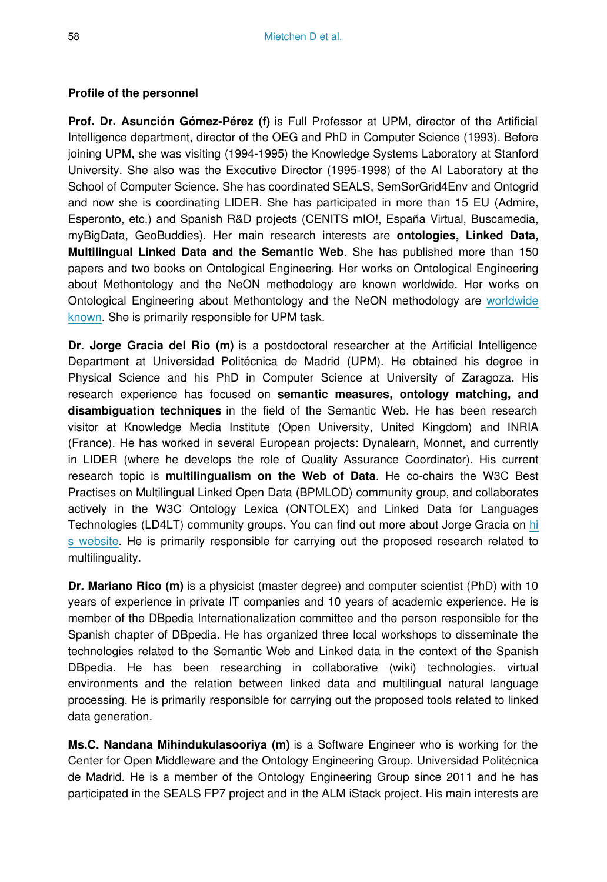**Profile of the personnel**

**Prof. Dr. Asunción Gómez-Pérez (f)** is Full Professor at UPM, director of the Artificial Intelligence department, director of the OEG and PhD in Computer Science (1993). Before joining UPM, she was visiting (1994-1995) the Knowledge Systems Laboratory at Stanford University. She also was the Executive Director (1995-1998) of the AI Laboratory at the School of Computer Science. She has coordinated SEALS, SemSorGrid4Env and Ontogrid and now she is coordinating LIDER. She has participated in more than 15 EU (Admire, Esperonto, etc.) and Spanish R&D projects (CENITS mIO!, España Virtual, Buscamedia, myBigData, GeoBuddies). Her main research interests are **ontologies, Linked Data, Multilingual Linked Data and the Semantic Web**. She has published more than 150 papers and two books on Ontological Engineering. Her works on Ontological Engineering about Methontology and the NeON methodology are known worldwide. Her works on Ontological Engineering about Methontology and the NeON methodology are worldwide known. She is primarily responsible for UPM task.

**Dr. Jorge Gracia del Rio (m)** is a postdoctoral researcher at the Artificial Intelligence Department at Universidad Politécnica de Madrid (UPM). He obtained his degree in Physical Science and his PhD in Computer Science at University of Zaragoza. His research experience has focused on **semantic measures, ontology matching, and disambiguation techniques** in the field of the Semantic Web. He has been research visitor at Knowledge Media Institute (Open University, United Kingdom) and INRIA (France). He has worked in several European projects: Dynalearn, Monnet, and currently in LIDER (where he develops the role of Quality Assurance Coordinator). His current research topic is **multilingualism on the Web of Data**. He co-chairs the W3C Best Practises on Multilingual Linked Open Data (BPMLOD) community group, and collaborates actively in the W3C Ontology Lexica (ONTOLEX) and Linked Data for Languages Technologies (LD4LT) community groups. You can find out more about Jorge Gracia on his website. He is primarily responsible for carrying out the proposed research related to multilinguality.

**Dr. Mariano Rico (m)** is a physicist (master degree) and computer scientist (PhD) with 10 years of experience in private IT companies and 10 years of academic experience. He is member of the DBpedia Internationalization committee and the person responsible for the Spanish chapter of DBpedia. He has organized three local workshops to disseminate the technologies related to the Semantic Web and Linked data in the context of the Spanish DBpedia. He has been researching in collaborative (wiki) technologies, virtual environments and the relation between linked data and multilingual natural language processing. He is primarily responsible for carrying out the proposed tools related to linked data generation.

**Ms.C. Nandana Mihindukulasooriya (m)** is a Software Engineer who is working for the Center for Open Middleware and the Ontology Engineering Group, Universidad Politécnica de Madrid. He is a member of the Ontology Engineering Group since 2011 and he has participated in the SEALS FP7 project and in the ALM iStack project. His main interests are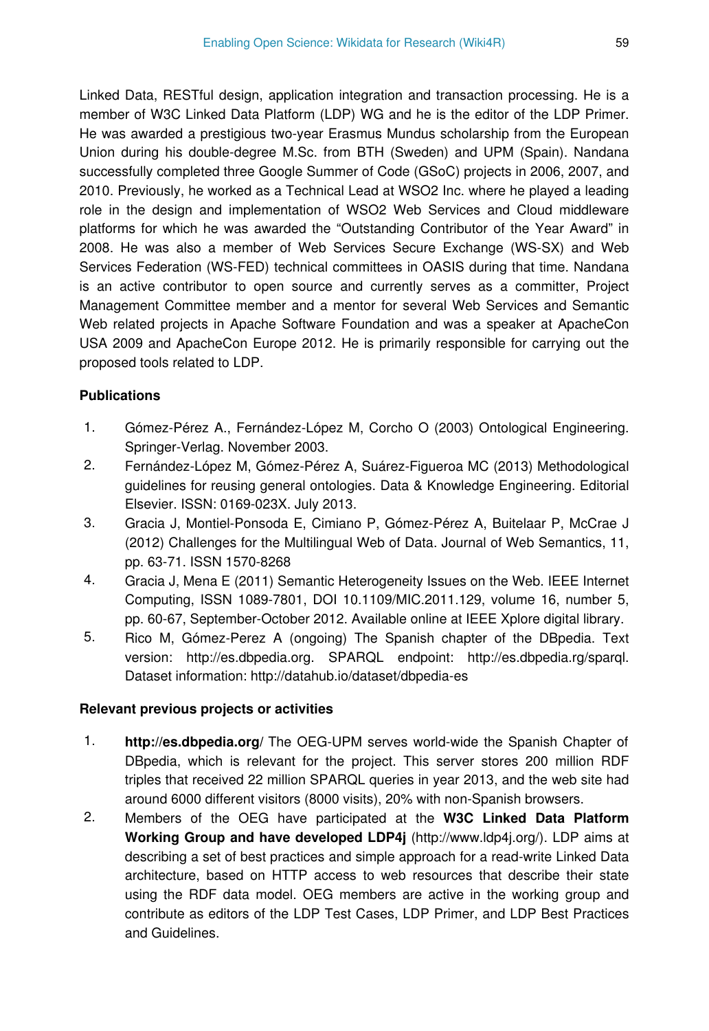Linked Data, RESTful design, application integration and transaction processing. He is a member of W3C Linked Data Platform (LDP) WG and he is the editor of the LDP Primer. He was awarded a prestigious two-year Erasmus Mundus scholarship from the European Union during his double-degree M.Sc. from BTH (Sweden) and UPM (Spain). Nandana successfully completed three Google Summer of Code (GSoC) projects in 2006, 2007, and 2010. Previously, he worked as a Technical Lead at WSO2 Inc. where he played a leading role in the design and implementation of WSO2 Web Services and Cloud middleware platforms for which he was awarded the "Outstanding Contributor of the Year Award" in 2008. He was also a member of Web Services Secure Exchange (WS-SX) and Web Services Federation (WS-FED) technical committees in OASIS during that time. Nandana is an active contributor to open source and currently serves as a committer, Project Management Committee member and a mentor for several Web Services and Semantic Web related projects in Apache Software Foundation and was a speaker at ApacheCon USA 2009 and ApacheCon Europe 2012. He is primarily responsible for carrying out the proposed tools related to LDP.

**Publications**

1. Gómez-Pérez A., Fernández-López M, Corcho O (2003) Ontological Engineering. Springer-Verlag. November 2003.
2. Fernández-López M, Gómez-Pérez A, Suárez-Figueroa MC (2013) Methodological guidelines for reusing general ontologies. Data & Knowledge Engineering. Editorial Elsevier. ISSN: 0169-023X. July 2013.
3. Gracia J, Montiel-Ponsoda E, Cimiano P, Gómez-Pérez A, Buitelaar P, McCrae J (2012) Challenges for the Multilingual Web of Data. Journal of Web Semantics, 11, pp. 63-71. ISSN 1570-8268
4. Gracia J, Mena E (2011) Semantic Heterogeneity Issues on the Web. IEEE Internet Computing, ISSN 1089-7801, DOI 10.1109/MIC.2011.129, volume 16, number 5, pp. 60-67, September-October 2012. Available online at IEEE Xplore digital library.
5. Rico M, Gómez-Perez A (ongoing) The Spanish chapter of the DBpedia. Text version: http://es.dbpedia.org. SPARQL endpoint: http://es.dbpedia.rg/sparql. Dataset information: http://datahub.io/dataset/dbpedia-es

**Relevant previous projects or activities**

1. **http://es.dbpedia.org/** The OEG-UPM serves world-wide the Spanish Chapter of DBpedia, which is relevant for the project. This server stores 200 million RDF triples that received 22 million SPARQL queries in year 2013, and the web site had around 6000 different visitors (8000 visits), 20% with non-Spanish browsers.
2. Members of the OEG have participated at the **W3C Linked Data Platform Working Group and have developed LDP4j** (http://www.ldp4j.org/). LDP aims at describing a set of best practices and simple approach for a read-write Linked Data architecture, based on HTTP access to web resources that describe their state using the RDF data model. OEG members are active in the working group and contribute as editors of the LDP Test Cases, LDP Primer, and LDP Best Practices and Guidelines.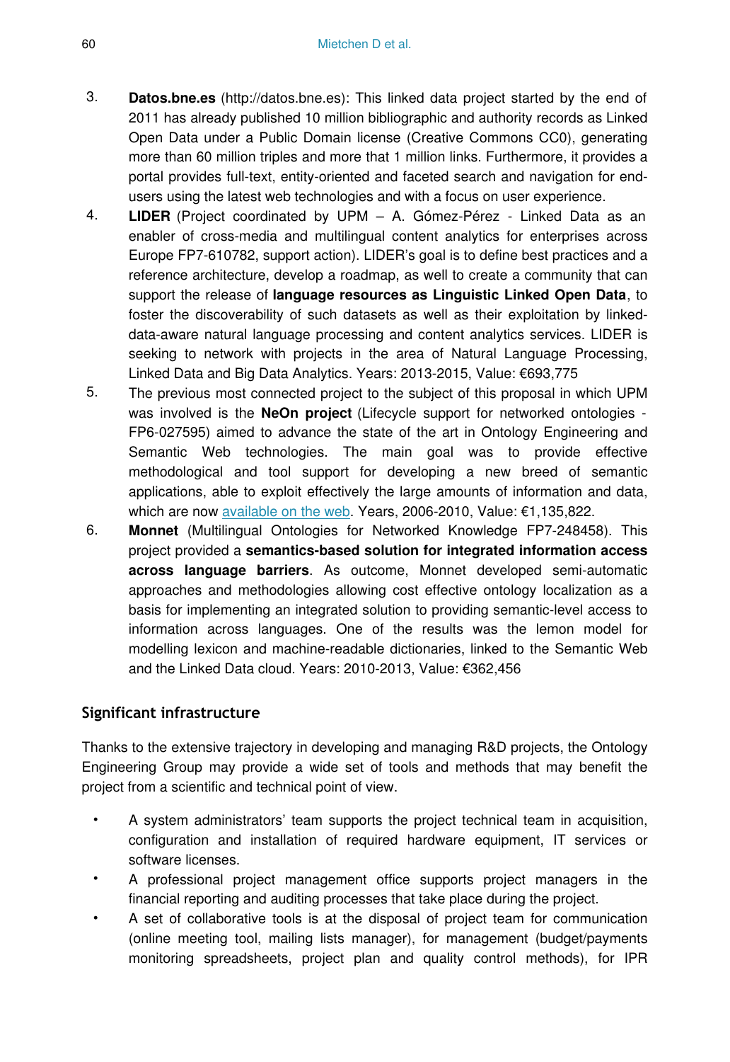3. **Datos.bne.es** (http://datos.bne.es): This linked data project started by the end of 2011 has already published 10 million bibliographic and authority records as Linked Open Data under a Public Domain license (Creative Commons CC0), generating more than 60 million triples and more that 1 million links. Furthermore, it provides a portal provides full-text, entity-oriented and faceted search and navigation for end-users using the latest web technologies and with a focus on user experience.
4. **LIDER** (Project coordinated by UPM – A. Gómez-Pérez - Linked Data as an enabler of cross-media and multilingual content analytics for enterprises across Europe FP7-610782, support action). LIDER's goal is to define best practices and a reference architecture, develop a roadmap, as well to create a community that can support the release of **language resources as Linguistic Linked Open Data**, to foster the discoverability of such datasets as well as their exploitation by linked-data-aware natural language processing and content analytics services. LIDER is seeking to network with projects in the area of Natural Language Processing, Linked Data and Big Data Analytics. Years: 2013-2015, Value: €693,775
5. The previous most connected project to the subject of this proposal in which UPM was involved is the **NeOn project** (Lifecycle support for networked ontologies - FP6-027595) aimed to advance the state of the art in Ontology Engineering and Semantic Web technologies. The main goal was to provide effective methodological and tool support for developing a new breed of semantic applications, able to exploit effectively the large amounts of information and data, which are now available on the web. Years, 2006-2010, Value: €1,135,822.
6. **Monnet** (Multilingual Ontologies for Networked Knowledge FP7-248458). This project provided a **semantics-based solution for integrated information access across language barriers**. As outcome, Monnet developed semi-automatic approaches and methodologies allowing cost effective ontology localization as a basis for implementing an integrated solution to providing semantic-level access to information across languages. One of the results was the lemon model for modelling lexicon and machine-readable dictionaries, linked to the Semantic Web and the Linked Data cloud. Years: 2010-2013, Value: €362,456

## Significant infrastructure

Thanks to the extensive trajectory in developing and managing R&D projects, the Ontology Engineering Group may provide a wide set of tools and methods that may benefit the project from a scientific and technical point of view.

- A system administrators' team supports the project technical team in acquisition, configuration and installation of required hardware equipment, IT services or software licenses.
- A professional project management office supports project managers in the financial reporting and auditing processes that take place during the project.
- A set of collaborative tools is at the disposal of project team for communication (online meeting tool, mailing lists manager), for management (budget/payments monitoring spreadsheets, project plan and quality control methods), for IPR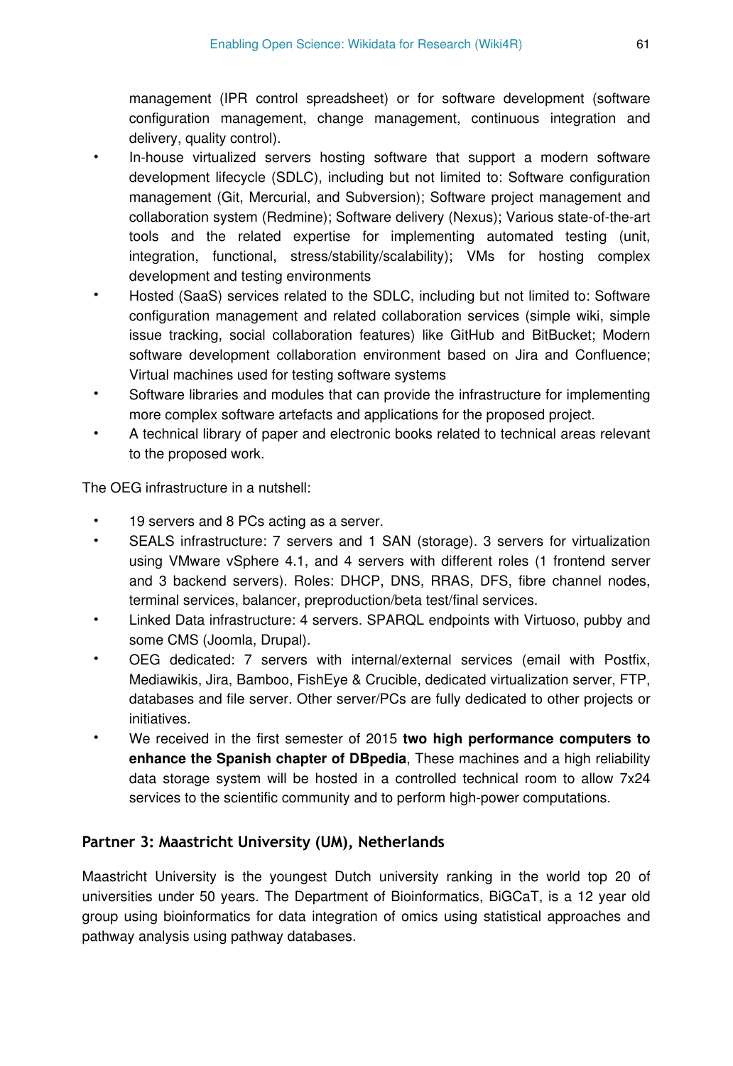management (IPR control spreadsheet) or for software development (software configuration management, change management, continuous integration and delivery, quality control).

- In-house virtualized servers hosting software that support a modern software development lifecycle (SDLC), including but not limited to: Software configuration management (Git, Mercurial, and Subversion); Software project management and collaboration system (Redmine); Software delivery (Nexus); Various state-of-the-art tools and the related expertise for implementing automated testing (unit, integration, functional, stress/stability/scalability); VMs for hosting complex development and testing environments
- Hosted (SaaS) services related to the SDLC, including but not limited to: Software configuration management and related collaboration services (simple wiki, simple issue tracking, social collaboration features) like GitHub and BitBucket; Modern software development collaboration environment based on Jira and Confluence; Virtual machines used for testing software systems
- Software libraries and modules that can provide the infrastructure for implementing more complex software artefacts and applications for the proposed project.
- A technical library of paper and electronic books related to technical areas relevant to the proposed work.

The OEG infrastructure in a nutshell:

- 19 servers and 8 PCs acting as a server.
- SEALS infrastructure: 7 servers and 1 SAN (storage). 3 servers for virtualization using VMware vSphere 4.1, and 4 servers with different roles (1 frontend server and 3 backend servers). Roles: DHCP, DNS, RRAS, DFS, fibre channel nodes, terminal services, balancer, preproduction/beta test/final services.
- Linked Data infrastructure: 4 servers. SPARQL endpoints with Virtuoso, pubby and some CMS (Joomla, Drupal).
- OEG dedicated: 7 servers with internal/external services (email with Postfix, Mediawikis, Jira, Bamboo, FishEye & Crucible, dedicated virtualization server, FTP, databases and file server. Other server/PCs are fully dedicated to other projects or initiatives.
- We received in the first semester of 2015 **two high performance computers to enhance the Spanish chapter of DBpedia**, These machines and a high reliability data storage system will be hosted in a controlled technical room to allow 7x24 services to the scientific community and to perform high-power computations.

### Partner 3: Maastricht University (UM), Netherlands

Maastricht University is the youngest Dutch university ranking in the world top 20 of universities under 50 years. The Department of Bioinformatics, BiGCaT, is a 12 year old group using bioinformatics for data integration of omics using statistical approaches and pathway analysis using pathway databases.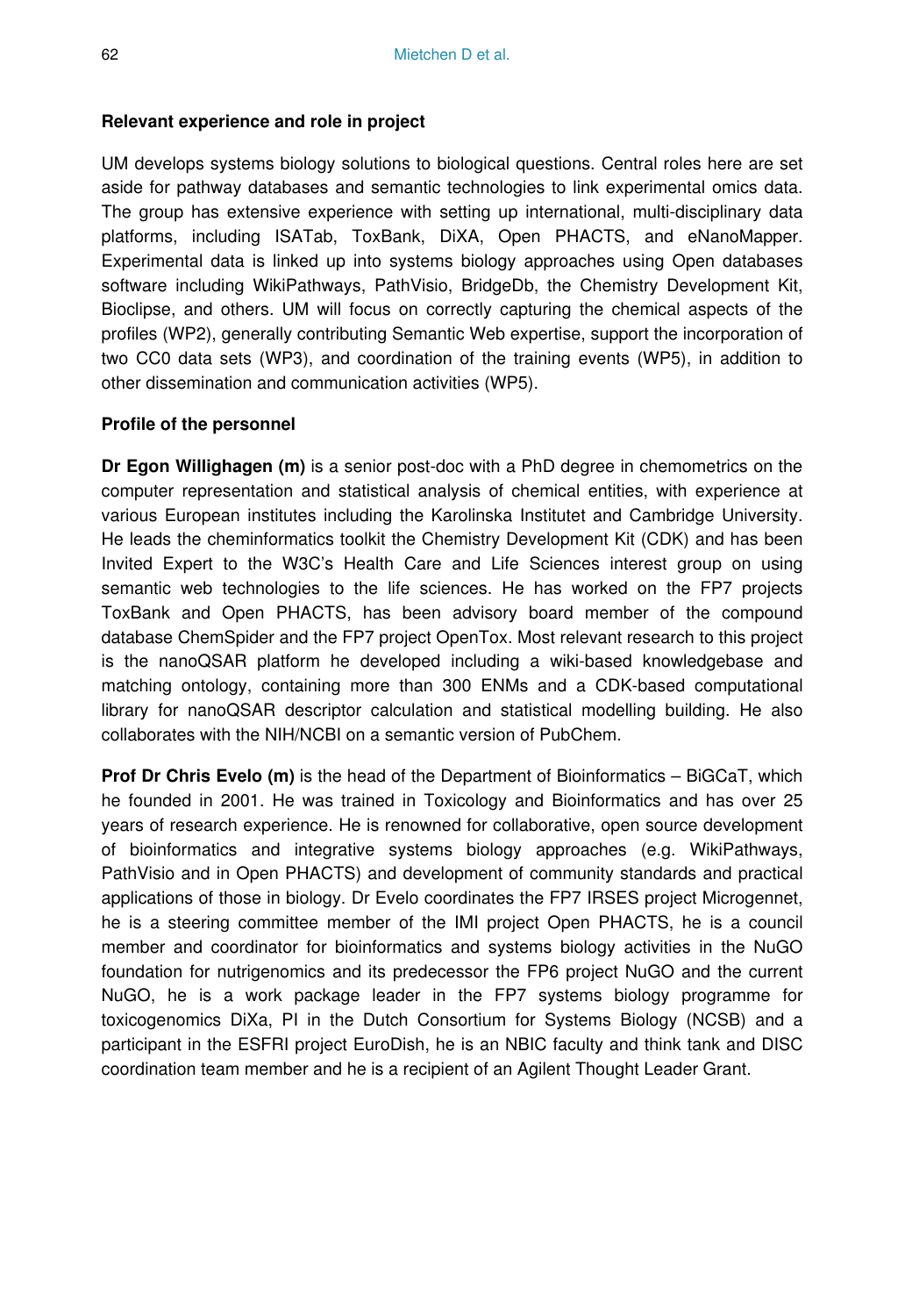**Relevant experience and role in project**

UM develops systems biology solutions to biological questions. Central roles here are set aside for pathway databases and semantic technologies to link experimental omics data. The group has extensive experience with setting up international, multi-disciplinary data platforms, including ISATab, ToxBank, DiXA, Open PHACTS, and eNanoMapper. Experimental data is linked up into systems biology approaches using Open databases software including WikiPathways, PathVisio, BridgeDb, the Chemistry Development Kit, Bioclipse, and others. UM will focus on correctly capturing the chemical aspects of the profiles (WP2), generally contributing Semantic Web expertise, support the incorporation of two CC0 data sets (WP3), and coordination of the training events (WP5), in addition to other dissemination and communication activities (WP5).

**Profile of the personnel**

**Dr Egon Willighagen (m)** is a senior post-doc with a PhD degree in chemometrics on the computer representation and statistical analysis of chemical entities, with experience at various European institutes including the Karolinska Institutet and Cambridge University. He leads the cheminformatics toolkit the Chemistry Development Kit (CDK) and has been Invited Expert to the W3C's Health Care and Life Sciences interest group on using semantic web technologies to the life sciences. He has worked on the FP7 projects ToxBank and Open PHACTS, has been advisory board member of the compound database ChemSpider and the FP7 project OpenTox. Most relevant research to this project is the nanoQSAR platform he developed including a wiki-based knowledgebase and matching ontology, containing more than 300 ENMs and a CDK-based computational library for nanoQSAR descriptor calculation and statistical modelling building. He also collaborates with the NIH/NCBI on a semantic version of PubChem.

**Prof Dr Chris Evelo (m)** is the head of the Department of Bioinformatics – BiGCaT, which he founded in 2001. He was trained in Toxicology and Bioinformatics and has over 25 years of research experience. He is renowned for collaborative, open source development of bioinformatics and integrative systems biology approaches (e.g. WikiPathways, PathVisio and in Open PHACTS) and development of community standards and practical applications of those in biology. Dr Evelo coordinates the FP7 IRSES project Microgennet, he is a steering committee member of the IMI project Open PHACTS, he is a council member and coordinator for bioinformatics and systems biology activities in the NuGO foundation for nutrigenomics and its predecessor the FP6 project NuGO and the current NuGO, he is a work package leader in the FP7 systems biology programme for toxicogenomics DiXa, PI in the Dutch Consortium for Systems Biology (NCSB) and a participant in the ESFRI project EuroDish, he is an NBIC faculty and think tank and DISC coordination team member and he is a recipient of an Agilent Thought Leader Grant.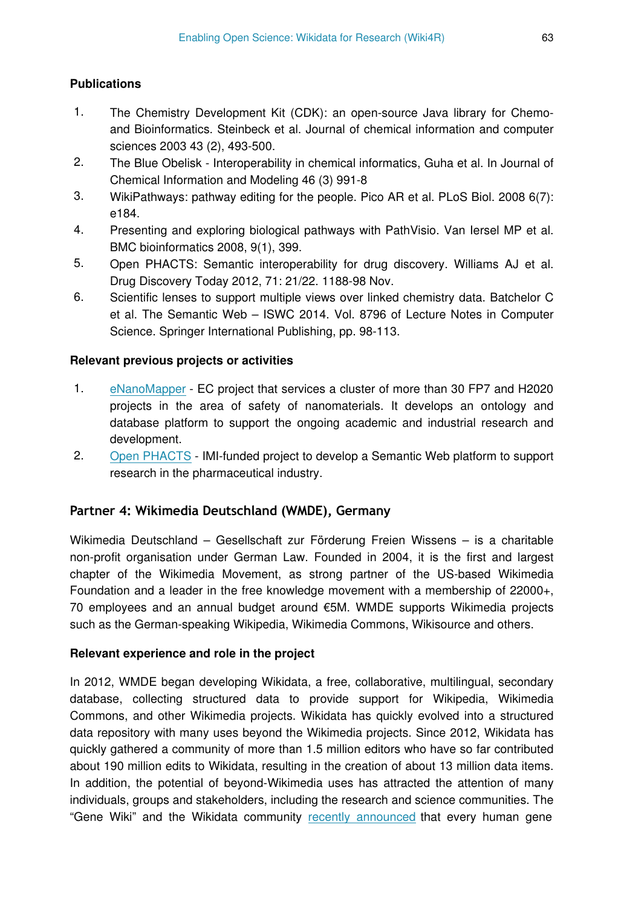**Publications**

1. The Chemistry Development Kit (CDK): an open-source Java library for Chemo- and Bioinformatics. Steinbeck et al. Journal of chemical information and computer sciences 2003 43 (2), 493-500.
2. The Blue Obelisk - Interoperability in chemical informatics, Guha et al. In Journal of Chemical Information and Modeling 46 (3) 991-8
3. WikiPathways: pathway editing for the people. Pico AR et al. PLoS Biol. 2008 6(7): e184.
4. Presenting and exploring biological pathways with PathVisio. Van Iersel MP et al. BMC bioinformatics 2008, 9(1), 399.
5. Open PHACTS: Semantic interoperability for drug discovery. Williams AJ et al. Drug Discovery Today 2012, 71: 21/22. 1188-98 Nov.
6. Scientific lenses to support multiple views over linked chemistry data. Batchelor C et al. The Semantic Web – ISWC 2014. Vol. 8796 of Lecture Notes in Computer Science. Springer International Publishing, pp. 98-113.

**Relevant previous projects or activities**

1. eNanoMapper - EC project that services a cluster of more than 30 FP7 and H2020 projects in the area of safety of nanomaterials. It develops an ontology and database platform to support the ongoing academic and industrial research and development.
2. Open PHACTS - IMI-funded project to develop a Semantic Web platform to support research in the pharmaceutical industry.

## Partner 4: Wikimedia Deutschland (WMDE), Germany

Wikimedia Deutschland – Gesellschaft zur Förderung Freien Wissens – is a charitable non-profit organisation under German Law. Founded in 2004, it is the first and largest chapter of the Wikimedia Movement, as strong partner of the US-based Wikimedia Foundation and a leader in the free knowledge movement with a membership of 22000+, 70 employees and an annual budget around €5M. WMDE supports Wikimedia projects such as the German-speaking Wikipedia, Wikimedia Commons, Wikisource and others.

**Relevant experience and role in the project**

In 2012, WMDE began developing Wikidata, a free, collaborative, multilingual, secondary database, collecting structured data to provide support for Wikipedia, Wikimedia Commons, and other Wikimedia projects. Wikidata has quickly evolved into a structured data repository with many uses beyond the Wikimedia projects. Since 2012, Wikidata has quickly gathered a community of more than 1.5 million editors who have so far contributed about 190 million edits to Wikidata, resulting in the creation of about 13 million data items. In addition, the potential of beyond-Wikimedia uses has attracted the attention of many individuals, groups and stakeholders, including the research and science communities. The "Gene Wiki" and the Wikidata community recently announced that every human gene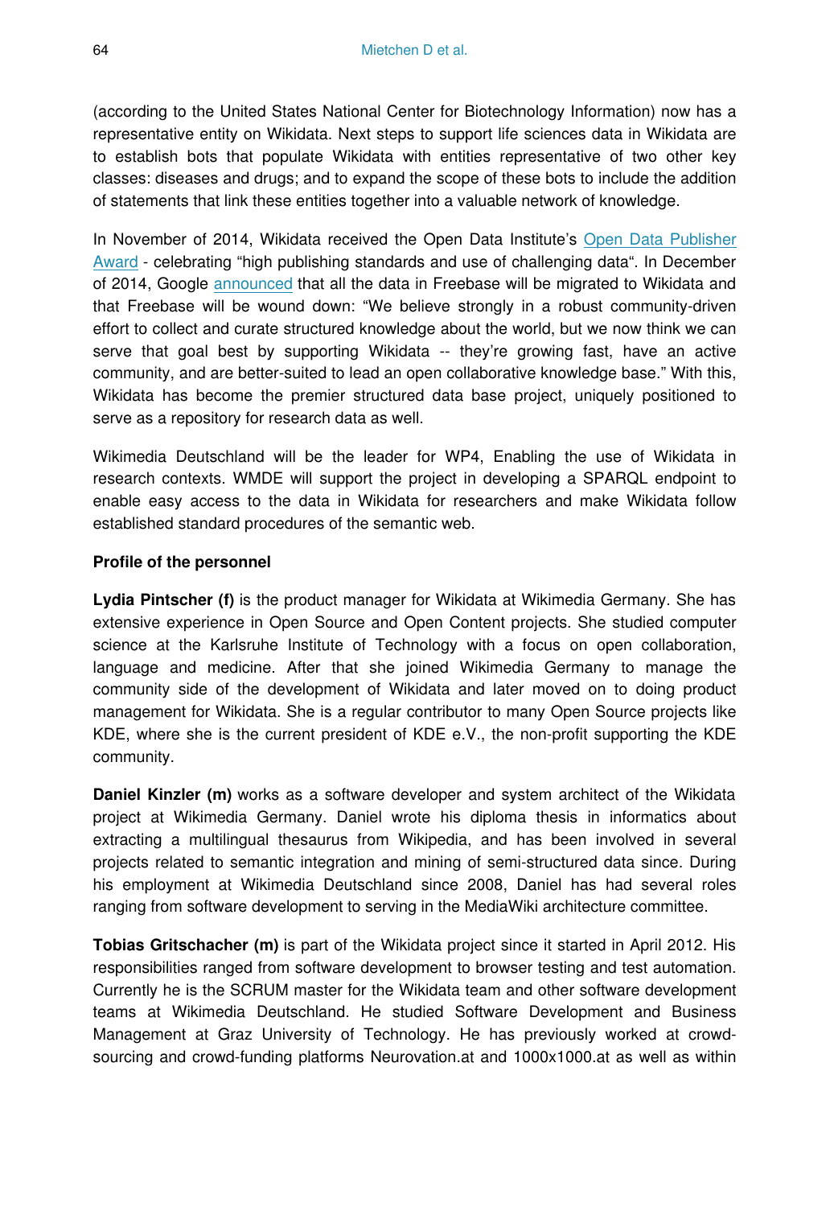(according to the United States National Center for Biotechnology Information) now has a representative entity on Wikidata. Next steps to support life sciences data in Wikidata are to establish bots that populate Wikidata with entities representative of two other key classes: diseases and drugs; and to expand the scope of these bots to include the addition of statements that link these entities together into a valuable network of knowledge.

In November of 2014, Wikidata received the Open Data Institute's Open Data Publisher Award - celebrating "high publishing standards and use of challenging data". In December of 2014, Google announced that all the data in Freebase will be migrated to Wikidata and that Freebase will be wound down: "We believe strongly in a robust community-driven effort to collect and curate structured knowledge about the world, but we now think we can serve that goal best by supporting Wikidata -- they're growing fast, have an active community, and are better-suited to lead an open collaborative knowledge base." With this, Wikidata has become the premier structured data base project, uniquely positioned to serve as a repository for research data as well.

Wikimedia Deutschland will be the leader for WP4, Enabling the use of Wikidata in research contexts. WMDE will support the project in developing a SPARQL endpoint to enable easy access to the data in Wikidata for researchers and make Wikidata follow established standard procedures of the semantic web.

**Profile of the personnel**

**Lydia Pintscher (f)** is the product manager for Wikidata at Wikimedia Germany. She has extensive experience in Open Source and Open Content projects. She studied computer science at the Karlsruhe Institute of Technology with a focus on open collaboration, language and medicine. After that she joined Wikimedia Germany to manage the community side of the development of Wikidata and later moved on to doing product management for Wikidata. She is a regular contributor to many Open Source projects like KDE, where she is the current president of KDE e.V., the non-profit supporting the KDE community.

**Daniel Kinzler (m)** works as a software developer and system architect of the Wikidata project at Wikimedia Germany. Daniel wrote his diploma thesis in informatics about extracting a multilingual thesaurus from Wikipedia, and has been involved in several projects related to semantic integration and mining of semi-structured data since. During his employment at Wikimedia Deutschland since 2008, Daniel has had several roles ranging from software development to serving in the MediaWiki architecture committee.

**Tobias Gritschacher (m)** is part of the Wikidata project since it started in April 2012. His responsibilities ranged from software development to browser testing and test automation. Currently he is the SCRUM master for the Wikidata team and other software development teams at Wikimedia Deutschland. He studied Software Development and Business Management at Graz University of Technology. He has previously worked at crowd-sourcing and crowd-funding platforms Neurovation.at and 1000x1000.at as well as within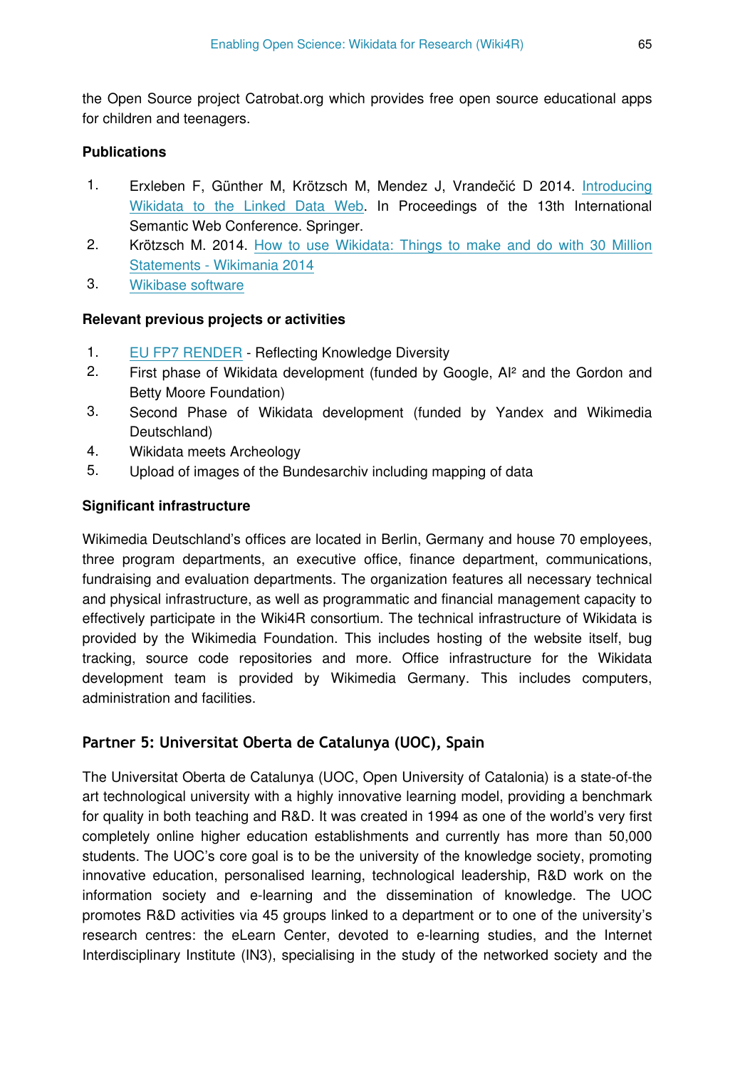the Open Source project Catrobat.org which provides free open source educational apps for children and teenagers.

**Publications**

1. Erxleben F, Günther M, Krötzsch M, Mendez J, Vrandečić D 2014. Introducing Wikidata to the Linked Data Web. In Proceedings of the 13th International Semantic Web Conference. Springer.
2. Krötzsch M. 2014. How to use Wikidata: Things to make and do with 30 Million Statements - Wikimania 2014
3. Wikibase software

**Relevant previous projects or activities**

1. EU FP7 RENDER - Reflecting Knowledge Diversity
2. First phase of Wikidata development (funded by Google, AI² and the Gordon and Betty Moore Foundation)
3. Second Phase of Wikidata development (funded by Yandex and Wikimedia Deutschland)
4. Wikidata meets Archeology
5. Upload of images of the Bundesarchiv including mapping of data

**Significant infrastructure**

Wikimedia Deutschland's offices are located in Berlin, Germany and house 70 employees, three program departments, an executive office, finance department, communications, fundraising and evaluation departments. The organization features all necessary technical and physical infrastructure, as well as programmatic and financial management capacity to effectively participate in the Wiki4R consortium. The technical infrastructure of Wikidata is provided by the Wikimedia Foundation. This includes hosting of the website itself, bug tracking, source code repositories and more. Office infrastructure for the Wikidata development team is provided by Wikimedia Germany. This includes computers, administration and facilities.

### Partner 5: Universitat Oberta de Catalunya (UOC), Spain

The Universitat Oberta de Catalunya (UOC, Open University of Catalonia) is a state-of-the art technological university with a highly innovative learning model, providing a benchmark for quality in both teaching and R&D. It was created in 1994 as one of the world's very first completely online higher education establishments and currently has more than 50,000 students. The UOC's core goal is to be the university of the knowledge society, promoting innovative education, personalised learning, technological leadership, R&D work on the information society and e-learning and the dissemination of knowledge. The UOC promotes R&D activities via 45 groups linked to a department or to one of the university's research centres: the eLearn Center, devoted to e-learning studies, and the Internet Interdisciplinary Institute (IN3), specialising in the study of the networked society and the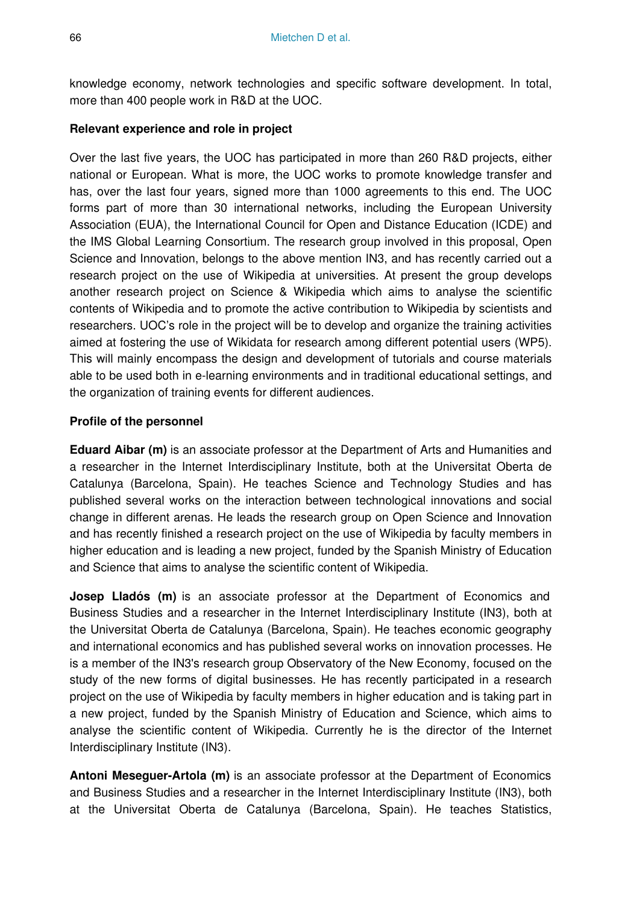knowledge economy, network technologies and specific software development. In total, more than 400 people work in R&D at the UOC.

**Relevant experience and role in project**

Over the last five years, the UOC has participated in more than 260 R&D projects, either national or European. What is more, the UOC works to promote knowledge transfer and has, over the last four years, signed more than 1000 agreements to this end. The UOC forms part of more than 30 international networks, including the European University Association (EUA), the International Council for Open and Distance Education (ICDE) and the IMS Global Learning Consortium. The research group involved in this proposal, Open Science and Innovation, belongs to the above mention IN3, and has recently carried out a research project on the use of Wikipedia at universities. At present the group develops another research project on Science & Wikipedia which aims to analyse the scientific contents of Wikipedia and to promote the active contribution to Wikipedia by scientists and researchers. UOC's role in the project will be to develop and organize the training activities aimed at fostering the use of Wikidata for research among different potential users (WP5). This will mainly encompass the design and development of tutorials and course materials able to be used both in e-learning environments and in traditional educational settings, and the organization of training events for different audiences.

**Profile of the personnel**

**Eduard Aibar (m)** is an associate professor at the Department of Arts and Humanities and a researcher in the Internet Interdisciplinary Institute, both at the Universitat Oberta de Catalunya (Barcelona, Spain). He teaches Science and Technology Studies and has published several works on the interaction between technological innovations and social change in different arenas. He leads the research group on Open Science and Innovation and has recently finished a research project on the use of Wikipedia by faculty members in higher education and is leading a new project, funded by the Spanish Ministry of Education and Science that aims to analyse the scientific content of Wikipedia.

**Josep Lladós (m)** is an associate professor at the Department of Economics and Business Studies and a researcher in the Internet Interdisciplinary Institute (IN3), both at the Universitat Oberta de Catalunya (Barcelona, Spain). He teaches economic geography and international economics and has published several works on innovation processes. He is a member of the IN3's research group Observatory of the New Economy, focused on the study of the new forms of digital businesses. He has recently participated in a research project on the use of Wikipedia by faculty members in higher education and is taking part in a new project, funded by the Spanish Ministry of Education and Science, which aims to analyse the scientific content of Wikipedia. Currently he is the director of the Internet Interdisciplinary Institute (IN3).

**Antoni Meseguer-Artola (m)** is an associate professor at the Department of Economics and Business Studies and a researcher in the Internet Interdisciplinary Institute (IN3), both at the Universitat Oberta de Catalunya (Barcelona, Spain). He teaches Statistics,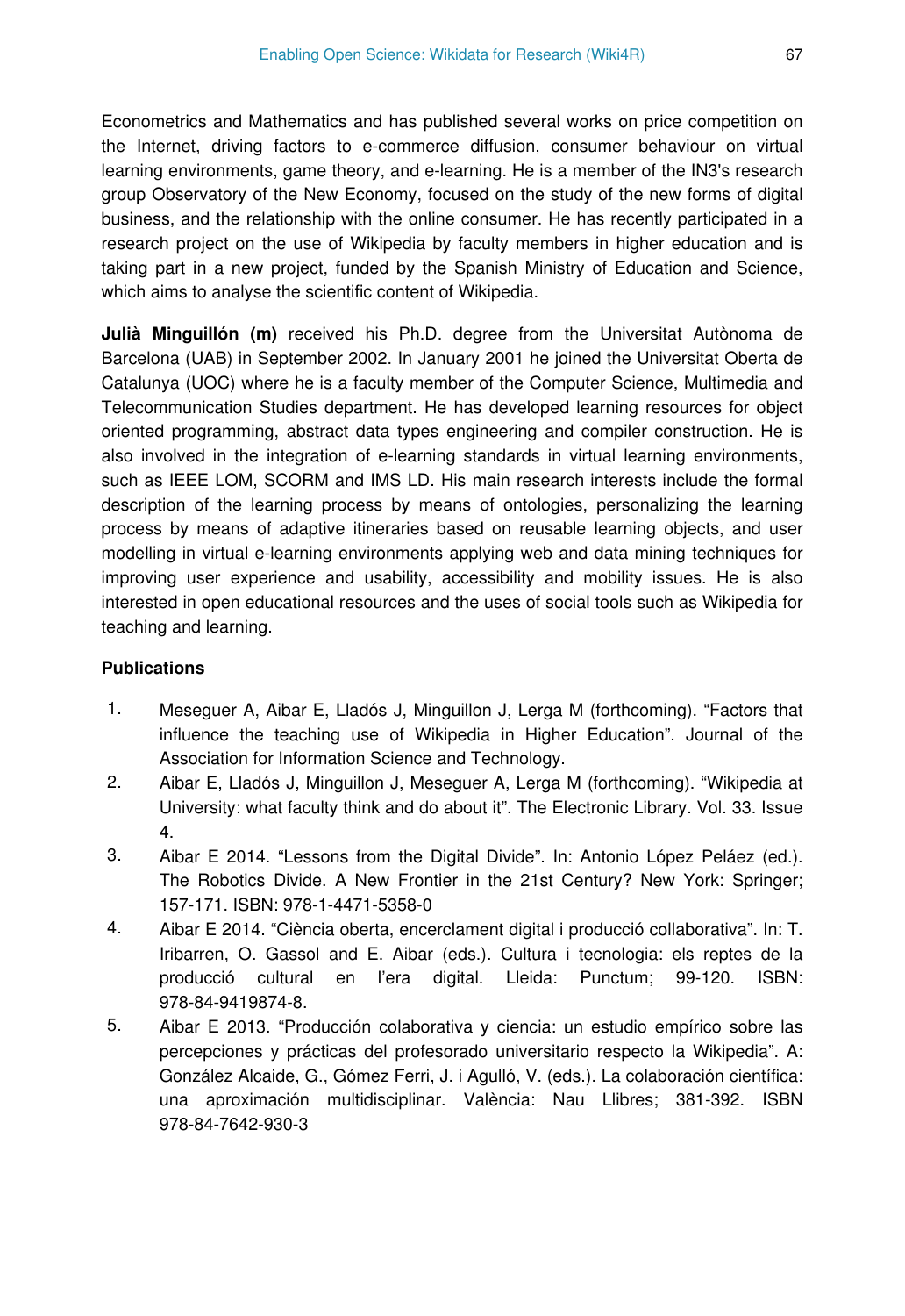Econometrics and Mathematics and has published several works on price competition on the Internet, driving factors to e-commerce diffusion, consumer behaviour on virtual learning environments, game theory, and e-learning. He is a member of the IN3's research group Observatory of the New Economy, focused on the study of the new forms of digital business, and the relationship with the online consumer. He has recently participated in a research project on the use of Wikipedia by faculty members in higher education and is taking part in a new project, funded by the Spanish Ministry of Education and Science, which aims to analyse the scientific content of Wikipedia.

**Julià Minguillón (m)** received his Ph.D. degree from the Universitat Autònoma de Barcelona (UAB) in September 2002. In January 2001 he joined the Universitat Oberta de Catalunya (UOC) where he is a faculty member of the Computer Science, Multimedia and Telecommunication Studies department. He has developed learning resources for object oriented programming, abstract data types engineering and compiler construction. He is also involved in the integration of e-learning standards in virtual learning environments, such as IEEE LOM, SCORM and IMS LD. His main research interests include the formal description of the learning process by means of ontologies, personalizing the learning process by means of adaptive itineraries based on reusable learning objects, and user modelling in virtual e-learning environments applying web and data mining techniques for improving user experience and usability, accessibility and mobility issues. He is also interested in open educational resources and the uses of social tools such as Wikipedia for teaching and learning.

**Publications**

1. Meseguer A, Aibar E, Lladós J, Minguillon J, Lerga M (forthcoming). "Factors that influence the teaching use of Wikipedia in Higher Education". Journal of the Association for Information Science and Technology.
2. Aibar E, Lladós J, Minguillon J, Meseguer A, Lerga M (forthcoming). "Wikipedia at University: what faculty think and do about it". The Electronic Library. Vol. 33. Issue 4.
3. Aibar E 2014. "Lessons from the Digital Divide". In: Antonio López Peláez (ed.). The Robotics Divide. A New Frontier in the 21st Century? New York: Springer; 157-171. ISBN: 978-1-4471-5358-0
4. Aibar E 2014. "Ciència oberta, encerclament digital i producció collaborativa". In: T. Iribarren, O. Gassol and E. Aibar (eds.). Cultura i tecnologia: els reptes de la producció cultural en l'era digital. Lleida: Punctum; 99-120. ISBN: 978-84-9419874-8.
5. Aibar E 2013. "Producción colaborativa y ciencia: un estudio empírico sobre las percepciones y prácticas del profesorado universitario respecto la Wikipedia". A: González Alcaide, G., Gómez Ferri, J. i Agulló, V. (eds.). La colaboración científica: una aproximación multidisciplinar. València: Nau Llibres; 381-392. ISBN 978-84-7642-930-3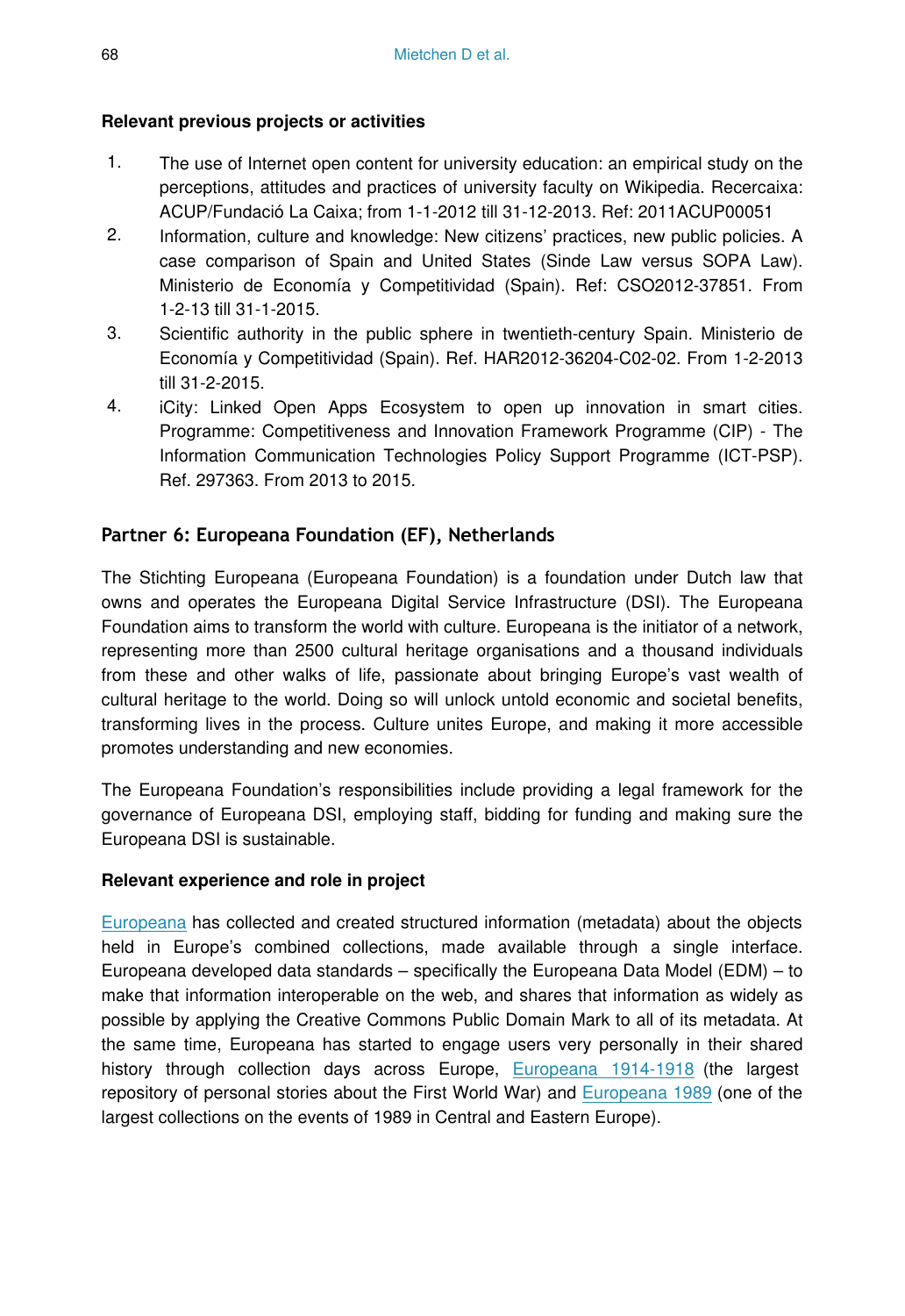**Relevant previous projects or activities**

1. The use of Internet open content for university education: an empirical study on the perceptions, attitudes and practices of university faculty on Wikipedia. Recercaixa: ACUP/Fundació La Caixa; from 1-1-2012 till 31-12-2013. Ref: 2011ACUP00051
2. Information, culture and knowledge: New citizens' practices, new public policies. A case comparison of Spain and United States (Sinde Law versus SOPA Law). Ministerio de Economía y Competitividad (Spain). Ref: CSO2012-37851. From 1-2-13 till 31-1-2015.
3. Scientific authority in the public sphere in twentieth-century Spain. Ministerio de Economía y Competitividad (Spain). Ref. HAR2012-36204-C02-02. From 1-2-2013 till 31-2-2015.
4. iCity: Linked Open Apps Ecosystem to open up innovation in smart cities. Programme: Competitiveness and Innovation Framework Programme (CIP) - The Information Communication Technologies Policy Support Programme (ICT-PSP). Ref. 297363. From 2013 to 2015.

## Partner 6: Europeana Foundation (EF), Netherlands

The Stichting Europeana (Europeana Foundation) is a foundation under Dutch law that owns and operates the Europeana Digital Service Infrastructure (DSI). The Europeana Foundation aims to transform the world with culture. Europeana is the initiator of a network, representing more than 2500 cultural heritage organisations and a thousand individuals from these and other walks of life, passionate about bringing Europe's vast wealth of cultural heritage to the world. Doing so will unlock untold economic and societal benefits, transforming lives in the process. Culture unites Europe, and making it more accessible promotes understanding and new economies.

The Europeana Foundation's responsibilities include providing a legal framework for the governance of Europeana DSI, employing staff, bidding for funding and making sure the Europeana DSI is sustainable.

**Relevant experience and role in project**

Europeana has collected and created structured information (metadata) about the objects held in Europe's combined collections, made available through a single interface. Europeana developed data standards – specifically the Europeana Data Model (EDM) – to make that information interoperable on the web, and shares that information as widely as possible by applying the Creative Commons Public Domain Mark to all of its metadata. At the same time, Europeana has started to engage users very personally in their shared history through collection days across Europe, Europeana 1914-1918 (the largest repository of personal stories about the First World War) and Europeana 1989 (one of the largest collections on the events of 1989 in Central and Eastern Europe).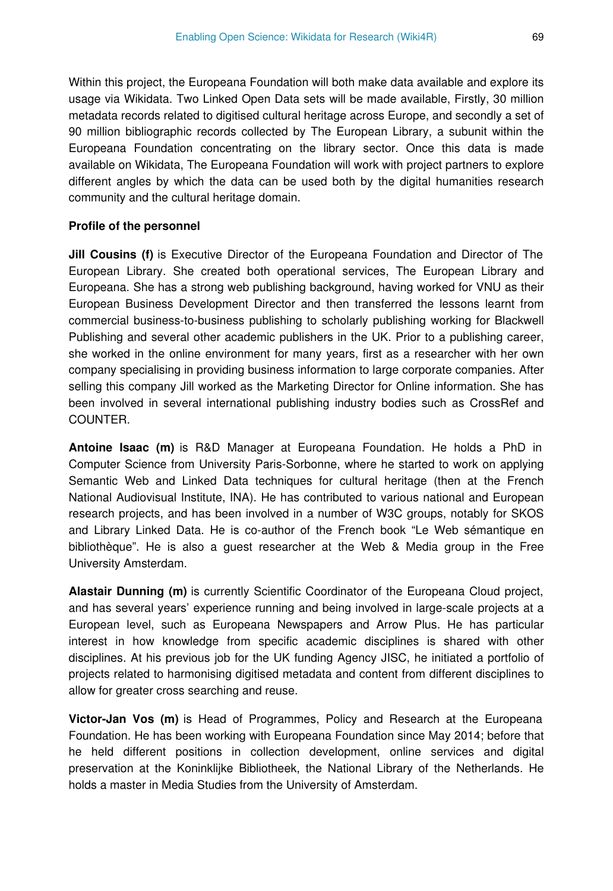Within this project, the Europeana Foundation will both make data available and explore its usage via Wikidata. Two Linked Open Data sets will be made available, Firstly, 30 million metadata records related to digitised cultural heritage across Europe, and secondly a set of 90 million bibliographic records collected by The European Library, a subunit within the Europeana Foundation concentrating on the library sector. Once this data is made available on Wikidata, The Europeana Foundation will work with project partners to explore different angles by which the data can be used both by the digital humanities research community and the cultural heritage domain.

**Profile of the personnel**

**Jill Cousins (f)** is Executive Director of the Europeana Foundation and Director of The European Library. She created both operational services, The European Library and Europeana. She has a strong web publishing background, having worked for VNU as their European Business Development Director and then transferred the lessons learnt from commercial business-to-business publishing to scholarly publishing working for Blackwell Publishing and several other academic publishers in the UK. Prior to a publishing career, she worked in the online environment for many years, first as a researcher with her own company specialising in providing business information to large corporate companies. After selling this company Jill worked as the Marketing Director for Online information. She has been involved in several international publishing industry bodies such as CrossRef and COUNTER.

**Antoine Isaac (m)** is R&D Manager at Europeana Foundation. He holds a PhD in Computer Science from University Paris-Sorbonne, where he started to work on applying Semantic Web and Linked Data techniques for cultural heritage (then at the French National Audiovisual Institute, INA). He has contributed to various national and European research projects, and has been involved in a number of W3C groups, notably for SKOS and Library Linked Data. He is co-author of the French book "Le Web sémantique en bibliothèque". He is also a guest researcher at the Web & Media group in the Free University Amsterdam.

**Alastair Dunning (m)** is currently Scientific Coordinator of the Europeana Cloud project, and has several years' experience running and being involved in large-scale projects at a European level, such as Europeana Newspapers and Arrow Plus. He has particular interest in how knowledge from specific academic disciplines is shared with other disciplines. At his previous job for the UK funding Agency JISC, he initiated a portfolio of projects related to harmonising digitised metadata and content from different disciplines to allow for greater cross searching and reuse.

**Victor-Jan Vos (m)** is Head of Programmes, Policy and Research at the Europeana Foundation. He has been working with Europeana Foundation since May 2014; before that he held different positions in collection development, online services and digital preservation at the Koninklijke Bibliotheek, the National Library of the Netherlands. He holds a master in Media Studies from the University of Amsterdam.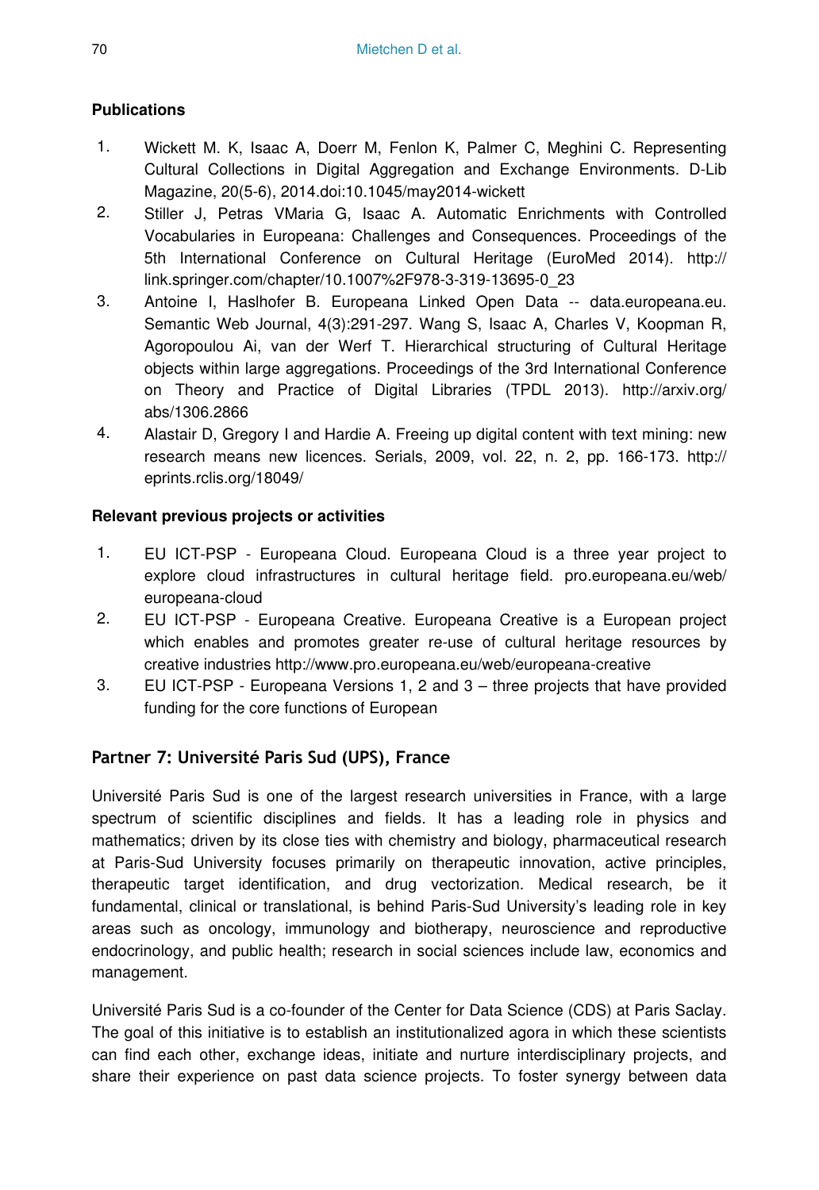**Publications**

1. Wickett M. K, Isaac A, Doerr M, Fenlon K, Palmer C, Meghini C. Representing Cultural Collections in Digital Aggregation and Exchange Environments. D-Lib Magazine, 20(5-6), 2014.doi:10.1045/may2014-wickett
2. Stiller J, Petras VMaria G, Isaac A. Automatic Enrichments with Controlled Vocabularies in Europeana: Challenges and Consequences. Proceedings of the 5th International Conference on Cultural Heritage (EuroMed 2014). http://link.springer.com/chapter/10.1007%2F978-3-319-13695-0_23
3. Antoine I, Haslhofer B. Europeana Linked Open Data -- data.europeana.eu. Semantic Web Journal, 4(3):291-297. Wang S, Isaac A, Charles V, Koopman R, Agoropoulou Ai, van der Werf T. Hierarchical structuring of Cultural Heritage objects within large aggregations. Proceedings of the 3rd International Conference on Theory and Practice of Digital Libraries (TPDL 2013). http://arxiv.org/abs/1306.2866
4. Alastair D, Gregory I and Hardie A. Freeing up digital content with text mining: new research means new licences. Serials, 2009, vol. 22, n. 2, pp. 166-173. http://eprints.rclis.org/18049/

**Relevant previous projects or activities**

1. EU ICT-PSP - Europeana Cloud. Europeana Cloud is a three year project to explore cloud infrastructures in cultural heritage field. pro.europeana.eu/web/europeana-cloud
2. EU ICT-PSP - Europeana Creative. Europeana Creative is a European project which enables and promotes greater re-use of cultural heritage resources by creative industries http://www.pro.europeana.eu/web/europeana-creative
3. EU ICT-PSP - Europeana Versions 1, 2 and 3 – three projects that have provided funding for the core functions of European

### Partner 7: Université Paris Sud (UPS), France

Université Paris Sud is one of the largest research universities in France, with a large spectrum of scientific disciplines and fields. It has a leading role in physics and mathematics; driven by its close ties with chemistry and biology, pharmaceutical research at Paris-Sud University focuses primarily on therapeutic innovation, active principles, therapeutic target identification, and drug vectorization. Medical research, be it fundamental, clinical or translational, is behind Paris-Sud University's leading role in key areas such as oncology, immunology and biotherapy, neuroscience and reproductive endocrinology, and public health; research in social sciences include law, economics and management.

Université Paris Sud is a co-founder of the Center for Data Science (CDS) at Paris Saclay. The goal of this initiative is to establish an institutionalized agora in which these scientists can find each other, exchange ideas, initiate and nurture interdisciplinary projects, and share their experience on past data science projects. To foster synergy between data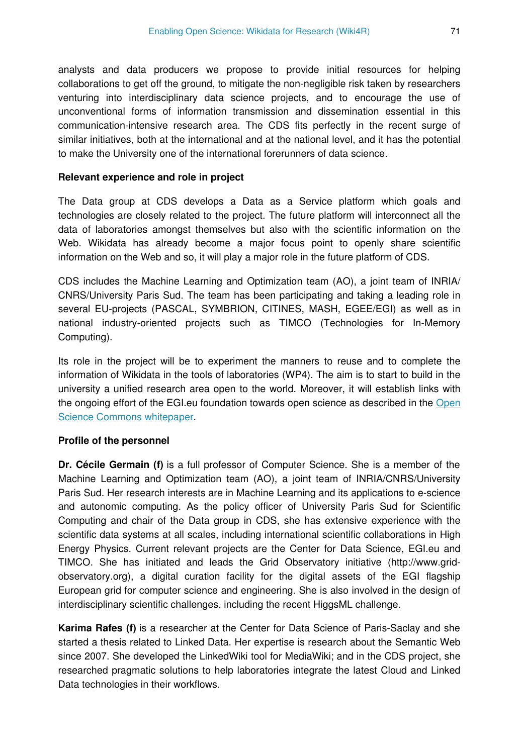analysts and data producers we propose to provide initial resources for helping collaborations to get off the ground, to mitigate the non-negligible risk taken by researchers venturing into interdisciplinary data science projects, and to encourage the use of unconventional forms of information transmission and dissemination essential in this communication-intensive research area. The CDS fits perfectly in the recent surge of similar initiatives, both at the international and at the national level, and it has the potential to make the University one of the international forerunners of data science.

**Relevant experience and role in project**

The Data group at CDS develops a Data as a Service platform which goals and technologies are closely related to the project. The future platform will interconnect all the data of laboratories amongst themselves but also with the scientific information on the Web. Wikidata has already become a major focus point to openly share scientific information on the Web and so, it will play a major role in the future platform of CDS.

CDS includes the Machine Learning and Optimization team (AO), a joint team of INRIA/CNRS/University Paris Sud. The team has been participating and taking a leading role in several EU-projects (PASCAL, SYMBRION, CITINES, MASH, EGEE/EGI) as well as in national industry-oriented projects such as TIMCO (Technologies for In-Memory Computing).

Its role in the project will be to experiment the manners to reuse and to complete the information of Wikidata in the tools of laboratories (WP4). The aim is to start to build in the university a unified research area open to the world. Moreover, it will establish links with the ongoing effort of the EGI.eu foundation towards open science as described in the Open Science Commons whitepaper.

**Profile of the personnel**

**Dr. Cécile Germain (f)** is a full professor of Computer Science. She is a member of the Machine Learning and Optimization team (AO), a joint team of INRIA/CNRS/University Paris Sud. Her research interests are in Machine Learning and its applications to e-science and autonomic computing. As the policy officer of University Paris Sud for Scientific Computing and chair of the Data group in CDS, she has extensive experience with the scientific data systems at all scales, including international scientific collaborations in High Energy Physics. Current relevant projects are the Center for Data Science, EGI.eu and TIMCO. She has initiated and leads the Grid Observatory initiative (http://www.grid-observatory.org), a digital curation facility for the digital assets of the EGI flagship European grid for computer science and engineering. She is also involved in the design of interdisciplinary scientific challenges, including the recent HiggsML challenge.

**Karima Rafes (f)** is a researcher at the Center for Data Science of Paris-Saclay and she started a thesis related to Linked Data. Her expertise is research about the Semantic Web since 2007. She developed the LinkedWiki tool for MediaWiki; and in the CDS project, she researched pragmatic solutions to help laboratories integrate the latest Cloud and Linked Data technologies in their workflows.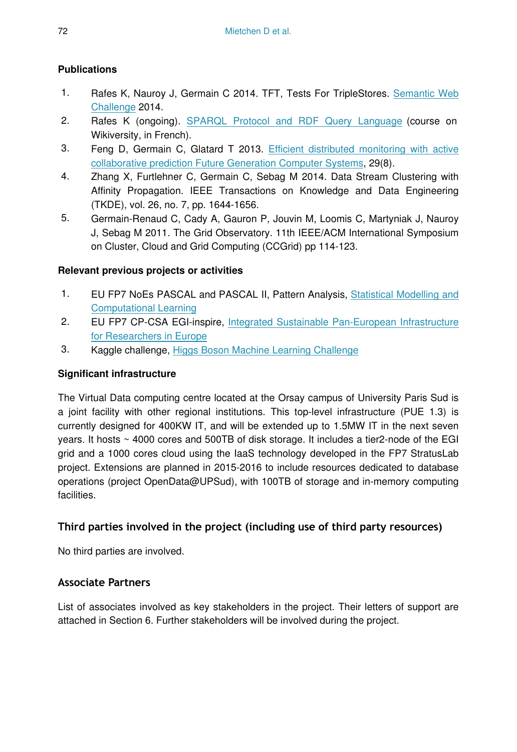**Publications**

1. Rafes K, Nauroy J, Germain C 2014. TFT, Tests For TripleStores. Semantic Web Challenge 2014.
2. Rafes K (ongoing). SPARQL Protocol and RDF Query Language (course on Wikiversity, in French).
3. Feng D, Germain C, Glatard T 2013. Efficient distributed monitoring with active collaborative prediction Future Generation Computer Systems, 29(8).
4. Zhang X, Furtlehner C, Germain C, Sebag M 2014. Data Stream Clustering with Affinity Propagation. IEEE Transactions on Knowledge and Data Engineering (TKDE), vol. 26, no. 7, pp. 1644-1656.
5. Germain-Renaud C, Cady A, Gauron P, Jouvin M, Loomis C, Martyniak J, Nauroy J, Sebag M 2011. The Grid Observatory. 11th IEEE/ACM International Symposium on Cluster, Cloud and Grid Computing (CCGrid) pp 114-123.

**Relevant previous projects or activities**

1. EU FP7 NoEs PASCAL and PASCAL II, Pattern Analysis, Statistical Modelling and Computational Learning
2. EU FP7 CP-CSA EGI-inspire, Integrated Sustainable Pan-European Infrastructure for Researchers in Europe
3. Kaggle challenge, Higgs Boson Machine Learning Challenge

**Significant infrastructure**

The Virtual Data computing centre located at the Orsay campus of University Paris Sud is a joint facility with other regional institutions. This top-level infrastructure (PUE 1.3) is currently designed for 400KW IT, and will be extended up to 1.5MW IT in the next seven years. It hosts ~ 4000 cores and 500TB of disk storage. It includes a tier2-node of the EGI grid and a 1000 cores cloud using the IaaS technology developed in the FP7 StratusLab project. Extensions are planned in 2015-2016 to include resources dedicated to database operations (project OpenData@UPSud), with 100TB of storage and in-memory computing facilities.

### Third parties involved in the project (including use of third party resources)

No third parties are involved.

### Associate Partners

List of associates involved as key stakeholders in the project. Their letters of support are attached in Section 6. Further stakeholders will be involved during the project.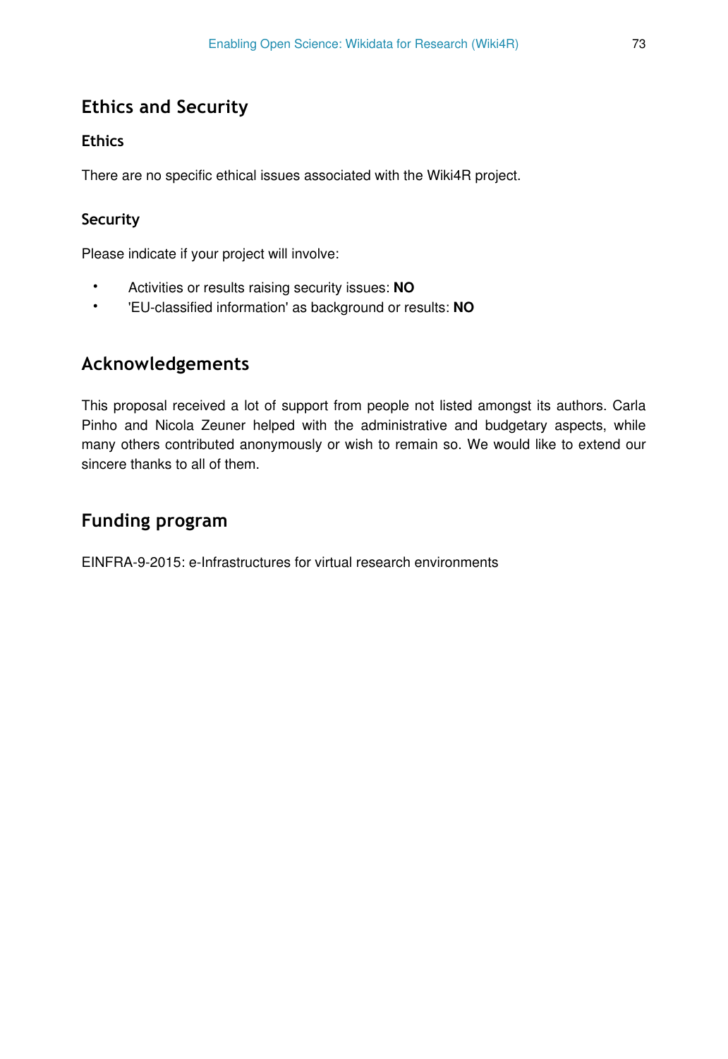## Ethics and Security

### Ethics

There are no specific ethical issues associated with the Wiki4R project.

### Security

Please indicate if your project will involve:

- Activities or results raising security issues: **NO**
- 'EU-classified information' as background or results: **NO**

## Acknowledgements

This proposal received a lot of support from people not listed amongst its authors. Carla Pinho and Nicola Zeuner helped with the administrative and budgetary aspects, while many others contributed anonymously or wish to remain so. We would like to extend our sincere thanks to all of them.

## Funding program

EINFRA-9-2015: e-Infrastructures for virtual research environments